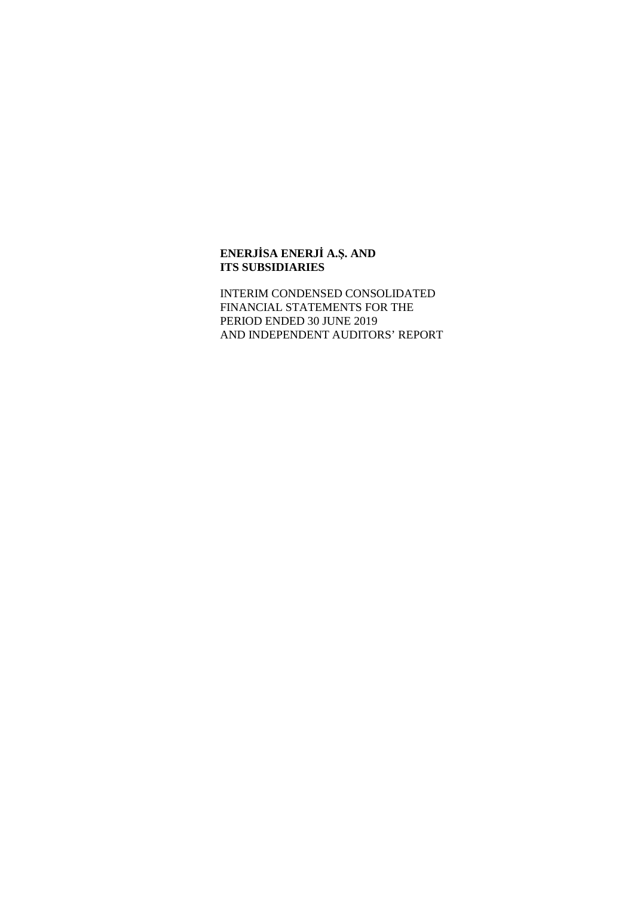**ENERJİSA ENERJİ A.Ş. AND ITS SUBSIDIARIES**

INTERIM CONDENSED CONSOLIDATED FINANCIAL STATEMENTS FOR THE PERIOD ENDED 30 JUNE 2019 AND INDEPENDENT AUDITORS' REPORT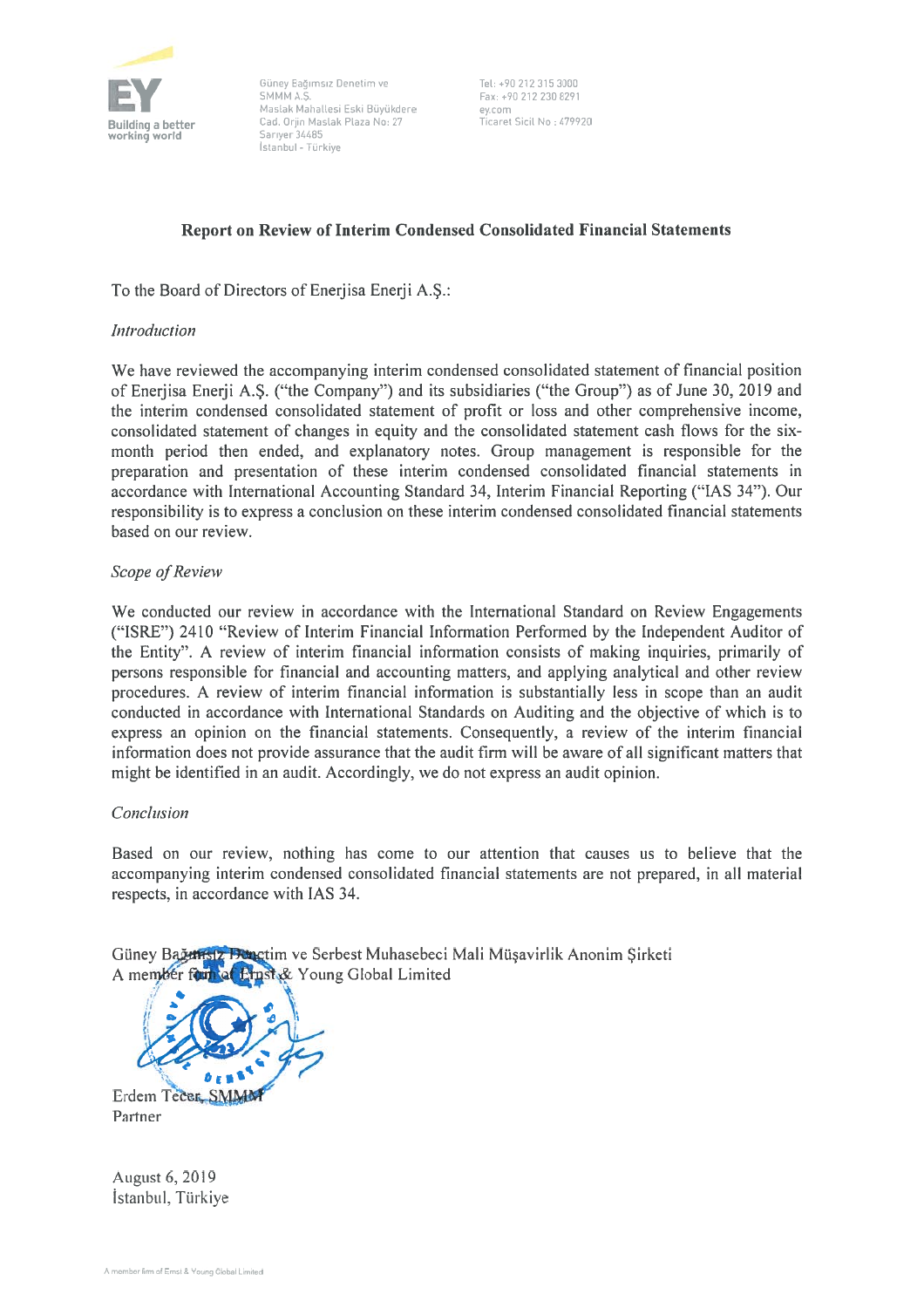Güney Bağımsız Denetim ve SMMM A.Ş.
Maslak Mahallesi Eski Büyükdere Cad. Orjin Maslak Plaza No: 27
Sarıyer 34485
İstanbul - Türkiye

Tel: +90 212 315 3000
Fax: +90 212 230 8291
ey.com
Ticaret Sicil No : 479920

## Report on Review of Interim Condensed Consolidated Financial Statements

To the Board of Directors of Enerjisa Enerji A.Ş.:

*Introduction*

We have reviewed the accompanying interim condensed consolidated statement of financial position of Enerjisa Enerji A.Ş. ("the Company") and its subsidiaries ("the Group") as of June 30, 2019 and the interim condensed consolidated statement of profit or loss and other comprehensive income, consolidated statement of changes in equity and the consolidated statement cash flows for the six-month period then ended, and explanatory notes. Group management is responsible for the preparation and presentation of these interim condensed consolidated financial statements in accordance with International Accounting Standard 34, Interim Financial Reporting ("IAS 34"). Our responsibility is to express a conclusion on these interim condensed consolidated financial statements based on our review.

*Scope of Review*

We conducted our review in accordance with the International Standard on Review Engagements ("ISRE") 2410 "Review of Interim Financial Information Performed by the Independent Auditor of the Entity". A review of interim financial information consists of making inquiries, primarily of persons responsible for financial and accounting matters, and applying analytical and other review procedures. A review of interim financial information is substantially less in scope than an audit conducted in accordance with International Standards on Auditing and the objective of which is to express an opinion on the financial statements. Consequently, a review of the interim financial information does not provide assurance that the audit firm will be aware of all significant matters that might be identified in an audit. Accordingly, we do not express an audit opinion.

*Conclusion*

Based on our review, nothing has come to our attention that causes us to believe that the accompanying interim condensed consolidated financial statements are not prepared, in all material respects, in accordance with IAS 34.

Güney Bağımsız Denetim ve Serbest Muhasebeci Mali Müşavirlik Anonim Şirketi
A member firm of Ernst & Young Global Limited

Erdem Tecer, SMMM
Partner

August 6, 2019
İstanbul, Türkiye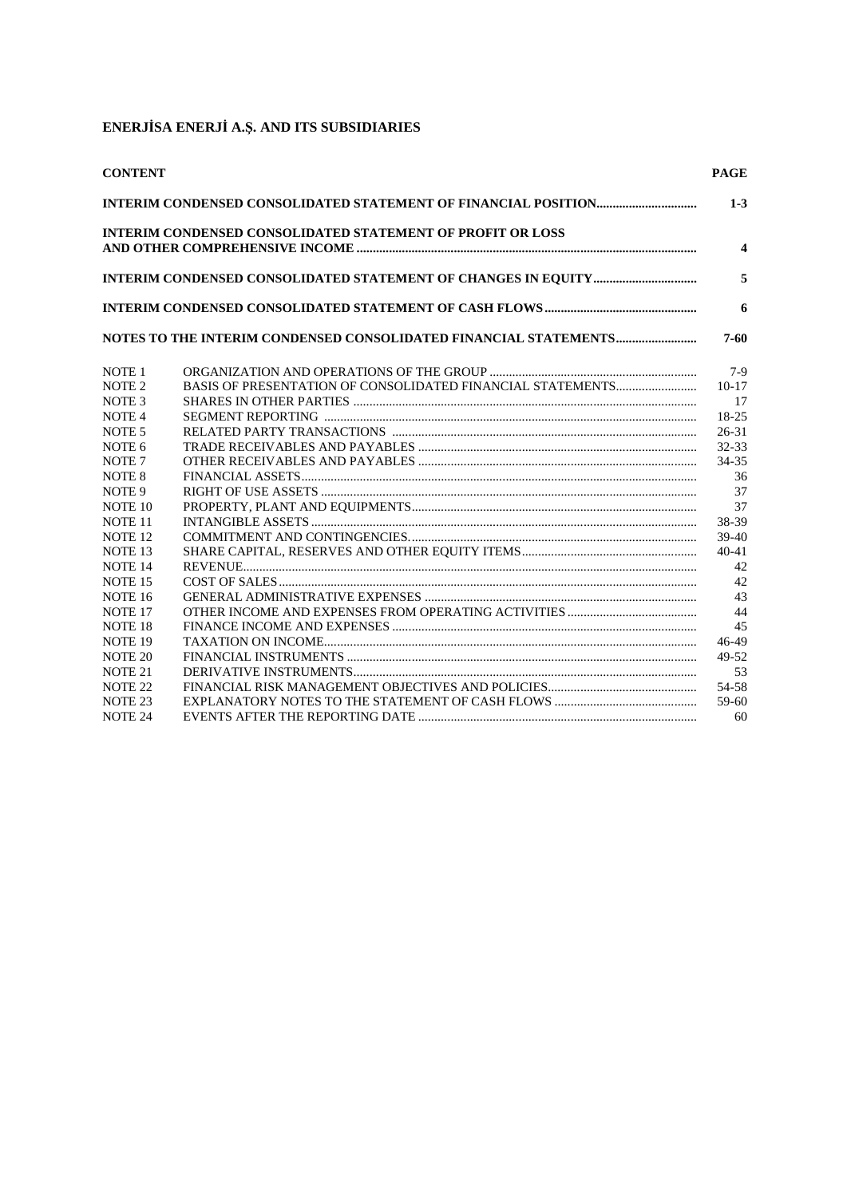# ENERJİSA ENERJİ A.Ş. AND ITS SUBSIDIARIES

| **CONTENT** | | **PAGE** |
|---|---|---|
| **INTERIM CONDENSED CONSOLIDATED STATEMENT OF FINANCIAL POSITION** | | **1-3** |
| **INTERIM CONDENSED CONSOLIDATED STATEMENT OF PROFIT OR LOSS AND OTHER COMPREHENSIVE INCOME** | | **4** |
| **INTERIM CONDENSED CONSOLIDATED STATEMENT OF CHANGES IN EQUITY** | | **5** |
| **INTERIM CONDENSED CONSOLIDATED STATEMENT OF CASH FLOWS** | | **6** |
| **NOTES TO THE INTERIM CONDENSED CONSOLIDATED FINANCIAL STATEMENTS** | | **7-60** |
| NOTE 1 | ORGANIZATION AND OPERATIONS OF THE GROUP | 7-9 |
| NOTE 2 | BASIS OF PRESENTATION OF CONSOLIDATED FINANCIAL STATEMENTS | 10-17 |
| NOTE 3 | SHARES IN OTHER PARTIES | 17 |
| NOTE 4 | SEGMENT REPORTING | 18-25 |
| NOTE 5 | RELATED PARTY TRANSACTIONS | 26-31 |
| NOTE 6 | TRADE RECEIVABLES AND PAYABLES | 32-33 |
| NOTE 7 | OTHER RECEIVABLES AND PAYABLES | 34-35 |
| NOTE 8 | FINANCIAL ASSETS | 36 |
| NOTE 9 | RIGHT OF USE ASSETS | 37 |
| NOTE 10 | PROPERTY, PLANT AND EQUIPMENTS | 37 |
| NOTE 11 | INTANGIBLE ASSETS | 38-39 |
| NOTE 12 | COMMITMENT AND CONTINGENCIES | 39-40 |
| NOTE 13 | SHARE CAPITAL, RESERVES AND OTHER EQUITY ITEMS | 40-41 |
| NOTE 14 | REVENUE | 42 |
| NOTE 15 | COST OF SALES | 42 |
| NOTE 16 | GENERAL ADMINISTRATIVE EXPENSES | 43 |
| NOTE 17 | OTHER INCOME AND EXPENSES FROM OPERATING ACTIVITIES | 44 |
| NOTE 18 | FINANCE INCOME AND EXPENSES | 45 |
| NOTE 19 | TAXATION ON INCOME | 46-49 |
| NOTE 20 | FINANCIAL INSTRUMENTS | 49-52 |
| NOTE 21 | DERIVATIVE INSTRUMENTS | 53 |
| NOTE 22 | FINANCIAL RISK MANAGEMENT OBJECTIVES AND POLICIES | 54-58 |
| NOTE 23 | EXPLANATORY NOTES TO THE STATEMENT OF CASH FLOWS | 59-60 |
| NOTE 24 | EVENTS AFTER THE REPORTING DATE | 60 |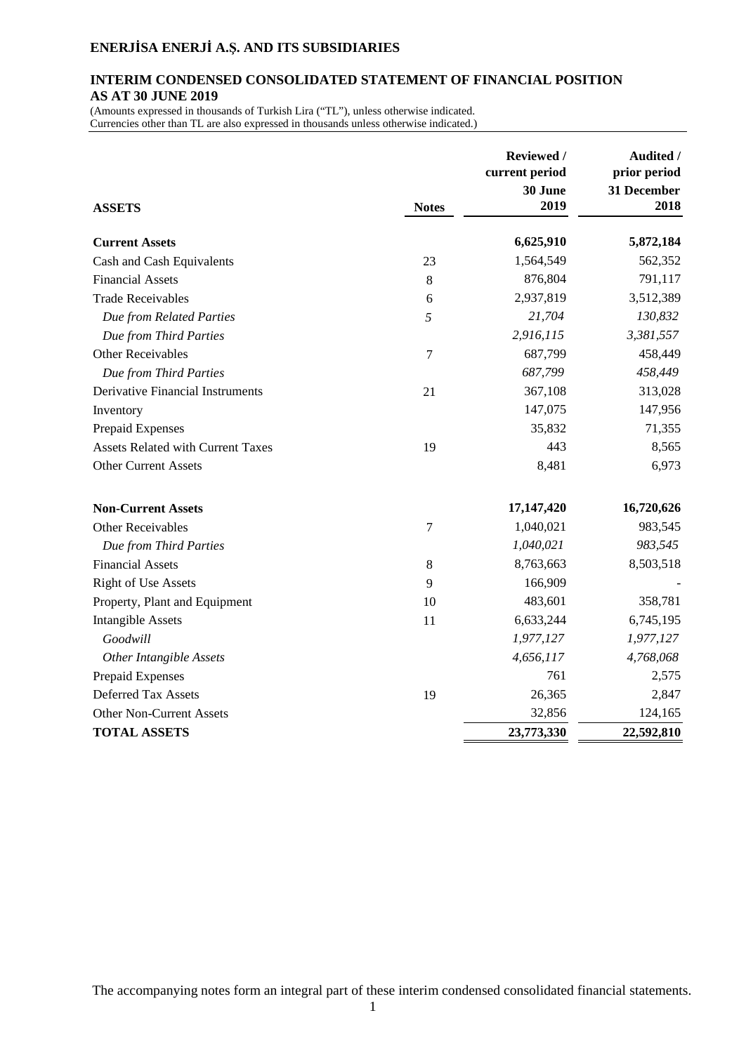# ENERJİSA ENERJİ A.Ş. AND ITS SUBSIDIARIES

## INTERIM CONDENSED CONSOLIDATED STATEMENT OF FINANCIAL POSITION AS AT 30 JUNE 2019

(Amounts expressed in thousands of Turkish Lira ("TL"), unless otherwise indicated. Currencies other than TL are also expressed in thousands unless otherwise indicated.)

| ASSETS | Notes | Reviewed / current period 30 June 2019 | Audited / prior period 31 December 2018 |
|---|---|---|---|
| **Current Assets** | | **6,625,910** | **5,872,184** |
| Cash and Cash Equivalents | 23 | 1,564,549 | 562,352 |
| Financial Assets | 8 | 876,804 | 791,117 |
| Trade Receivables | 6 | 2,937,819 | 3,512,389 |
| *Due from Related Parties* | *5* | *21,704* | *130,832* |
| *Due from Third Parties* | | *2,916,115* | *3,381,557* |
| Other Receivables | 7 | 687,799 | 458,449 |
| *Due from Third Parties* | | *687,799* | *458,449* |
| Derivative Financial Instruments | 21 | 367,108 | 313,028 |
| Inventory | | 147,075 | 147,956 |
| Prepaid Expenses | | 35,832 | 71,355 |
| Assets Related with Current Taxes | 19 | 443 | 8,565 |
| Other Current Assets | | 8,481 | 6,973 |
| | | | |
| **Non-Current Assets** | | **17,147,420** | **16,720,626** |
| Other Receivables | 7 | 1,040,021 | 983,545 |
| *Due from Third Parties* | | *1,040,021* | *983,545* |
| Financial Assets | 8 | 8,763,663 | 8,503,518 |
| Right of Use Assets | 9 | 166,909 | - |
| Property, Plant and Equipment | 10 | 483,601 | 358,781 |
| Intangible Assets | 11 | 6,633,244 | 6,745,195 |
| *Goodwill* | | *1,977,127* | *1,977,127* |
| *Other Intangible Assets* | | *4,656,117* | *4,768,068* |
| Prepaid Expenses | | 761 | 2,575 |
| Deferred Tax Assets | 19 | 26,365 | 2,847 |
| Other Non-Current Assets | | 32,856 | 124,165 |
| **TOTAL ASSETS** | | **23,773,330** | **22,592,810** |

The accompanying notes form an integral part of these interim condensed consolidated financial statements.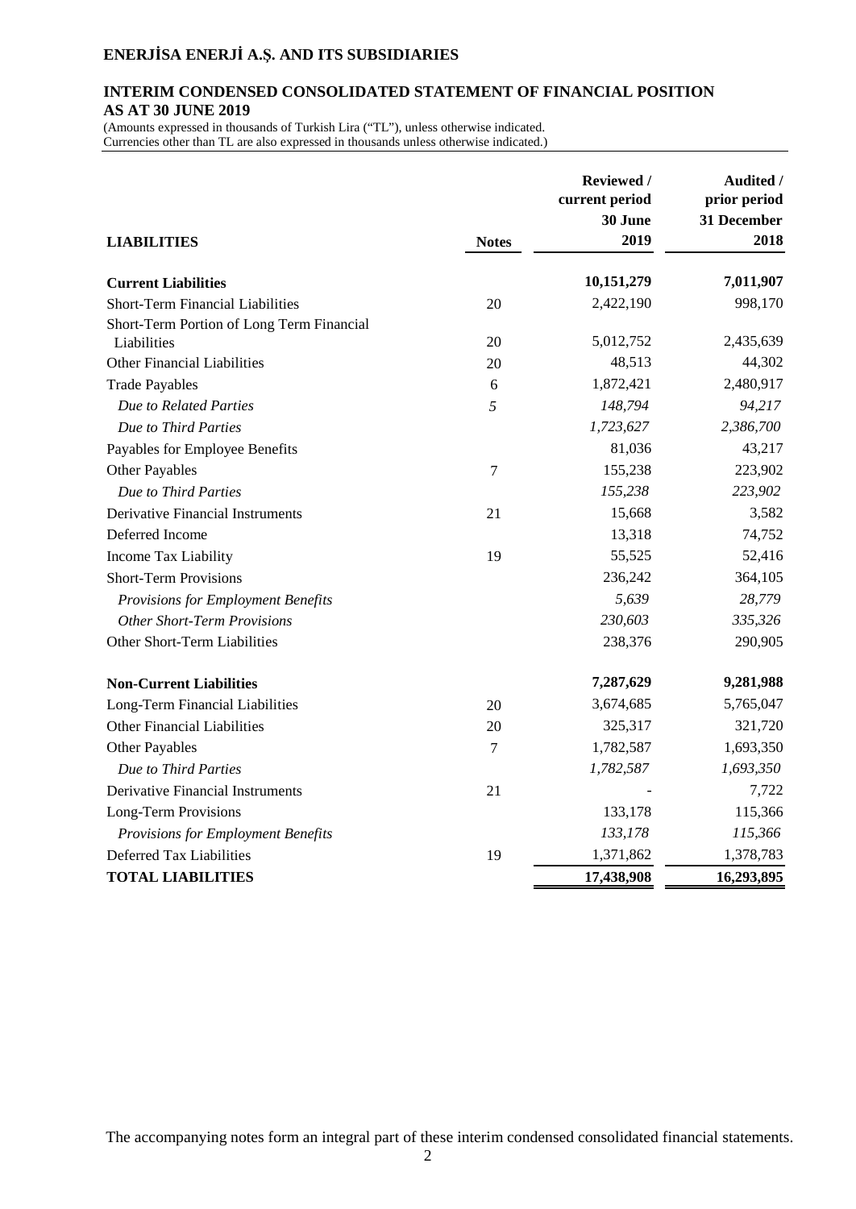# ENERJİSA ENERJİ A.Ş. AND ITS SUBSIDIARIES

## INTERIM CONDENSED CONSOLIDATED STATEMENT OF FINANCIAL POSITION AS AT 30 JUNE 2019

(Amounts expressed in thousands of Turkish Lira ("TL"), unless otherwise indicated.
Currencies other than TL are also expressed in thousands unless otherwise indicated.)

| LIABILITIES | Notes | Reviewed / current period 30 June 2019 | Audited / prior period 31 December 2018 |
|---|---|---|---|
| **Current Liabilities** | | **10,151,279** | **7,011,907** |
| Short-Term Financial Liabilities | 20 | 2,422,190 | 998,170 |
| Short-Term Portion of Long Term Financial Liabilities | 20 | 5,012,752 | 2,435,639 |
| Other Financial Liabilities | 20 | 48,513 | 44,302 |
| Trade Payables | 6 | 1,872,421 | 2,480,917 |
| *Due to Related Parties* | *5* | *148,794* | *94,217* |
| *Due to Third Parties* | | *1,723,627* | *2,386,700* |
| Payables for Employee Benefits | | 81,036 | 43,217 |
| Other Payables | 7 | 155,238 | 223,902 |
| *Due to Third Parties* | | *155,238* | *223,902* |
| Derivative Financial Instruments | 21 | 15,668 | 3,582 |
| Deferred Income | | 13,318 | 74,752 |
| Income Tax Liability | 19 | 55,525 | 52,416 |
| Short-Term Provisions | | 236,242 | 364,105 |
| *Provisions for Employment Benefits* | | *5,639* | *28,779* |
| *Other Short-Term Provisions* | | *230,603* | *335,326* |
| Other Short-Term Liabilities | | 238,376 | 290,905 |
| **Non-Current Liabilities** | | **7,287,629** | **9,281,988** |
| Long-Term Financial Liabilities | 20 | 3,674,685 | 5,765,047 |
| Other Financial Liabilities | 20 | 325,317 | 321,720 |
| Other Payables | 7 | 1,782,587 | 1,693,350 |
| *Due to Third Parties* | | *1,782,587* | *1,693,350* |
| Derivative Financial Instruments | 21 | - | 7,722 |
| Long-Term Provisions | | 133,178 | 115,366 |
| *Provisions for Employment Benefits* | | *133,178* | *115,366* |
| Deferred Tax Liabilities | 19 | 1,371,862 | 1,378,783 |
| **TOTAL LIABILITIES** | | **17,438,908** | **16,293,895** |

The accompanying notes form an integral part of these interim condensed consolidated financial statements.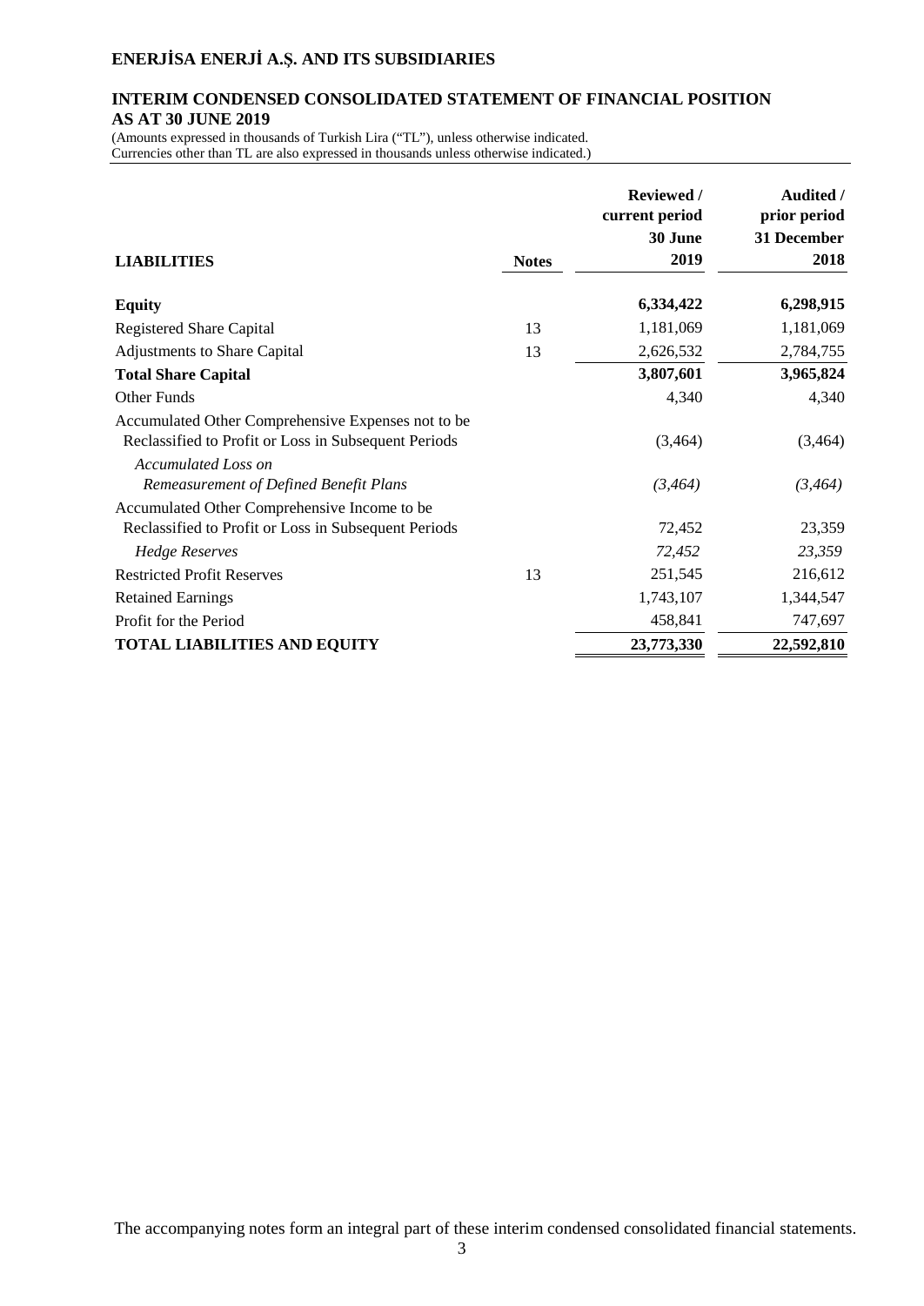## ENERJİSA ENERJİ A.Ş. AND ITS SUBSIDIARIES

### INTERIM CONDENSED CONSOLIDATED STATEMENT OF FINANCIAL POSITION AS AT 30 JUNE 2019

(Amounts expressed in thousands of Turkish Lira ("TL"), unless otherwise indicated. Currencies other than TL are also expressed in thousands unless otherwise indicated.)

| LIABILITIES | Notes | Reviewed / current period 30 June 2019 | Audited / prior period 31 December 2018 |
|---|---|---|---|
| **Equity** | | **6,334,422** | **6,298,915** |
| Registered Share Capital | 13 | 1,181,069 | 1,181,069 |
| Adjustments to Share Capital | 13 | 2,626,532 | 2,784,755 |
| **Total Share Capital** | | **3,807,601** | **3,965,824** |
| Other Funds | | 4,340 | 4,340 |
| Accumulated Other Comprehensive Expenses not to be Reclassified to Profit or Loss in Subsequent Periods | | (3,464) | (3,464) |
| *Accumulated Loss on Remeasurement of Defined Benefit Plans* | | *(3,464)* | *(3,464)* |
| Accumulated Other Comprehensive Income to be Reclassified to Profit or Loss in Subsequent Periods | | 72,452 | 23,359 |
| *Hedge Reserves* | | *72,452* | *23,359* |
| Restricted Profit Reserves | 13 | 251,545 | 216,612 |
| Retained Earnings | | 1,743,107 | 1,344,547 |
| Profit for the Period | | 458,841 | 747,697 |
| **TOTAL LIABILITIES AND EQUITY** | | **23,773,330** | **22,592,810** |

The accompanying notes form an integral part of these interim condensed consolidated financial statements.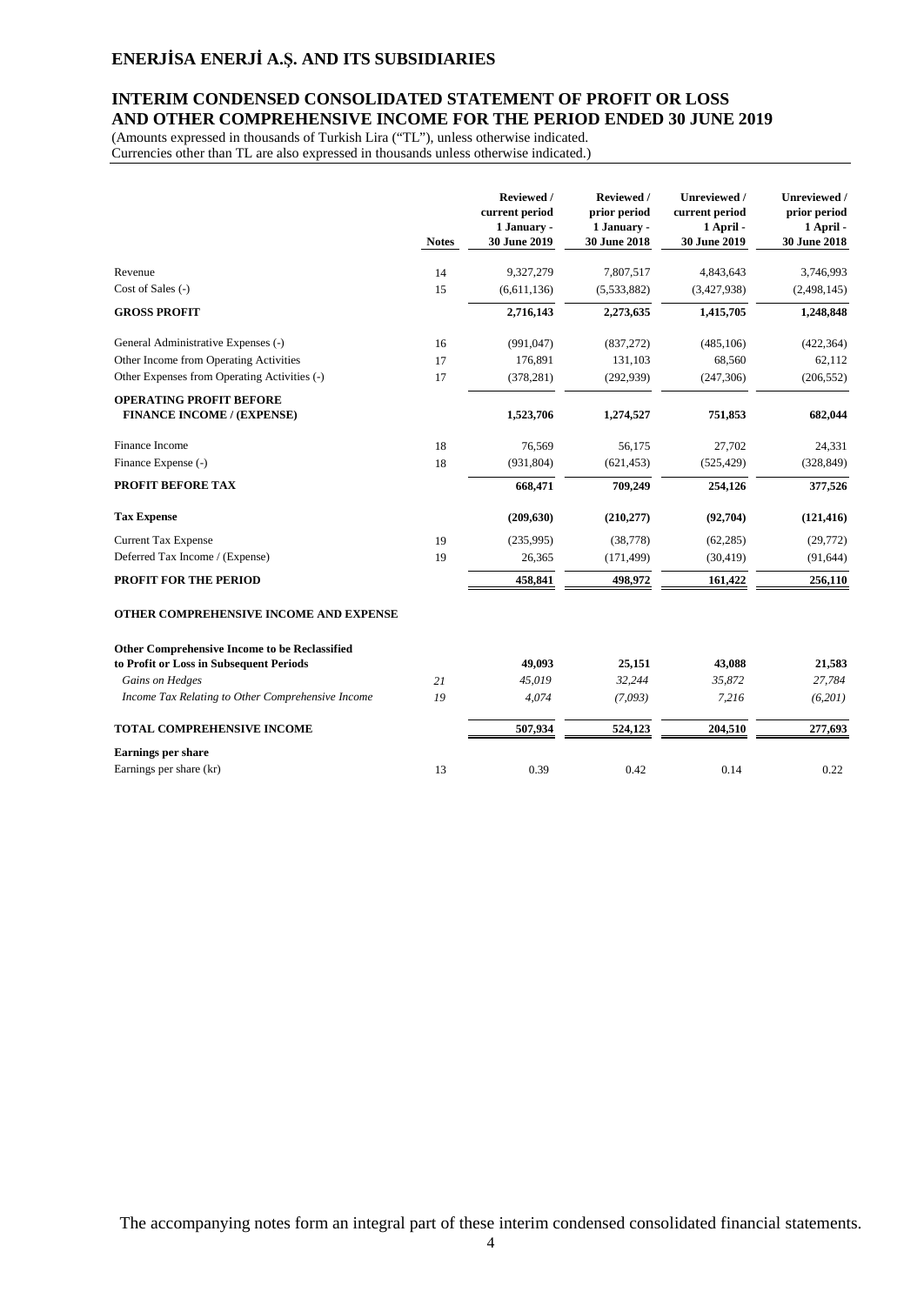# ENERJİSA ENERJİ A.Ş. AND ITS SUBSIDIARIES

## INTERIM CONDENSED CONSOLIDATED STATEMENT OF PROFIT OR LOSS AND OTHER COMPREHENSIVE INCOME FOR THE PERIOD ENDED 30 JUNE 2019

(Amounts expressed in thousands of Turkish Lira ("TL"), unless otherwise indicated.
Currencies other than TL are also expressed in thousands unless otherwise indicated.)

| | Notes | Reviewed / current period 1 January - 30 June 2019 | Reviewed / prior period 1 January - 30 June 2018 | Unreviewed / current period 1 April - 30 June 2019 | Unreviewed / prior period 1 April - 30 June 2018 |
|---|---|---|---|---|---|
| Revenue | 14 | 9,327,279 | 7,807,517 | 4,843,643 | 3,746,993 |
| Cost of Sales (-) | 15 | (6,611,136) | (5,533,882) | (3,427,938) | (2,498,145) |
| **GROSS PROFIT** | | **2,716,143** | **2,273,635** | **1,415,705** | **1,248,848** |
| General Administrative Expenses (-) | 16 | (991,047) | (837,272) | (485,106) | (422,364) |
| Other Income from Operating Activities | 17 | 176,891 | 131,103 | 68,560 | 62,112 |
| Other Expenses from Operating Activities (-) | 17 | (378,281) | (292,939) | (247,306) | (206,552) |
| **OPERATING PROFIT BEFORE FINANCE INCOME / (EXPENSE)** | | **1,523,706** | **1,274,527** | **751,853** | **682,044** |
| Finance Income | 18 | 76,569 | 56,175 | 27,702 | 24,331 |
| Finance Expense (-) | 18 | (931,804) | (621,453) | (525,429) | (328,849) |
| **PROFIT BEFORE TAX** | | **668,471** | **709,249** | **254,126** | **377,526** |
| **Tax Expense** | | **(209,630)** | **(210,277)** | **(92,704)** | **(121,416)** |
| Current Tax Expense | 19 | (235,995) | (38,778) | (62,285) | (29,772) |
| Deferred Tax Income / (Expense) | 19 | 26,365 | (171,499) | (30,419) | (91,644) |
| **PROFIT FOR THE PERIOD** | | **458,841** | **498,972** | **161,422** | **256,110** |
| **OTHER COMPREHENSIVE INCOME AND EXPENSE** | | | | | |
| **Other Comprehensive Income to be Reclassified to Profit or Loss in Subsequent Periods** | | **49,093** | **25,151** | **43,088** | **21,583** |
| *Gains on Hedges* | *21* | *45,019* | *32,244* | *35,872* | *27,784* |
| *Income Tax Relating to Other Comprehensive Income* | *19* | *4,074* | *(7,093)* | *7,216* | *(6,201)* |
| **TOTAL COMPREHENSIVE INCOME** | | **507,934** | **524,123** | **204,510** | **277,693** |
| **Earnings per share** | | | | | |
| Earnings per share (kr) | 13 | 0.39 | 0.42 | 0.14 | 0.22 |

The accompanying notes form an integral part of these interim condensed consolidated financial statements.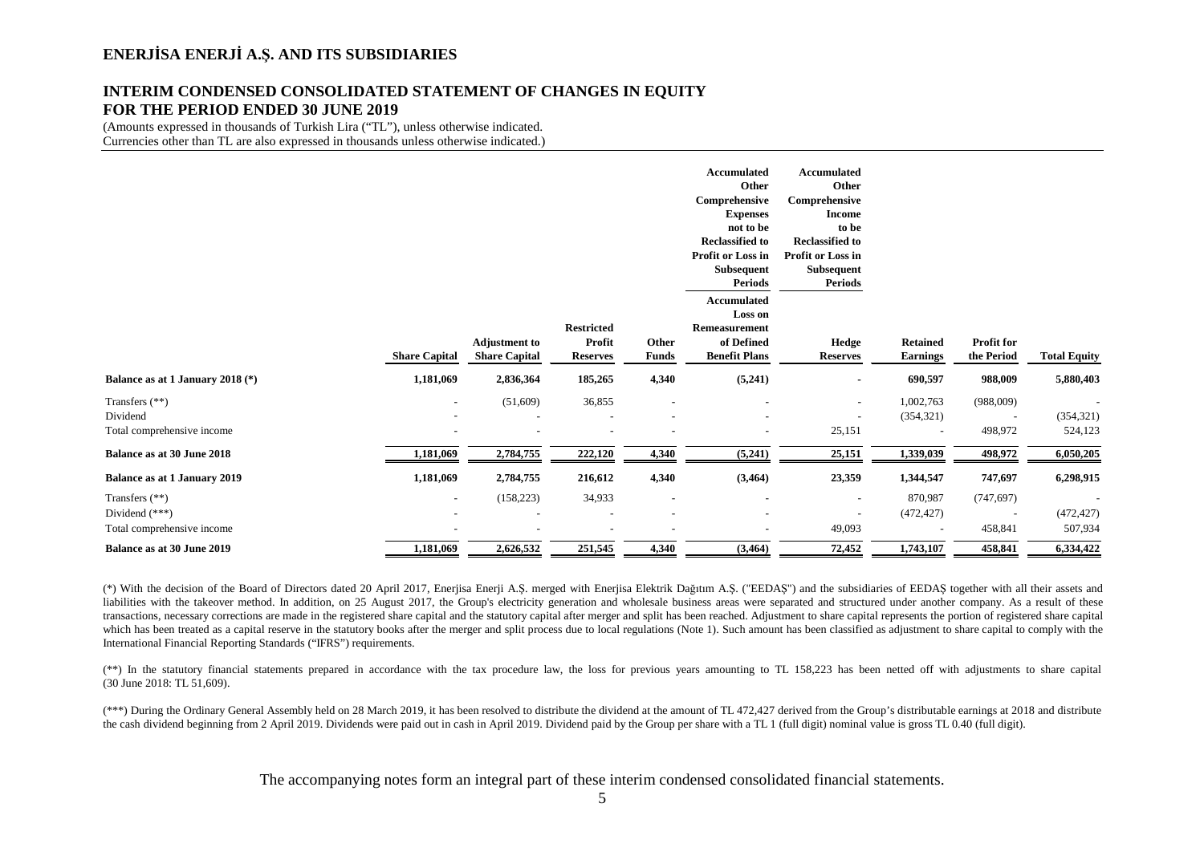# ENERJİSA ENERJİ A.Ş. AND ITS SUBSIDIARIES

## INTERIM CONDENSED CONSOLIDATED STATEMENT OF CHANGES IN EQUITY FOR THE PERIOD ENDED 30 JUNE 2019

(Amounts expressed in thousands of Turkish Lira ("TL"), unless otherwise indicated. Currencies other than TL are also expressed in thousands unless otherwise indicated.)

| | | | | | Accumulated Other Comprehensive Expenses not to be Reclassified to Profit or Loss in Subsequent Periods | Accumulated Other Comprehensive Income to be Reclassified to Profit or Loss in Subsequent Periods | | | |
|---|---|---|---|---|---|---|---|---|---|
| | **Share Capital** | **Adjustment to Share Capital** | **Restricted Profit Reserves** | **Other Funds** | **Accumulated Loss on Remeasurement of Defined Benefit Plans** | **Hedge Reserves** | **Retained Earnings** | **Profit for the Period** | **Total Equity** |
| **Balance as at 1 January 2018 (*)** | **1,181,069** | **2,836,364** | **185,265** | **4,340** | **(5,241)** | **-** | **690,597** | **988,009** | **5,880,403** |
| Transfers (**) | - | (51,609) | 36,855 | - | - | - | 1,002,763 | (988,009) | - |
| Dividend | - | - | - | - | - | - | (354,321) | - | (354,321) |
| Total comprehensive income | - | - | - | - | - | 25,151 | - | 498,972 | 524,123 |
| **Balance as at 30 June 2018** | **1,181,069** | **2,784,755** | **222,120** | **4,340** | **(5,241)** | **25,151** | **1,339,039** | **498,972** | **6,050,205** |
| **Balance as at 1 January 2019** | **1,181,069** | **2,784,755** | **216,612** | **4,340** | **(3,464)** | **23,359** | **1,344,547** | **747,697** | **6,298,915** |
| Transfers (**) | - | (158,223) | 34,933 | - | - | - | 870,987 | (747,697) | - |
| Dividend (***) | - | - | - | - | - | - | (472,427) | - | (472,427) |
| Total comprehensive income | - | - | - | - | - | 49,093 | - | 458,841 | 507,934 |
| **Balance as at 30 June 2019** | **1,181,069** | **2,626,532** | **251,545** | **4,340** | **(3,464)** | **72,452** | **1,743,107** | **458,841** | **6,334,422** |

(*) With the decision of the Board of Directors dated 20 April 2017, Enerjisa Enerji A.Ş. merged with Enerjisa Elektrik Dağıtım A.Ş. ("EEDAŞ") and the subsidiaries of EEDAŞ together with all their assets and liabilities with the takeover method. In addition, on 25 August 2017, the Group's electricity generation and wholesale business areas were separated and structured under another company. As a result of these transactions, necessary corrections are made in the registered share capital and the statutory capital after merger and split has been reached. Adjustment to share capital represents the portion of registered share capital which has been treated as a capital reserve in the statutory books after the merger and split process due to local regulations (Note 1). Such amount has been classified as adjustment to share capital to comply with the International Financial Reporting Standards ("IFRS") requirements.

(**) In the statutory financial statements prepared in accordance with the tax procedure law, the loss for previous years amounting to TL 158,223 has been netted off with adjustments to share capital (30 June 2018: TL 51,609).

(***) During the Ordinary General Assembly held on 28 March 2019, it has been resolved to distribute the dividend at the amount of TL 472,427 derived from the Group's distributable earnings at 2018 and distribute the cash dividend beginning from 2 April 2019. Dividends were paid out in cash in April 2019. Dividend paid by the Group per share with a TL 1 (full digit) nominal value is gross TL 0.40 (full digit).

The accompanying notes form an integral part of these interim condensed consolidated financial statements.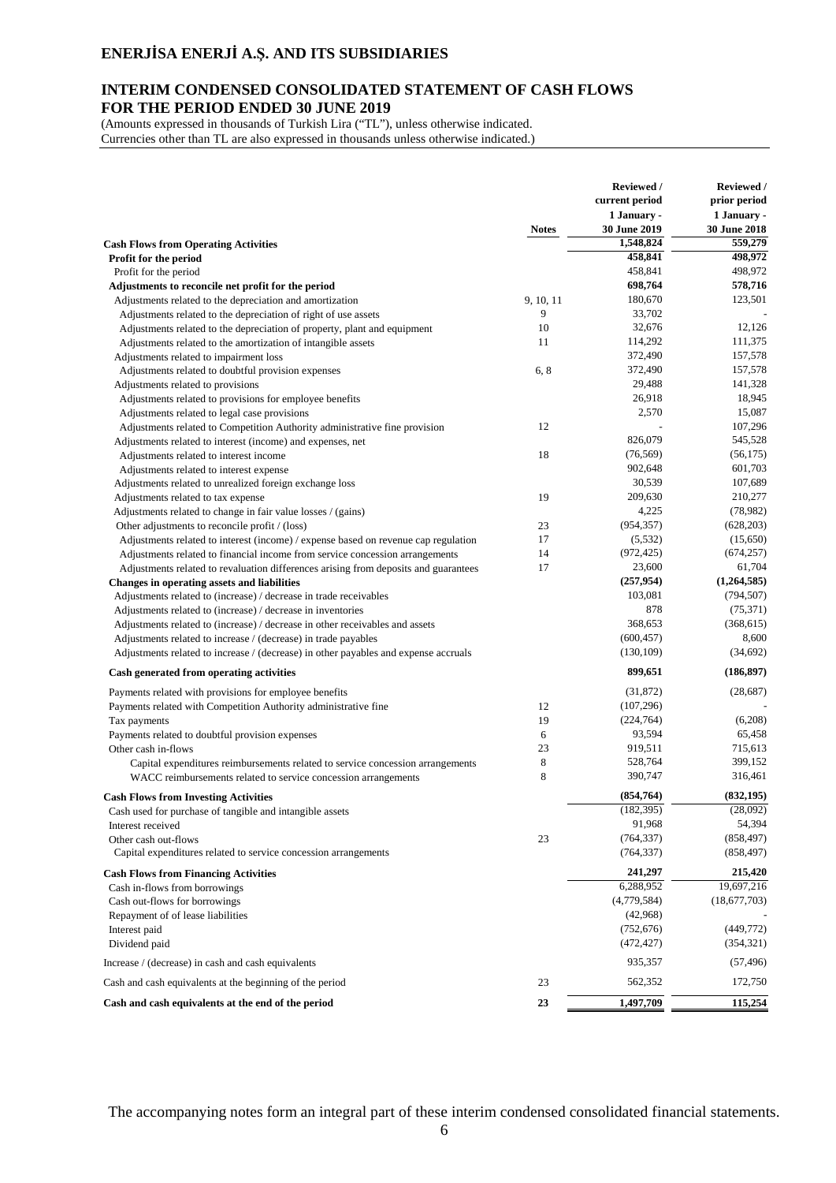# ENERJİSA ENERJİ A.Ş. AND ITS SUBSIDIARIES

## INTERIM CONDENSED CONSOLIDATED STATEMENT OF CASH FLOWS FOR THE PERIOD ENDED 30 JUNE 2019

(Amounts expressed in thousands of Turkish Lira ("TL"), unless otherwise indicated. Currencies other than TL are also expressed in thousands unless otherwise indicated.)

| | Notes | Reviewed / current period 1 January - 30 June 2019 | Reviewed / prior period 1 January - 30 June 2018 |
|---|---|---|---|
| **Cash Flows from Operating Activities** | | **1,548,824** | **559,279** |
| **Profit for the period** | | **458,841** | **498,972** |
| Profit for the period | | 458,841 | 498,972 |
| **Adjustments to reconcile net profit for the period** | | **698,764** | **578,716** |
| Adjustments related to the depreciation and amortization | 9, 10, 11 | 180,670 | 123,501 |
| Adjustments related to the depreciation of right of use assets | 9 | 33,702 | - |
| Adjustments related to the depreciation of property, plant and equipment | 10 | 32,676 | 12,126 |
| Adjustments related to the amortization of intangible assets | 11 | 114,292 | 111,375 |
| Adjustments related to impairment loss | | 372,490 | 157,578 |
| Adjustments related to doubtful provision expenses | 6, 8 | 372,490 | 157,578 |
| Adjustments related to provisions | | 29,488 | 141,328 |
| Adjustments related to provisions for employee benefits | | 26,918 | 18,945 |
| Adjustments related to legal case provisions | | 2,570 | 15,087 |
| Adjustments related to Competition Authority administrative fine provision | 12 | - | 107,296 |
| Adjustments related to interest (income) and expenses, net | | 826,079 | 545,528 |
| Adjustments related to interest income | 18 | (76,569) | (56,175) |
| Adjustments related to interest expense | | 902,648 | 601,703 |
| Adjustments related to unrealized foreign exchange loss | | 30,539 | 107,689 |
| Adjustments related to tax expense | 19 | 209,630 | 210,277 |
| Adjustments related to change in fair value losses / (gains) | | 4,225 | (78,982) |
| Other adjustments to reconcile profit / (loss) | 23 | (954,357) | (628,203) |
| Adjustments related to interest (income) / expense based on revenue cap regulation | 17 | (5,532) | (15,650) |
| Adjustments related to financial income from service concession arrangements | 14 | (972,425) | (674,257) |
| Adjustments related to revaluation differences arising from deposits and guarantees | 17 | 23,600 | 61,704 |
| **Changes in operating assets and liabilities** | | **(257,954)** | **(1,264,585)** |
| Adjustments related to (increase) / decrease in trade receivables | | 103,081 | (794,507) |
| Adjustments related to (increase) / decrease in inventories | | 878 | (75,371) |
| Adjustments related to (increase) / decrease in other receivables and assets | | 368,653 | (368,615) |
| Adjustments related to increase / (decrease) in trade payables | | (600,457) | 8,600 |
| Adjustments related to increase / (decrease) in other payables and expense accruals | | (130,109) | (34,692) |
| **Cash generated from operating activities** | | **899,651** | **(186,897)** |
| Payments related with provisions for employee benefits | | (31,872) | (28,687) |
| Payments related with Competition Authority administrative fine | 12 | (107,296) | - |
| Tax payments | 19 | (224,764) | (6,208) |
| Payments related to doubtful provision expenses | 6 | 93,594 | 65,458 |
| Other cash in-flows | 23 | 919,511 | 715,613 |
| Capital expenditures reimbursements related to service concession arrangements | 8 | 528,764 | 399,152 |
| WACC reimbursements related to service concession arrangements | 8 | 390,747 | 316,461 |
| **Cash Flows from Investing Activities** | | **(854,764)** | **(832,195)** |
| Cash used for purchase of tangible and intangible assets | | (182,395) | (28,092) |
| Interest received | | 91,968 | 54,394 |
| Other cash out-flows | 23 | (764,337) | (858,497) |
| Capital expenditures related to service concession arrangements | | (764,337) | (858,497) |
| **Cash Flows from Financing Activities** | | **241,297** | **215,420** |
| Cash in-flows from borrowings | | 6,288,952 | 19,697,216 |
| Cash out-flows for borrowings | | (4,779,584) | (18,677,703) |
| Repayment of of lease liabilities | | (42,968) | - |
| Interest paid | | (752,676) | (449,772) |
| Dividend paid | | (472,427) | (354,321) |
| Increase / (decrease) in cash and cash equivalents | | 935,357 | (57,496) |
| Cash and cash equivalents at the beginning of the period | 23 | 562,352 | 172,750 |
| **Cash and cash equivalents at the end of the period** | **23** | **1,497,709** | **115,254** |

The accompanying notes form an integral part of these interim condensed consolidated financial statements.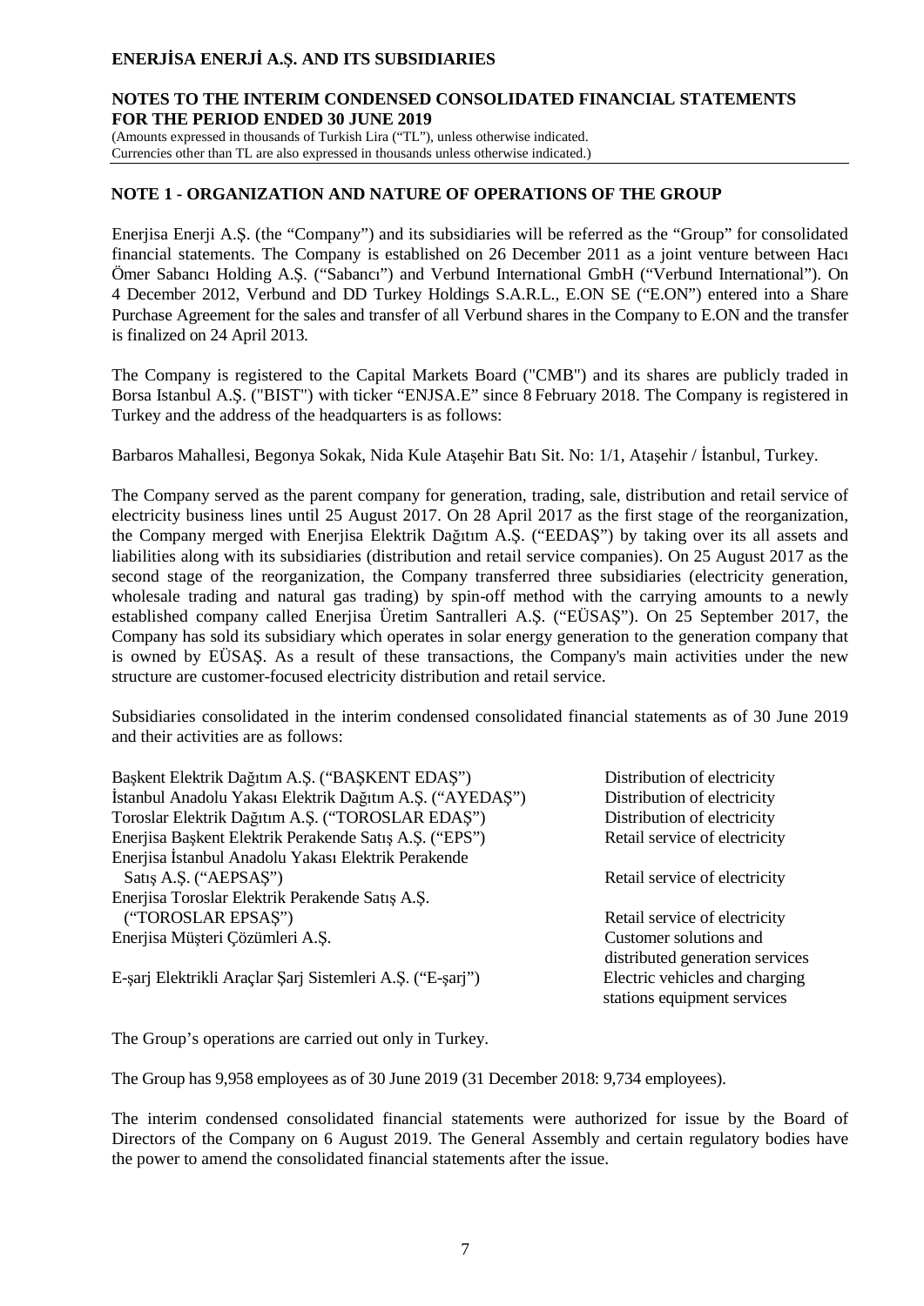## NOTE 1 - ORGANIZATION AND NATURE OF OPERATIONS OF THE GROUP

Enerjisa Enerji A.Ş. (the "Company") and its subsidiaries will be referred as the "Group" for consolidated financial statements. The Company is established on 26 December 2011 as a joint venture between Hacı Ömer Sabancı Holding A.Ş. ("Sabancı") and Verbund International GmbH ("Verbund International"). On 4 December 2012, Verbund and DD Turkey Holdings S.A.R.L., E.ON SE ("E.ON") entered into a Share Purchase Agreement for the sales and transfer of all Verbund shares in the Company to E.ON and the transfer is finalized on 24 April 2013.

The Company is registered to the Capital Markets Board ("CMB") and its shares are publicly traded in Borsa Istanbul A.Ş. ("BIST") with ticker "ENJSA.E" since 8 February 2018. The Company is registered in Turkey and the address of the headquarters is as follows:

Barbaros Mahallesi, Begonya Sokak, Nida Kule Ataşehir Batı Sit. No: 1/1, Ataşehir / İstanbul, Turkey.

The Company served as the parent company for generation, trading, sale, distribution and retail service of electricity business lines until 25 August 2017. On 28 April 2017 as the first stage of the reorganization, the Company merged with Enerjisa Elektrik Dağıtım A.Ş. ("EEDAŞ") by taking over its all assets and liabilities along with its subsidiaries (distribution and retail service companies). On 25 August 2017 as the second stage of the reorganization, the Company transferred three subsidiaries (electricity generation, wholesale trading and natural gas trading) by spin-off method with the carrying amounts to a newly established company called Enerjisa Üretim Santralleri A.Ş. ("EÜSAŞ"). On 25 September 2017, the Company has sold its subsidiary which operates in solar energy generation to the generation company that is owned by EÜSAŞ. As a result of these transactions, the Company's main activities under the new structure are customer-focused electricity distribution and retail service.

Subsidiaries consolidated in the interim condensed consolidated financial statements as of 30 June 2019 and their activities are as follows:

| | |
|---|---|
| Başkent Elektrik Dağıtım A.Ş. ("BAŞKENT EDAŞ") | Distribution of electricity |
| İstanbul Anadolu Yakası Elektrik Dağıtım A.Ş. ("AYEDAŞ") | Distribution of electricity |
| Toroslar Elektrik Dağıtım A.Ş. ("TOROSLAR EDAŞ") | Distribution of electricity |
| Enerjisa Başkent Elektrik Perakende Satış A.Ş. ("EPS") | Retail service of electricity |
| Enerjisa İstanbul Anadolu Yakası Elektrik Perakende Satış A.Ş. ("AEPSAŞ") | Retail service of electricity |
| Enerjisa Toroslar Elektrik Perakende Satış A.Ş. ("TOROSLAR EPSAŞ") | Retail service of electricity |
| Enerjisa Müşteri Çözümleri A.Ş. | Customer solutions and distributed generation services |
| E-şarj Elektrikli Araçlar Şarj Sistemleri A.Ş. ("E-şarj") | Electric vehicles and charging stations equipment services |

The Group's operations are carried out only in Turkey.

The Group has 9,958 employees as of 30 June 2019 (31 December 2018: 9,734 employees).

The interim condensed consolidated financial statements were authorized for issue by the Board of Directors of the Company on 6 August 2019. The General Assembly and certain regulatory bodies have the power to amend the consolidated financial statements after the issue.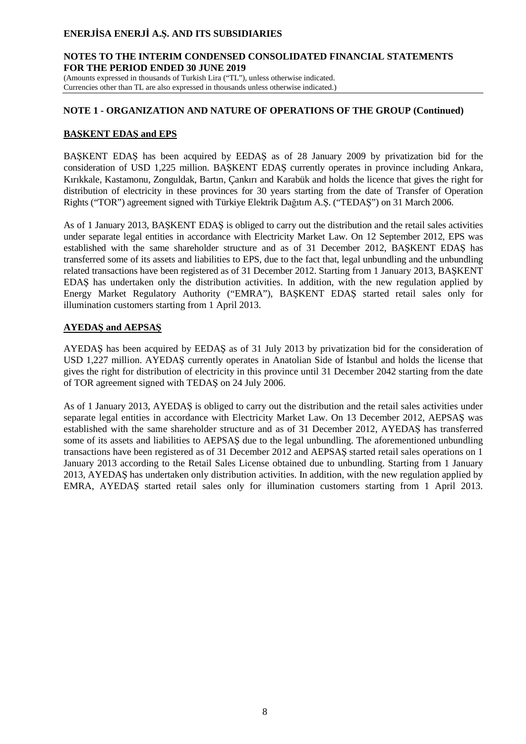## NOTE 1 - ORGANIZATION AND NATURE OF OPERATIONS OF THE GROUP (Continued)

### BAŞKENT EDAŞ and EPS

BAŞKENT EDAŞ has been acquired by EEDAŞ as of 28 January 2009 by privatization bid for the consideration of USD 1,225 million. BAŞKENT EDAŞ currently operates in province including Ankara, Kırıkkale, Kastamonu, Zonguldak, Bartın, Çankırı and Karabük and holds the licence that gives the right for distribution of electricity in these provinces for 30 years starting from the date of Transfer of Operation Rights ("TOR") agreement signed with Türkiye Elektrik Dağıtım A.Ş. ("TEDAŞ") on 31 March 2006.

As of 1 January 2013, BAŞKENT EDAŞ is obliged to carry out the distribution and the retail sales activities under separate legal entities in accordance with Electricity Market Law. On 12 September 2012, EPS was established with the same shareholder structure and as of 31 December 2012, BAŞKENT EDAŞ has transferred some of its assets and liabilities to EPS, due to the fact that, legal unbundling and the unbundling related transactions have been registered as of 31 December 2012. Starting from 1 January 2013, BAŞKENT EDAŞ has undertaken only the distribution activities. In addition, with the new regulation applied by Energy Market Regulatory Authority ("EMRA"), BAŞKENT EDAŞ started retail sales only for illumination customers starting from 1 April 2013.

### AYEDAŞ and AEPSAŞ

AYEDAŞ has been acquired by EEDAŞ as of 31 July 2013 by privatization bid for the consideration of USD 1,227 million. AYEDAŞ currently operates in Anatolian Side of İstanbul and holds the license that gives the right for distribution of electricity in this province until 31 December 2042 starting from the date of TOR agreement signed with TEDAŞ on 24 July 2006.

As of 1 January 2013, AYEDAŞ is obliged to carry out the distribution and the retail sales activities under separate legal entities in accordance with Electricity Market Law. On 13 December 2012, AEPSAŞ was established with the same shareholder structure and as of 31 December 2012, AYEDAŞ has transferred some of its assets and liabilities to AEPSAŞ due to the legal unbundling. The aforementioned unbundling transactions have been registered as of 31 December 2012 and AEPSAŞ started retail sales operations on 1 January 2013 according to the Retail Sales License obtained due to unbundling. Starting from 1 January 2013, AYEDAŞ has undertaken only distribution activities. In addition, with the new regulation applied by EMRA, AYEDAŞ started retail sales only for illumination customers starting from 1 April 2013.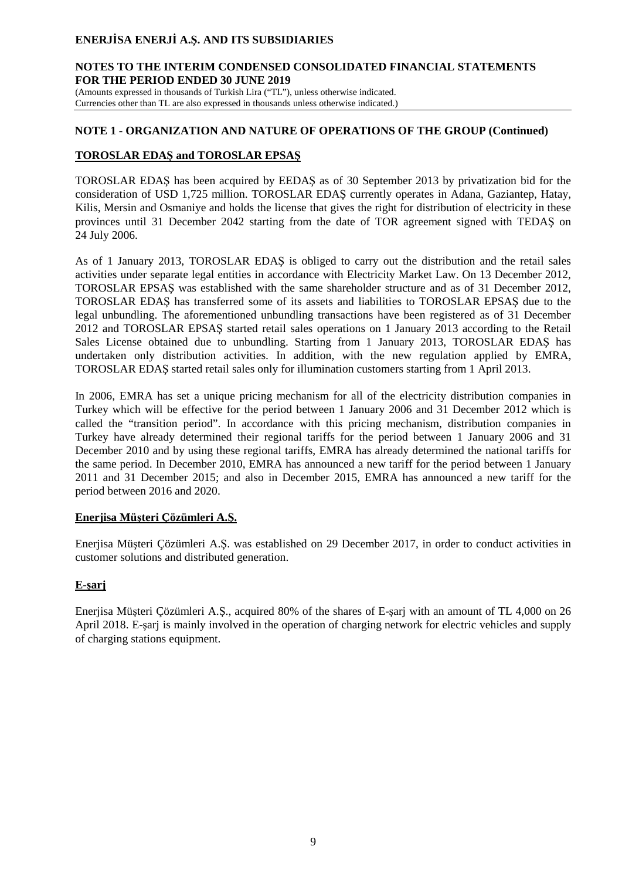## NOTE 1 - ORGANIZATION AND NATURE OF OPERATIONS OF THE GROUP (Continued)

### TOROSLAR EDAŞ and TOROSLAR EPSAŞ

TOROSLAR EDAŞ has been acquired by EEDAŞ as of 30 September 2013 by privatization bid for the consideration of USD 1,725 million. TOROSLAR EDAŞ currently operates in Adana, Gaziantep, Hatay, Kilis, Mersin and Osmaniye and holds the license that gives the right for distribution of electricity in these provinces until 31 December 2042 starting from the date of TOR agreement signed with TEDAŞ on 24 July 2006.

As of 1 January 2013, TOROSLAR EDAŞ is obliged to carry out the distribution and the retail sales activities under separate legal entities in accordance with Electricity Market Law. On 13 December 2012, TOROSLAR EPSAŞ was established with the same shareholder structure and as of 31 December 2012, TOROSLAR EDAŞ has transferred some of its assets and liabilities to TOROSLAR EPSAŞ due to the legal unbundling. The aforementioned unbundling transactions have been registered as of 31 December 2012 and TOROSLAR EPSAŞ started retail sales operations on 1 January 2013 according to the Retail Sales License obtained due to unbundling. Starting from 1 January 2013, TOROSLAR EDAŞ has undertaken only distribution activities. In addition, with the new regulation applied by EMRA, TOROSLAR EDAŞ started retail sales only for illumination customers starting from 1 April 2013.

In 2006, EMRA has set a unique pricing mechanism for all of the electricity distribution companies in Turkey which will be effective for the period between 1 January 2006 and 31 December 2012 which is called the "transition period". In accordance with this pricing mechanism, distribution companies in Turkey have already determined their regional tariffs for the period between 1 January 2006 and 31 December 2010 and by using these regional tariffs, EMRA has already determined the national tariffs for the same period. In December 2010, EMRA has announced a new tariff for the period between 1 January 2011 and 31 December 2015; and also in December 2015, EMRA has announced a new tariff for the period between 2016 and 2020.

### Enerjisa Müşteri Çözümleri A.Ş.

Enerjisa Müşteri Çözümleri A.Ş. was established on 29 December 2017, in order to conduct activities in customer solutions and distributed generation.

### E-şarj

Enerjisa Müşteri Çözümleri A.Ş., acquired 80% of the shares of E-şarj with an amount of TL 4,000 on 26 April 2018. E-şarj is mainly involved in the operation of charging network for electric vehicles and supply of charging stations equipment.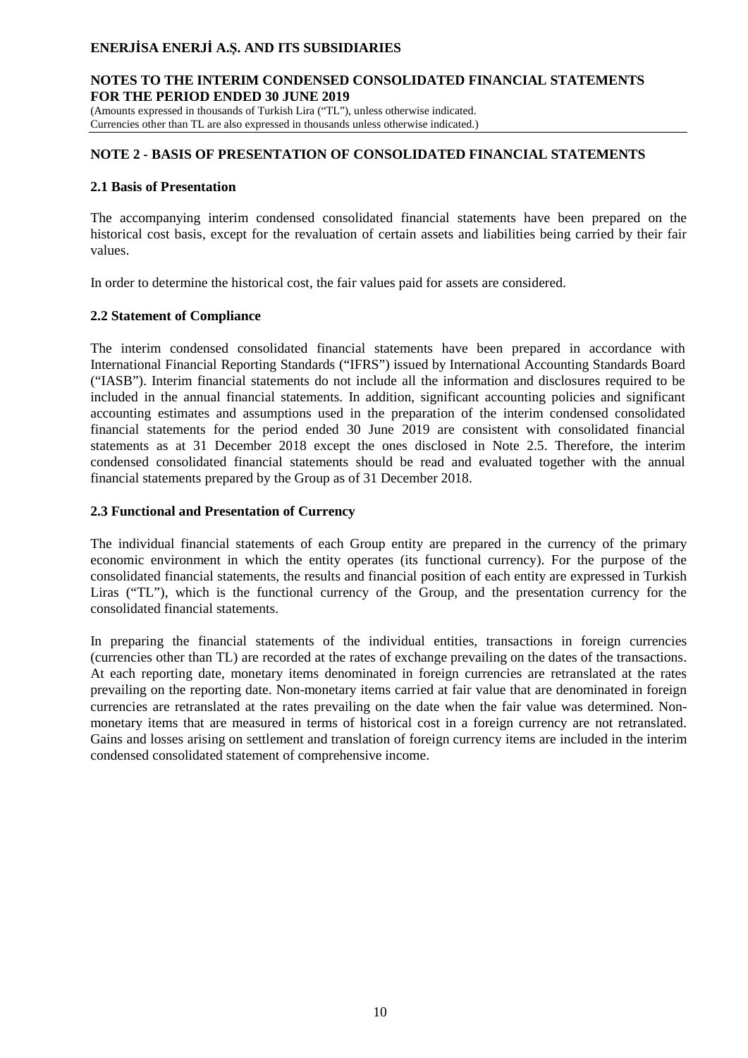## NOTE 2 - BASIS OF PRESENTATION OF CONSOLIDATED FINANCIAL STATEMENTS

### 2.1 Basis of Presentation

The accompanying interim condensed consolidated financial statements have been prepared on the historical cost basis, except for the revaluation of certain assets and liabilities being carried by their fair values.

In order to determine the historical cost, the fair values paid for assets are considered.

### 2.2 Statement of Compliance

The interim condensed consolidated financial statements have been prepared in accordance with International Financial Reporting Standards ("IFRS") issued by International Accounting Standards Board ("IASB"). Interim financial statements do not include all the information and disclosures required to be included in the annual financial statements. In addition, significant accounting policies and significant accounting estimates and assumptions used in the preparation of the interim condensed consolidated financial statements for the period ended 30 June 2019 are consistent with consolidated financial statements as at 31 December 2018 except the ones disclosed in Note 2.5. Therefore, the interim condensed consolidated financial statements should be read and evaluated together with the annual financial statements prepared by the Group as of 31 December 2018.

### 2.3 Functional and Presentation of Currency

The individual financial statements of each Group entity are prepared in the currency of the primary economic environment in which the entity operates (its functional currency). For the purpose of the consolidated financial statements, the results and financial position of each entity are expressed in Turkish Liras ("TL"), which is the functional currency of the Group, and the presentation currency for the consolidated financial statements.

In preparing the financial statements of the individual entities, transactions in foreign currencies (currencies other than TL) are recorded at the rates of exchange prevailing on the dates of the transactions. At each reporting date, monetary items denominated in foreign currencies are retranslated at the rates prevailing on the reporting date. Non-monetary items carried at fair value that are denominated in foreign currencies are retranslated at the rates prevailing on the date when the fair value was determined. Non-monetary items that are measured in terms of historical cost in a foreign currency are not retranslated. Gains and losses arising on settlement and translation of foreign currency items are included in the interim condensed consolidated statement of comprehensive income.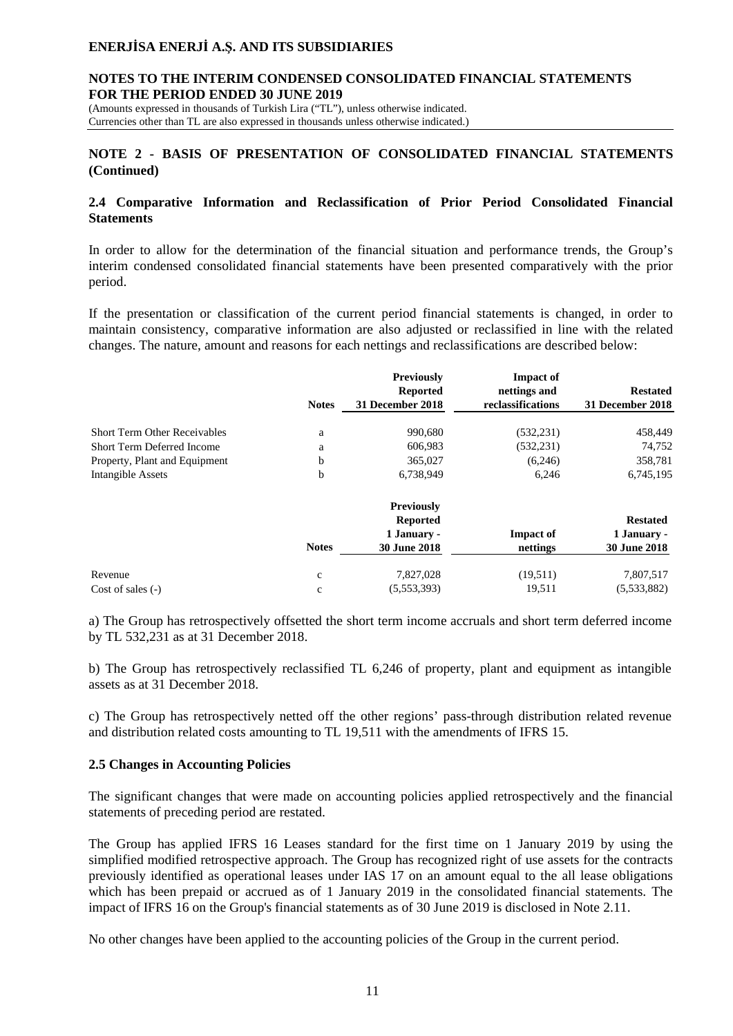## NOTE 2 - BASIS OF PRESENTATION OF CONSOLIDATED FINANCIAL STATEMENTS (Continued)

### 2.4 Comparative Information and Reclassification of Prior Period Consolidated Financial Statements

In order to allow for the determination of the financial situation and performance trends, the Group's interim condensed consolidated financial statements have been presented comparatively with the prior period.

If the presentation or classification of the current period financial statements is changed, in order to maintain consistency, comparative information are also adjusted or reclassified in line with the related changes. The nature, amount and reasons for each nettings and reclassifications are described below:

| | Notes | Previously Reported 31 December 2018 | Impact of nettings and reclassifications | Restated 31 December 2018 |
|---|---|---|---|---|
| Short Term Other Receivables | a | 990,680 | (532,231) | 458,449 |
| Short Term Deferred Income | a | 606,983 | (532,231) | 74,752 |
| Property, Plant and Equipment | b | 365,027 | (6,246) | 358,781 |
| Intangible Assets | b | 6,738,949 | 6,246 | 6,745,195 |

| | Notes | Previously Reported 1 January - 30 June 2018 | Impact of nettings | Restated 1 January - 30 June 2018 |
|---|---|---|---|---|
| Revenue | c | 7,827,028 | (19,511) | 7,807,517 |
| Cost of sales (-) | c | (5,553,393) | 19,511 | (5,533,882) |

a) The Group has retrospectively offsetted the short term income accruals and short term deferred income by TL 532,231 as at 31 December 2018.

b) The Group has retrospectively reclassified TL 6,246 of property, plant and equipment as intangible assets as at 31 December 2018.

c) The Group has retrospectively netted off the other regions' pass-through distribution related revenue and distribution related costs amounting to TL 19,511 with the amendments of IFRS 15.

### 2.5 Changes in Accounting Policies

The significant changes that were made on accounting policies applied retrospectively and the financial statements of preceding period are restated.

The Group has applied IFRS 16 Leases standard for the first time on 1 January 2019 by using the simplified modified retrospective approach. The Group has recognized right of use assets for the contracts previously identified as operational leases under IAS 17 on an amount equal to the all lease obligations which has been prepaid or accrued as of 1 January 2019 in the consolidated financial statements. The impact of IFRS 16 on the Group's financial statements as of 30 June 2019 is disclosed in Note 2.11.

No other changes have been applied to the accounting policies of the Group in the current period.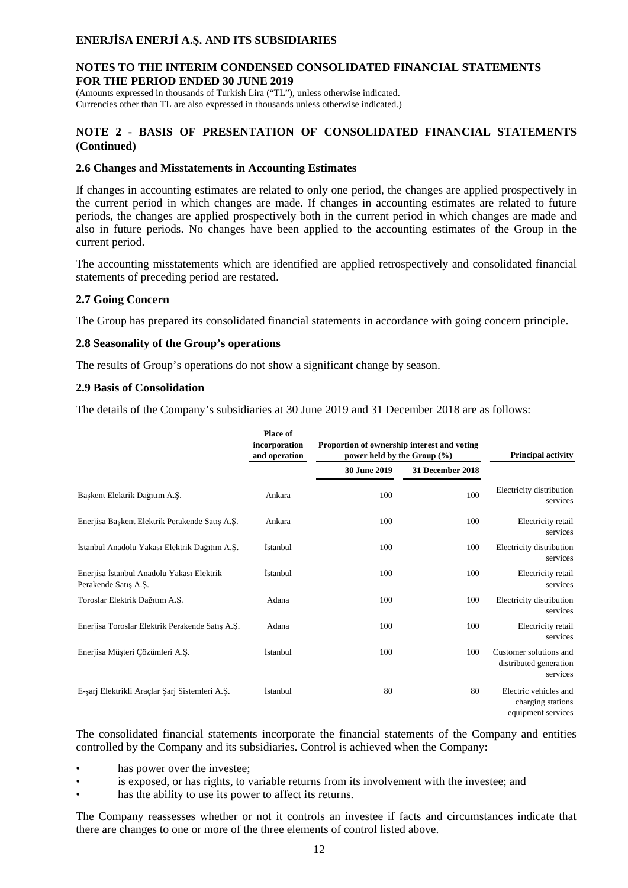## NOTE 2 - BASIS OF PRESENTATION OF CONSOLIDATED FINANCIAL STATEMENTS (Continued)

### 2.6 Changes and Misstatements in Accounting Estimates

If changes in accounting estimates are related to only one period, the changes are applied prospectively in the current period in which changes are made. If changes in accounting estimates are related to future periods, the changes are applied prospectively both in the current period in which changes are made and also in future periods. No changes have been applied to the accounting estimates of the Group in the current period.

The accounting misstatements which are identified are applied retrospectively and consolidated financial statements of preceding period are restated.

### 2.7 Going Concern

The Group has prepared its consolidated financial statements in accordance with going concern principle.

### 2.8 Seasonality of the Group's operations

The results of Group's operations do not show a significant change by season.

### 2.9 Basis of Consolidation

The details of the Company's subsidiaries at 30 June 2019 and 31 December 2018 are as follows:

| | Place of incorporation and operation | Proportion of ownership interest and voting power held by the Group (%) | | Principal activity |
|---|---|---|---|---|
| | | 30 June 2019 | 31 December 2018 | |
| Başkent Elektrik Dağıtım A.Ş. | Ankara | 100 | 100 | Electricity distribution services |
| Enerjisa Başkent Elektrik Perakende Satış A.Ş. | Ankara | 100 | 100 | Electricity retail services |
| İstanbul Anadolu Yakası Elektrik Dağıtım A.Ş. | İstanbul | 100 | 100 | Electricity distribution services |
| Enerjisa İstanbul Anadolu Yakası Elektrik Perakende Satış A.Ş. | İstanbul | 100 | 100 | Electricity retail services |
| Toroslar Elektrik Dağıtım A.Ş. | Adana | 100 | 100 | Electricity distribution services |
| Enerjisa Toroslar Elektrik Perakende Satış A.Ş. | Adana | 100 | 100 | Electricity retail services |
| Enerjisa Müşteri Çözümleri A.Ş. | İstanbul | 100 | 100 | Customer solutions and distributed generation services |
| E-şarj Elektrikli Araçlar Şarj Sistemleri A.Ş. | İstanbul | 80 | 80 | Electric vehicles and charging stations equipment services |

The consolidated financial statements incorporate the financial statements of the Company and entities controlled by the Company and its subsidiaries. Control is achieved when the Company:

- has power over the investee;
- is exposed, or has rights, to variable returns from its involvement with the investee; and
- has the ability to use its power to affect its returns.

The Company reassesses whether or not it controls an investee if facts and circumstances indicate that there are changes to one or more of the three elements of control listed above.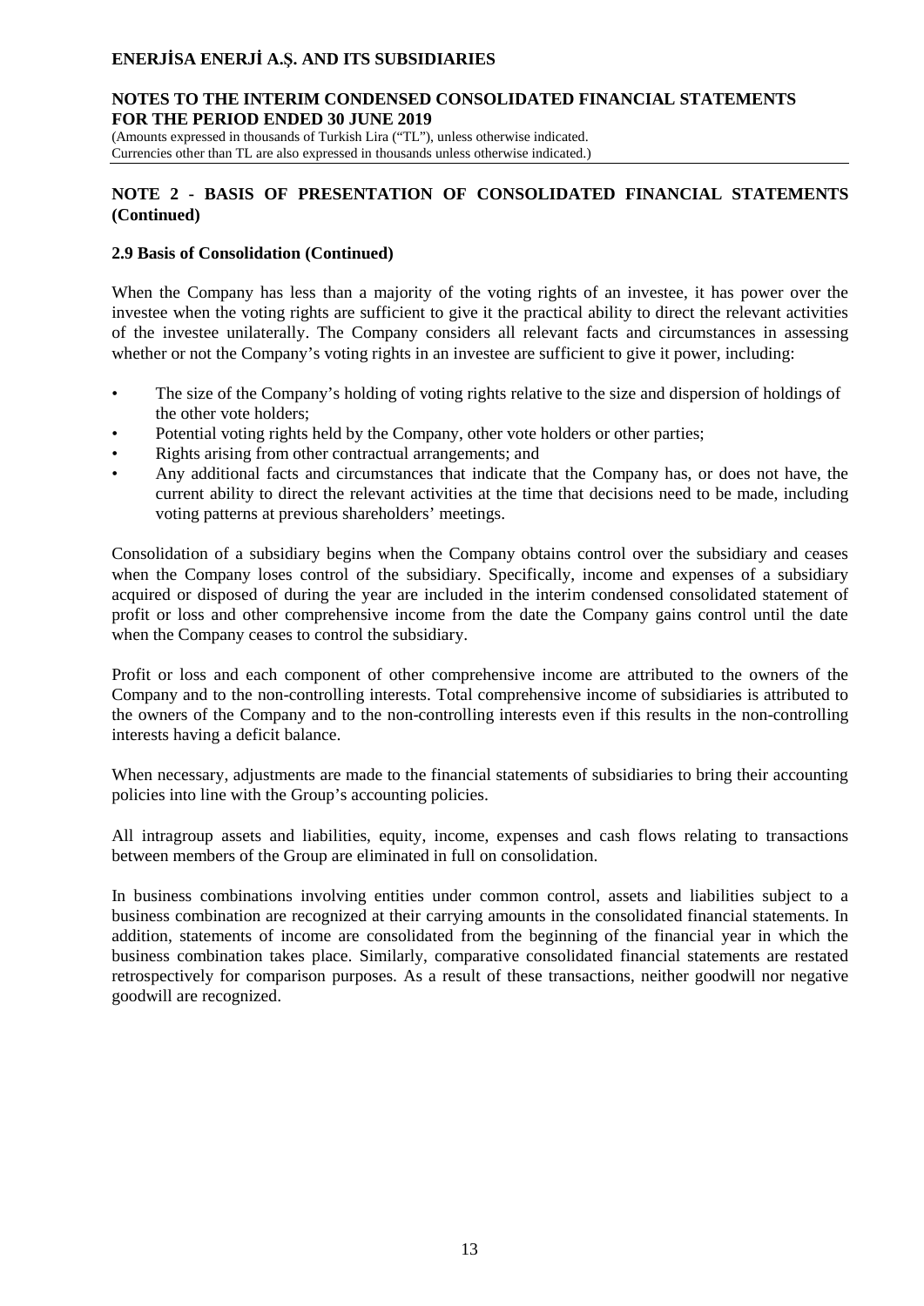## NOTE 2 - BASIS OF PRESENTATION OF CONSOLIDATED FINANCIAL STATEMENTS (Continued)

### 2.9 Basis of Consolidation (Continued)

When the Company has less than a majority of the voting rights of an investee, it has power over the investee when the voting rights are sufficient to give it the practical ability to direct the relevant activities of the investee unilaterally. The Company considers all relevant facts and circumstances in assessing whether or not the Company's voting rights in an investee are sufficient to give it power, including:

- The size of the Company's holding of voting rights relative to the size and dispersion of holdings of the other vote holders;
- Potential voting rights held by the Company, other vote holders or other parties;
- Rights arising from other contractual arrangements; and
- Any additional facts and circumstances that indicate that the Company has, or does not have, the current ability to direct the relevant activities at the time that decisions need to be made, including voting patterns at previous shareholders' meetings.

Consolidation of a subsidiary begins when the Company obtains control over the subsidiary and ceases when the Company loses control of the subsidiary. Specifically, income and expenses of a subsidiary acquired or disposed of during the year are included in the interim condensed consolidated statement of profit or loss and other comprehensive income from the date the Company gains control until the date when the Company ceases to control the subsidiary.

Profit or loss and each component of other comprehensive income are attributed to the owners of the Company and to the non-controlling interests. Total comprehensive income of subsidiaries is attributed to the owners of the Company and to the non-controlling interests even if this results in the non-controlling interests having a deficit balance.

When necessary, adjustments are made to the financial statements of subsidiaries to bring their accounting policies into line with the Group's accounting policies.

All intragroup assets and liabilities, equity, income, expenses and cash flows relating to transactions between members of the Group are eliminated in full on consolidation.

In business combinations involving entities under common control, assets and liabilities subject to a business combination are recognized at their carrying amounts in the consolidated financial statements. In addition, statements of income are consolidated from the beginning of the financial year in which the business combination takes place. Similarly, comparative consolidated financial statements are restated retrospectively for comparison purposes. As a result of these transactions, neither goodwill nor negative goodwill are recognized.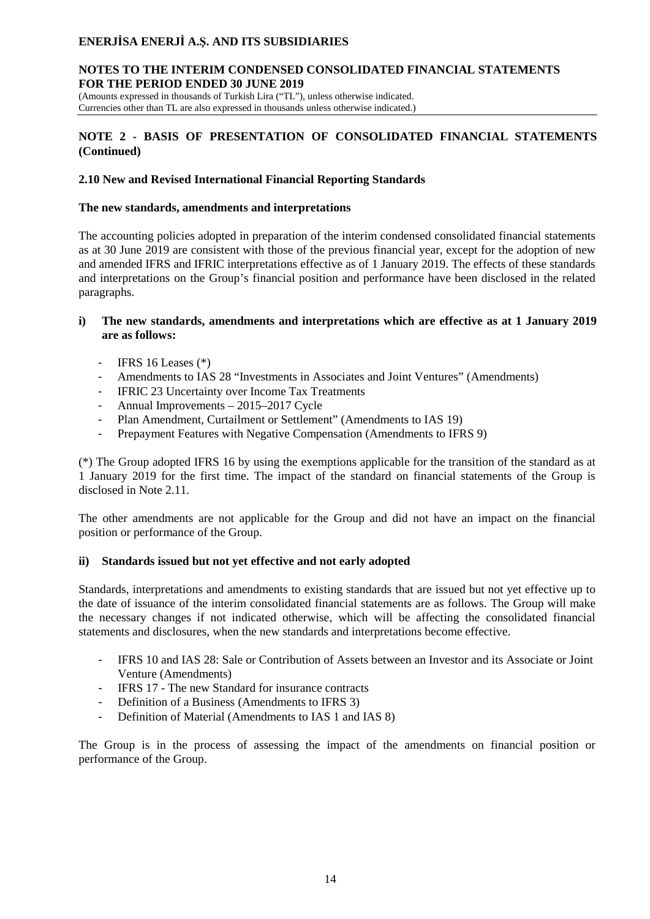## NOTE 2 - BASIS OF PRESENTATION OF CONSOLIDATED FINANCIAL STATEMENTS (Continued)

### 2.10 New and Revised International Financial Reporting Standards

**The new standards, amendments and interpretations**

The accounting policies adopted in preparation of the interim condensed consolidated financial statements as at 30 June 2019 are consistent with those of the previous financial year, except for the adoption of new and amended IFRS and IFRIC interpretations effective as of 1 January 2019. The effects of these standards and interpretations on the Group's financial position and performance have been disclosed in the related paragraphs.

**i) The new standards, amendments and interpretations which are effective as at 1 January 2019 are as follows:**

- IFRS 16 Leases (*)
- Amendments to IAS 28 "Investments in Associates and Joint Ventures" (Amendments)
- IFRIC 23 Uncertainty over Income Tax Treatments
- Annual Improvements – 2015–2017 Cycle
- Plan Amendment, Curtailment or Settlement" (Amendments to IAS 19)
- Prepayment Features with Negative Compensation (Amendments to IFRS 9)

(*) The Group adopted IFRS 16 by using the exemptions applicable for the transition of the standard as at 1 January 2019 for the first time. The impact of the standard on financial statements of the Group is disclosed in Note 2.11.

The other amendments are not applicable for the Group and did not have an impact on the financial position or performance of the Group.

**ii) Standards issued but not yet effective and not early adopted**

Standards, interpretations and amendments to existing standards that are issued but not yet effective up to the date of issuance of the interim consolidated financial statements are as follows. The Group will make the necessary changes if not indicated otherwise, which will be affecting the consolidated financial statements and disclosures, when the new standards and interpretations become effective.

- IFRS 10 and IAS 28: Sale or Contribution of Assets between an Investor and its Associate or Joint Venture (Amendments)
- IFRS 17 - The new Standard for insurance contracts
- Definition of a Business (Amendments to IFRS 3)
- Definition of Material (Amendments to IAS 1 and IAS 8)

The Group is in the process of assessing the impact of the amendments on financial position or performance of the Group.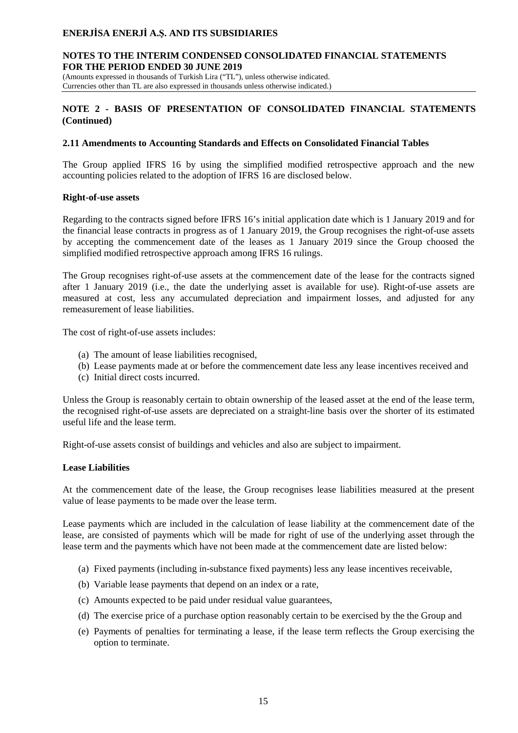## NOTE 2 - BASIS OF PRESENTATION OF CONSOLIDATED FINANCIAL STATEMENTS (Continued)

### 2.11 Amendments to Accounting Standards and Effects on Consolidated Financial Tables

The Group applied IFRS 16 by using the simplified modified retrospective approach and the new accounting policies related to the adoption of IFRS 16 are disclosed below.

**Right-of-use assets**

Regarding to the contracts signed before IFRS 16's initial application date which is 1 January 2019 and for the financial lease contracts in progress as of 1 January 2019, the Group recognises the right-of-use assets by accepting the commencement date of the leases as 1 January 2019 since the Group choosed the simplified modified retrospective approach among IFRS 16 rulings.

The Group recognises right-of-use assets at the commencement date of the lease for the contracts signed after 1 January 2019 (i.e., the date the underlying asset is available for use). Right-of-use assets are measured at cost, less any accumulated depreciation and impairment losses, and adjusted for any remeasurement of lease liabilities.

The cost of right-of-use assets includes:

(a) The amount of lease liabilities recognised,
(b) Lease payments made at or before the commencement date less any lease incentives received and
(c) Initial direct costs incurred.

Unless the Group is reasonably certain to obtain ownership of the leased asset at the end of the lease term, the recognised right-of-use assets are depreciated on a straight-line basis over the shorter of its estimated useful life and the lease term.

Right-of-use assets consist of buildings and vehicles and also are subject to impairment.

**Lease Liabilities**

At the commencement date of the lease, the Group recognises lease liabilities measured at the present value of lease payments to be made over the lease term.

Lease payments which are included in the calculation of lease liability at the commencement date of the lease, are consisted of payments which will be made for right of use of the underlying asset through the lease term and the payments which have not been made at the commencement date are listed below:

(a) Fixed payments (including in-substance fixed payments) less any lease incentives receivable,
(b) Variable lease payments that depend on an index or a rate,
(c) Amounts expected to be paid under residual value guarantees,
(d) The exercise price of a purchase option reasonably certain to be exercised by the the Group and
(e) Payments of penalties for terminating a lease, if the lease term reflects the Group exercising the option to terminate.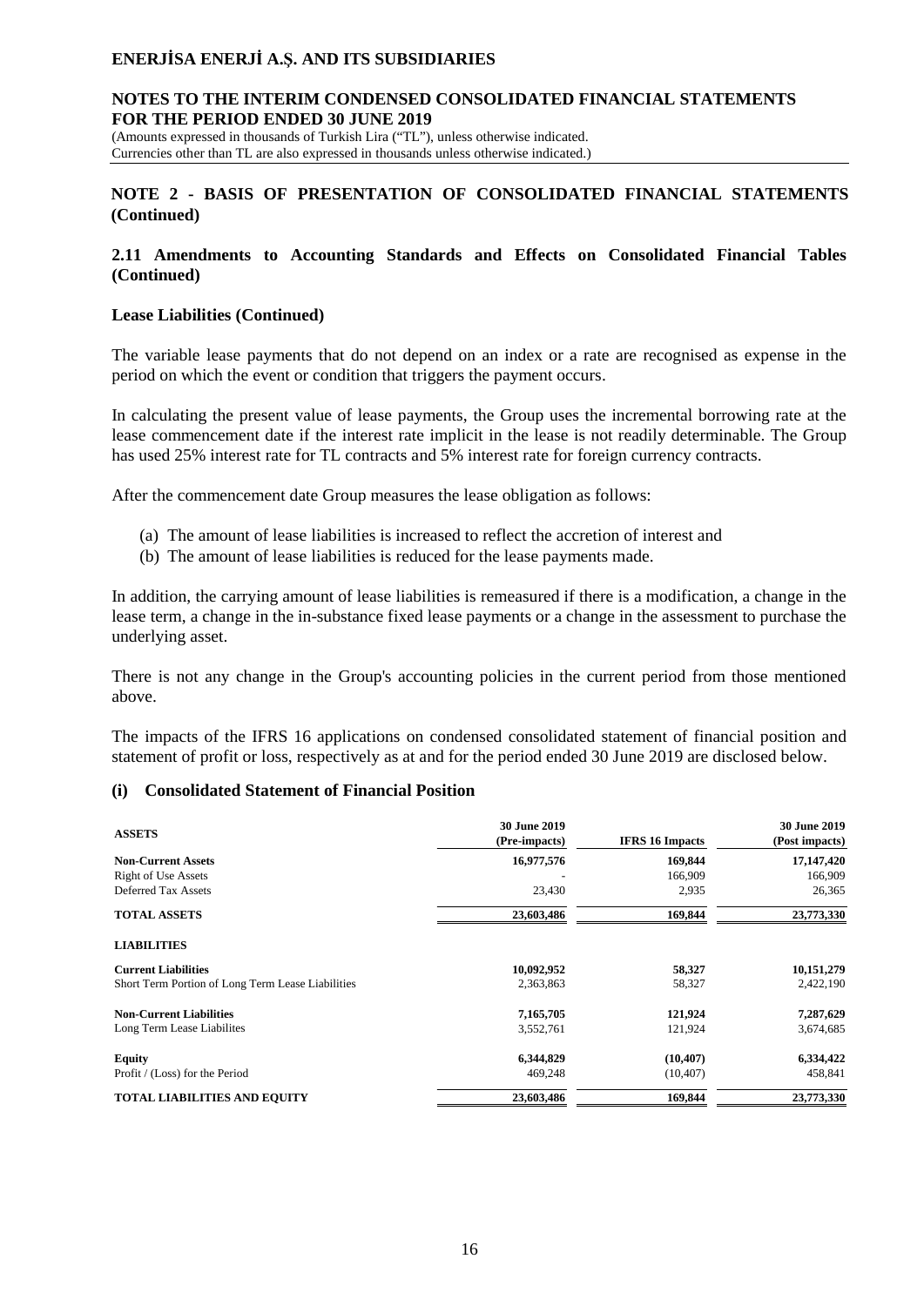## NOTE 2 - BASIS OF PRESENTATION OF CONSOLIDATED FINANCIAL STATEMENTS (Continued)

### 2.11 Amendments to Accounting Standards and Effects on Consolidated Financial Tables (Continued)

**Lease Liabilities (Continued)**

The variable lease payments that do not depend on an index or a rate are recognised as expense in the period on which the event or condition that triggers the payment occurs.

In calculating the present value of lease payments, the Group uses the incremental borrowing rate at the lease commencement date if the interest rate implicit in the lease is not readily determinable. The Group has used 25% interest rate for TL contracts and 5% interest rate for foreign currency contracts.

After the commencement date Group measures the lease obligation as follows:

(a) The amount of lease liabilities is increased to reflect the accretion of interest and
(b) The amount of lease liabilities is reduced for the lease payments made.

In addition, the carrying amount of lease liabilities is remeasured if there is a modification, a change in the lease term, a change in the in-substance fixed lease payments or a change in the assessment to purchase the underlying asset.

There is not any change in the Group's accounting policies in the current period from those mentioned above.

The impacts of the IFRS 16 applications on condensed consolidated statement of financial position and statement of profit or loss, respectively as at and for the period ended 30 June 2019 are disclosed below.

**(i) Consolidated Statement of Financial Position**

| ASSETS | 30 June 2019 (Pre-impacts) | IFRS 16 Impacts | 30 June 2019 (Post impacts) |
|---|---|---|---|
| **Non-Current Assets** | **16,977,576** | **169,844** | **17,147,420** |
| Right of Use Assets | - | 166,909 | 166,909 |
| Deferred Tax Assets | 23,430 | 2,935 | 26,365 |
| **TOTAL ASSETS** | **23,603,486** | **169,844** | **23,773,330** |
| **LIABILITIES** | | | |
| **Current Liabilities** | **10,092,952** | **58,327** | **10,151,279** |
| Short Term Portion of Long Term Lease Liabilities | 2,363,863 | 58,327 | 2,422,190 |
| **Non-Current Liabilities** | **7,165,705** | **121,924** | **7,287,629** |
| Long Term Lease Liabilites | 3,552,761 | 121,924 | 3,674,685 |
| **Equity** | **6,344,829** | **(10,407)** | **6,334,422** |
| Profit / (Loss) for the Period | 469,248 | (10,407) | 458,841 |
| **TOTAL LIABILITIES AND EQUITY** | **23,603,486** | **169,844** | **23,773,330** |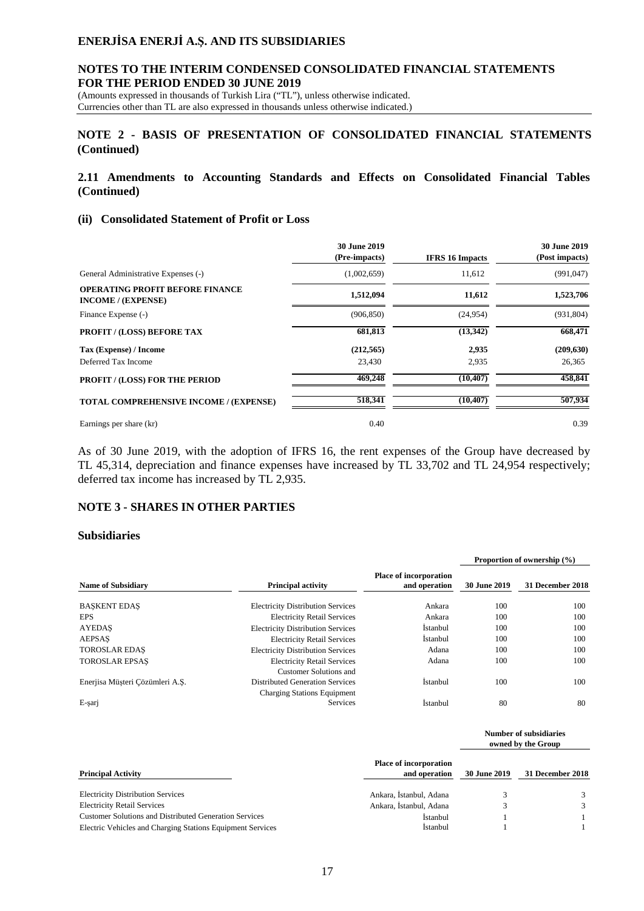## NOTE 2 - BASIS OF PRESENTATION OF CONSOLIDATED FINANCIAL STATEMENTS (Continued)

### 2.11 Amendments to Accounting Standards and Effects on Consolidated Financial Tables (Continued)

#### (ii) Consolidated Statement of Profit or Loss

| | 30 June 2019 (Pre-impacts) | IFRS 16 Impacts | 30 June 2019 (Post impacts) |
|---|---|---|---|
| General Administrative Expenses (-) | (1,002,659) | 11,612 | (991,047) |
| **OPERATING PROFIT BEFORE FINANCE INCOME / (EXPENSE)** | **1,512,094** | **11,612** | **1,523,706** |
| Finance Expense (-) | (906,850) | (24,954) | (931,804) |
| **PROFIT / (LOSS) BEFORE TAX** | **681,813** | **(13,342)** | **668,471** |
| **Tax (Expense) / Income** | **(212,565)** | **2,935** | **(209,630)** |
| Deferred Tax Income | 23,430 | 2,935 | 26,365 |
| **PROFIT / (LOSS) FOR THE PERIOD** | **469,248** | **(10,407)** | **458,841** |
| **TOTAL COMPREHENSIVE INCOME / (EXPENSE)** | **518,341** | **(10,407)** | **507,934** |
| Earnings per share (kr) | 0.40 | | 0.39 |

As of 30 June 2019, with the adoption of IFRS 16, the rent expenses of the Group have decreased by TL 45,314, depreciation and finance expenses have increased by TL 33,702 and TL 24,954 respectively; deferred tax income has increased by TL 2,935.

## NOTE 3 - SHARES IN OTHER PARTIES

### Subsidiaries

| | | | Proportion of ownership (%) | |
|---|---|---|---|---|
| **Name of Subsidiary** | **Principal activity** | **Place of incorporation and operation** | **30 June 2019** | **31 December 2018** |
| BAŞKENT EDAŞ | Electricity Distribution Services | Ankara | 100 | 100 |
| EPS | Electricity Retail Services | Ankara | 100 | 100 |
| AYEDAŞ | Electricity Distribution Services | İstanbul | 100 | 100 |
| AEPSAŞ | Electricity Retail Services | İstanbul | 100 | 100 |
| TOROSLAR EDAŞ | Electricity Distribution Services | Adana | 100 | 100 |
| TOROSLAR EPSAŞ | Electricity Retail Services | Adana | 100 | 100 |
| Enerjisa Müşteri Çözümleri A.Ş. | Customer Solutions and Distributed Generation Services | İstanbul | 100 | 100 |
| E-şarj | Charging Stations Equipment Services | İstanbul | 80 | 80 |

| | | Number of subsidiaries owned by the Group | |
|---|---|---|---|
| **Principal Activity** | **Place of incorporation and operation** | **30 June 2019** | **31 December 2018** |
| Electricity Distribution Services | Ankara, İstanbul, Adana | 3 | 3 |
| Electricity Retail Services | Ankara, İstanbul, Adana | 3 | 3 |
| Customer Solutions and Distributed Generation Services | İstanbul | 1 | 1 |
| Electric Vehicles and Charging Stations Equipment Services | İstanbul | 1 | 1 |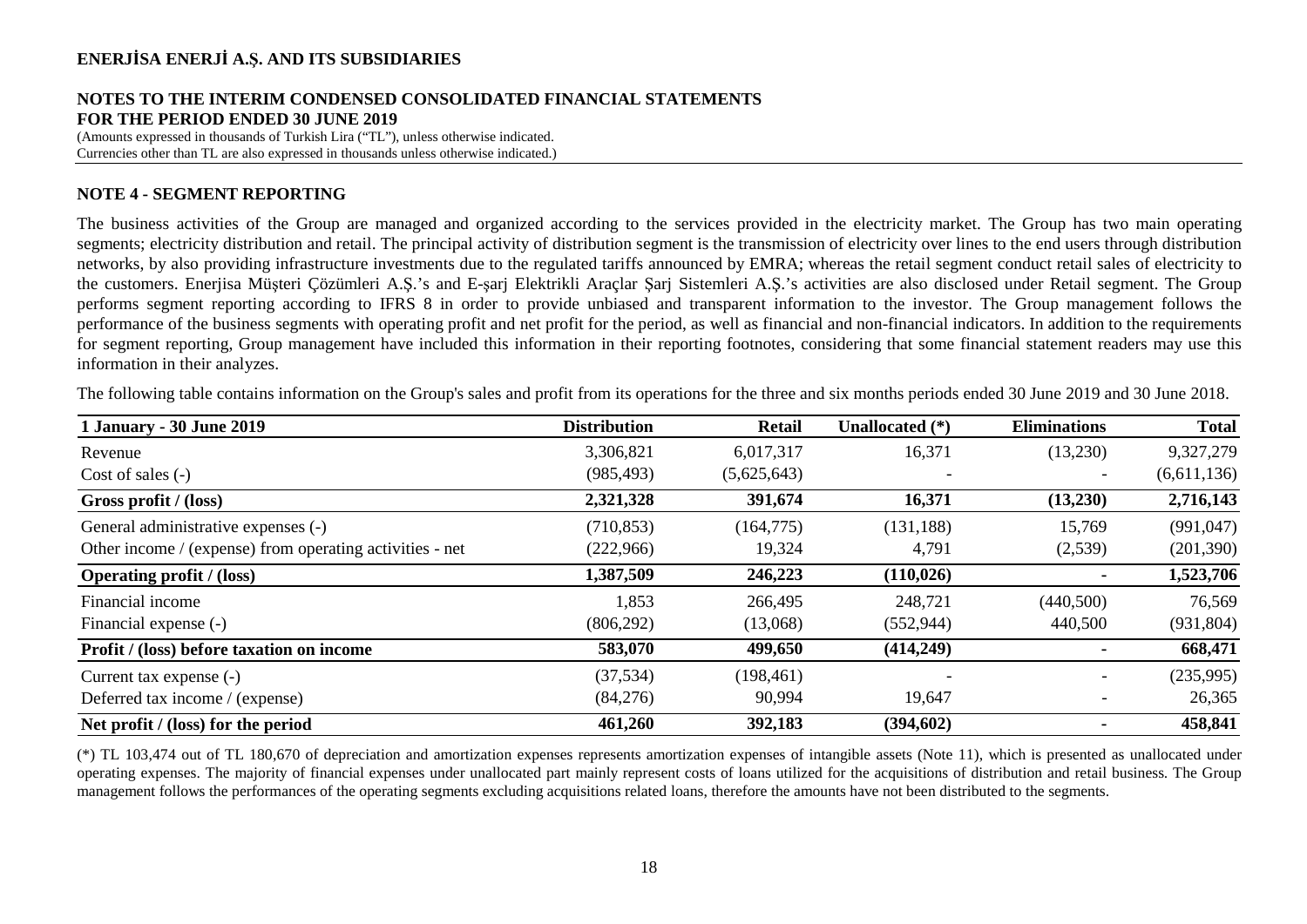## NOTE 4 - SEGMENT REPORTING

The business activities of the Group are managed and organized according to the services provided in the electricity market. The Group has two main operating segments; electricity distribution and retail. The principal activity of distribution segment is the transmission of electricity over lines to the end users through distribution networks, by also providing infrastructure investments due to the regulated tariffs announced by EMRA; whereas the retail segment conduct retail sales of electricity to the customers. Enerjisa Müşteri Çözümleri A.Ş.'s and E-şarj Elektrikli Araçlar Şarj Sistemleri A.Ş.'s activities are also disclosed under Retail segment. The Group performs segment reporting according to IFRS 8 in order to provide unbiased and transparent information to the investor. The Group management follows the performance of the business segments with operating profit and net profit for the period, as well as financial and non-financial indicators. In addition to the requirements for segment reporting, Group management have included this information in their reporting footnotes, considering that some financial statement readers may use this information in their analyzes.

The following table contains information on the Group's sales and profit from its operations for the three and six months periods ended 30 June 2019 and 30 June 2018.

| 1 January - 30 June 2019 | Distribution | Retail | Unallocated (*) | Eliminations | Total |
|---|---|---|---|---|---|
| Revenue | 3,306,821 | 6,017,317 | 16,371 | (13,230) | 9,327,279 |
| Cost of sales (-) | (985,493) | (5,625,643) | - | - | (6,611,136) |
| **Gross profit / (loss)** | **2,321,328** | **391,674** | **16,371** | **(13,230)** | **2,716,143** |
| General administrative expenses (-) | (710,853) | (164,775) | (131,188) | 15,769 | (991,047) |
| Other income / (expense) from operating activities - net | (222,966) | 19,324 | 4,791 | (2,539) | (201,390) |
| **Operating profit / (loss)** | **1,387,509** | **246,223** | **(110,026)** | **-** | **1,523,706** |
| Financial income | 1,853 | 266,495 | 248,721 | (440,500) | 76,569 |
| Financial expense (-) | (806,292) | (13,068) | (552,944) | 440,500 | (931,804) |
| **Profit / (loss) before taxation on income** | **583,070** | **499,650** | **(414,249)** | **-** | **668,471** |
| Current tax expense (-) | (37,534) | (198,461) | - | - | (235,995) |
| Deferred tax income / (expense) | (84,276) | 90,994 | 19,647 | - | 26,365 |
| **Net profit / (loss) for the period** | **461,260** | **392,183** | **(394,602)** | **-** | **458,841** |

(*) TL 103,474 out of TL 180,670 of depreciation and amortization expenses represents amortization expenses of intangible assets (Note 11), which is presented as unallocated under operating expenses. The majority of financial expenses under unallocated part mainly represent costs of loans utilized for the acquisitions of distribution and retail business. The Group management follows the performances of the operating segments excluding acquisitions related loans, therefore the amounts have not been distributed to the segments.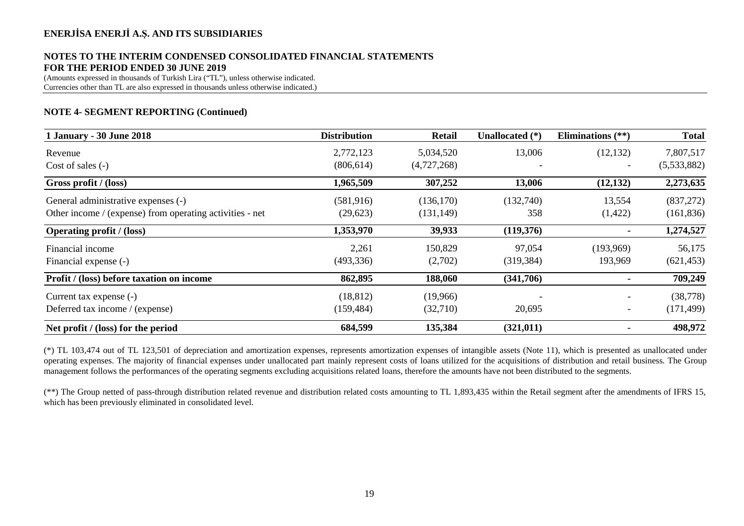## NOTE 4- SEGMENT REPORTING (Continued)

| 1 January - 30 June 2018 | Distribution | Retail | Unallocated (*) | Eliminations (**) | Total |
|---|---|---|---|---|---|
| Revenue | 2,772,123 | 5,034,520 | 13,006 | (12,132) | 7,807,517 |
| Cost of sales (-) | (806,614) | (4,727,268) | - | - | (5,533,882) |
| **Gross profit / (loss)** | **1,965,509** | **307,252** | **13,006** | **(12,132)** | **2,273,635** |
| General administrative expenses (-) | (581,916) | (136,170) | (132,740) | 13,554 | (837,272) |
| Other income / (expense) from operating activities - net | (29,623) | (131,149) | 358 | (1,422) | (161,836) |
| **Operating profit / (loss)** | **1,353,970** | **39,933** | **(119,376)** | **-** | **1,274,527** |
| Financial income | 2,261 | 150,829 | 97,054 | (193,969) | 56,175 |
| Financial expense (-) | (493,336) | (2,702) | (319,384) | 193,969 | (621,453) |
| **Profit / (loss) before taxation on income** | **862,895** | **188,060** | **(341,706)** | **-** | **709,249** |
| Current tax expense (-) | (18,812) | (19,966) | - | - | (38,778) |
| Deferred tax income / (expense) | (159,484) | (32,710) | 20,695 | - | (171,499) |
| **Net profit / (loss) for the period** | **684,599** | **135,384** | **(321,011)** | **-** | **498,972** |

(*) TL 103,474 out of TL 123,501 of depreciation and amortization expenses, represents amortization expenses of intangible assets (Note 11), which is presented as unallocated under operating expenses. The majority of financial expenses under unallocated part mainly represent costs of loans utilized for the acquisitions of distribution and retail business. The Group management follows the performances of the operating segments excluding acquisitions related loans, therefore the amounts have not been distributed to the segments.

(**) The Group netted of pass-through distribution related revenue and distribution related costs amounting to TL 1,893,435 within the Retail segment after the amendments of IFRS 15, which has been previously eliminated in consolidated level.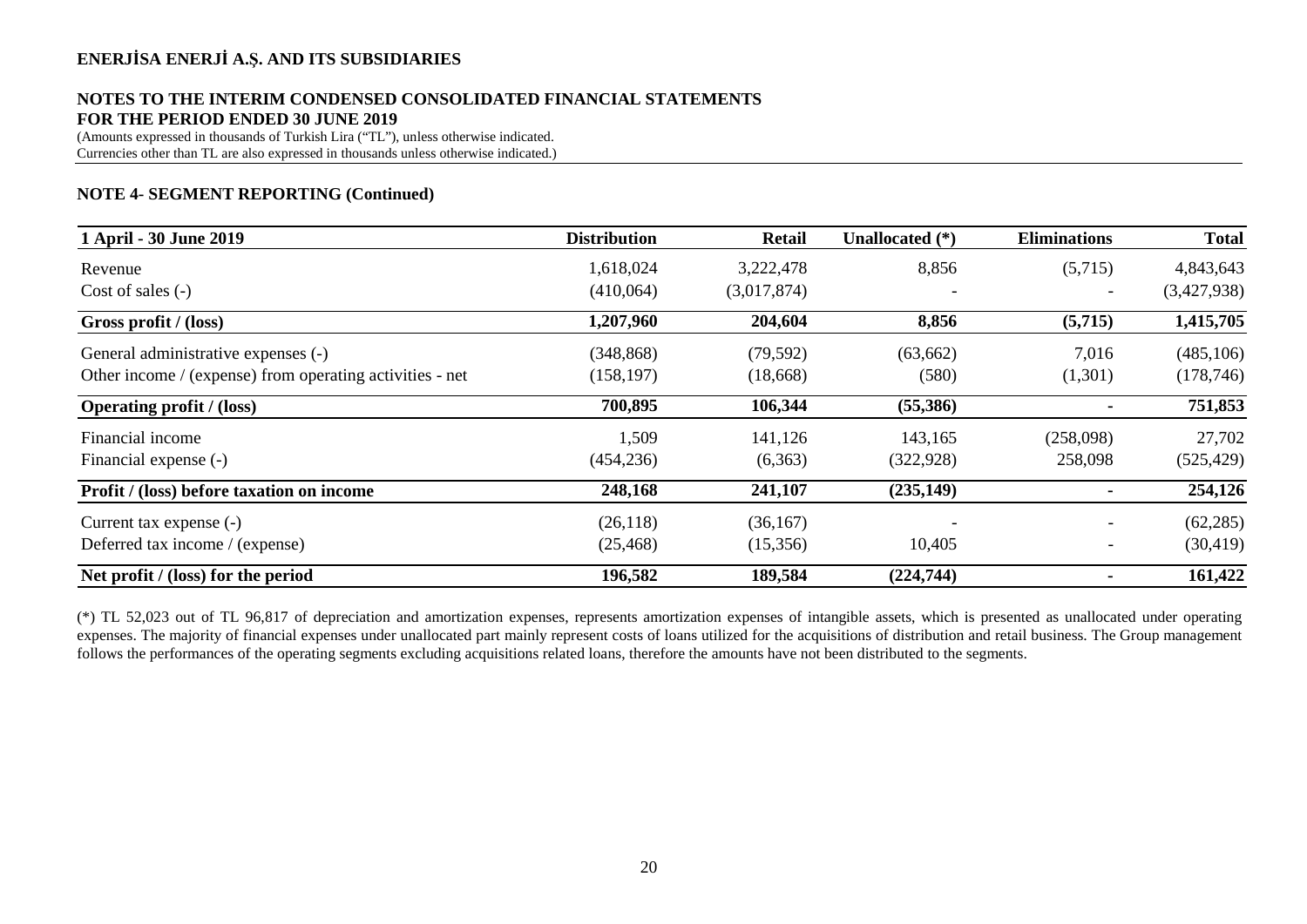**ENERJİSA ENERJİ A.Ş. AND ITS SUBSIDIARIES**

**NOTES TO THE INTERIM CONDENSED CONSOLIDATED FINANCIAL STATEMENTS FOR THE PERIOD ENDED 30 JUNE 2019**

(Amounts expressed in thousands of Turkish Lira ("TL"), unless otherwise indicated. Currencies other than TL are also expressed in thousands unless otherwise indicated.)

**NOTE 4- SEGMENT REPORTING (Continued)**

| 1 April - 30 June 2019 | Distribution | Retail | Unallocated (*) | Eliminations | Total |
|---|---|---|---|---|---|
| Revenue | 1,618,024 | 3,222,478 | 8,856 | (5,715) | 4,843,643 |
| Cost of sales (-) | (410,064) | (3,017,874) | - | - | (3,427,938) |
| **Gross profit / (loss)** | **1,207,960** | **204,604** | **8,856** | **(5,715)** | **1,415,705** |
| General administrative expenses (-) | (348,868) | (79,592) | (63,662) | 7,016 | (485,106) |
| Other income / (expense) from operating activities - net | (158,197) | (18,668) | (580) | (1,301) | (178,746) |
| **Operating profit / (loss)** | **700,895** | **106,344** | **(55,386)** | **-** | **751,853** |
| Financial income | 1,509 | 141,126 | 143,165 | (258,098) | 27,702 |
| Financial expense (-) | (454,236) | (6,363) | (322,928) | 258,098 | (525,429) |
| **Profit / (loss) before taxation on income** | **248,168** | **241,107** | **(235,149)** | **-** | **254,126** |
| Current tax expense (-) | (26,118) | (36,167) | - | - | (62,285) |
| Deferred tax income / (expense) | (25,468) | (15,356) | 10,405 | - | (30,419) |
| **Net profit / (loss) for the period** | **196,582** | **189,584** | **(224,744)** | **-** | **161,422** |

(*) TL 52,023 out of TL 96,817 of depreciation and amortization expenses, represents amortization expenses of intangible assets, which is presented as unallocated under operating expenses. The majority of financial expenses under unallocated part mainly represent costs of loans utilized for the acquisitions of distribution and retail business. The Group management follows the performances of the operating segments excluding acquisitions related loans, therefore the amounts have not been distributed to the segments.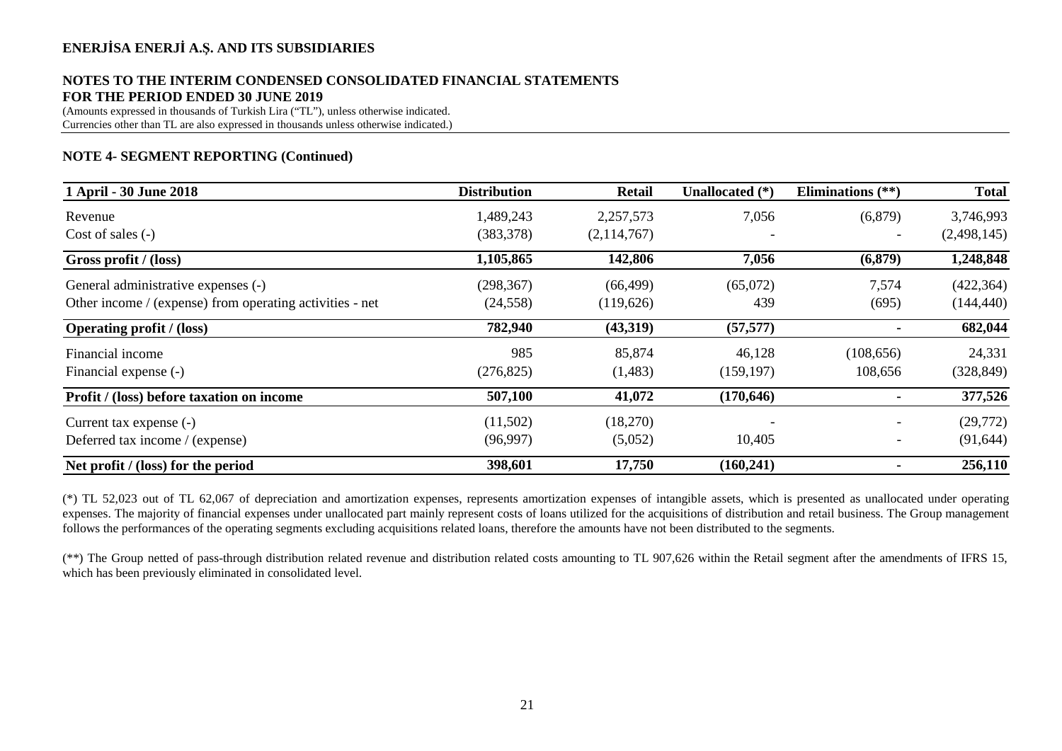## NOTE 4- SEGMENT REPORTING (Continued)

| 1 April - 30 June 2018 | Distribution | Retail | Unallocated (*) | Eliminations (**) | Total |
|---|---|---|---|---|---|
| Revenue | 1,489,243 | 2,257,573 | 7,056 | (6,879) | 3,746,993 |
| Cost of sales (-) | (383,378) | (2,114,767) | - | - | (2,498,145) |
| **Gross profit / (loss)** | **1,105,865** | **142,806** | **7,056** | **(6,879)** | **1,248,848** |
| General administrative expenses (-) | (298,367) | (66,499) | (65,072) | 7,574 | (422,364) |
| Other income / (expense) from operating activities - net | (24,558) | (119,626) | 439 | (695) | (144,440) |
| **Operating profit / (loss)** | **782,940** | **(43,319)** | **(57,577)** | **-** | **682,044** |
| Financial income | 985 | 85,874 | 46,128 | (108,656) | 24,331 |
| Financial expense (-) | (276,825) | (1,483) | (159,197) | 108,656 | (328,849) |
| **Profit / (loss) before taxation on income** | **507,100** | **41,072** | **(170,646)** | **-** | **377,526** |
| Current tax expense (-) | (11,502) | (18,270) | - | - | (29,772) |
| Deferred tax income / (expense) | (96,997) | (5,052) | 10,405 | - | (91,644) |
| **Net profit / (loss) for the period** | **398,601** | **17,750** | **(160,241)** | **-** | **256,110** |

(*) TL 52,023 out of TL 62,067 of depreciation and amortization expenses, represents amortization expenses of intangible assets, which is presented as unallocated under operating expenses. The majority of financial expenses under unallocated part mainly represent costs of loans utilized for the acquisitions of distribution and retail business. The Group management follows the performances of the operating segments excluding acquisitions related loans, therefore the amounts have not been distributed to the segments.

(**) The Group netted of pass-through distribution related revenue and distribution related costs amounting to TL 907,626 within the Retail segment after the amendments of IFRS 15, which has been previously eliminated in consolidated level.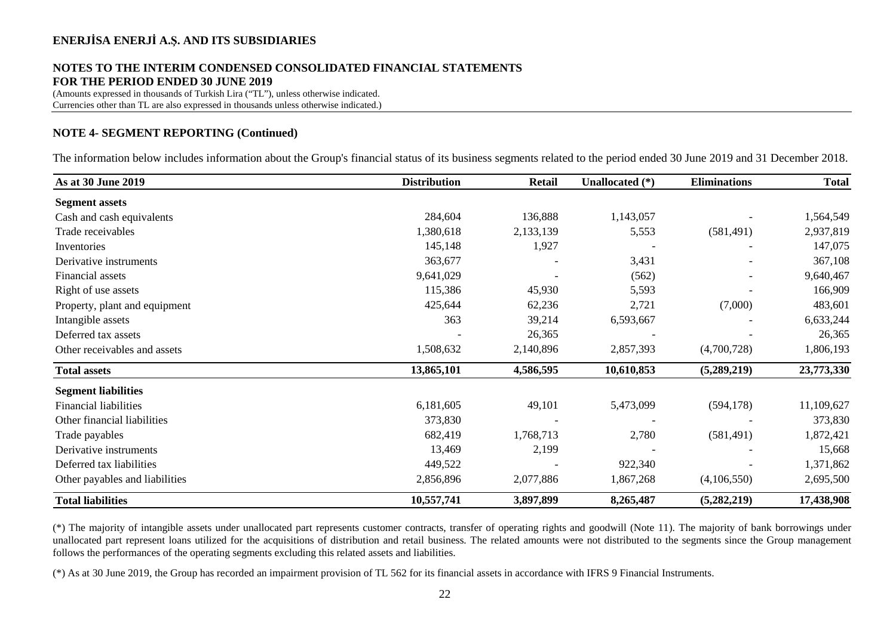## NOTE 4- SEGMENT REPORTING (Continued)

The information below includes information about the Group's financial status of its business segments related to the period ended 30 June 2019 and 31 December 2018.

| As at 30 June 2019 | Distribution | Retail | Unallocated (*) | Eliminations | Total |
|---|---|---|---|---|---|
| **Segment assets** | | | | | |
| Cash and cash equivalents | 284,604 | 136,888 | 1,143,057 | - | 1,564,549 |
| Trade receivables | 1,380,618 | 2,133,139 | 5,553 | (581,491) | 2,937,819 |
| Inventories | 145,148 | 1,927 | - | - | 147,075 |
| Derivative instruments | 363,677 | - | 3,431 | - | 367,108 |
| Financial assets | 9,641,029 | - | (562) | - | 9,640,467 |
| Right of use assets | 115,386 | 45,930 | 5,593 | - | 166,909 |
| Property, plant and equipment | 425,644 | 62,236 | 2,721 | (7,000) | 483,601 |
| Intangible assets | 363 | 39,214 | 6,593,667 | - | 6,633,244 |
| Deferred tax assets | - | 26,365 | - | - | 26,365 |
| Other receivables and assets | 1,508,632 | 2,140,896 | 2,857,393 | (4,700,728) | 1,806,193 |
| **Total assets** | **13,865,101** | **4,586,595** | **10,610,853** | **(5,289,219)** | **23,773,330** |
| **Segment liabilities** | | | | | |
| Financial liabilities | 6,181,605 | 49,101 | 5,473,099 | (594,178) | 11,109,627 |
| Other financial liabilities | 373,830 | - | - | - | 373,830 |
| Trade payables | 682,419 | 1,768,713 | 2,780 | (581,491) | 1,872,421 |
| Derivative instruments | 13,469 | 2,199 | - | - | 15,668 |
| Deferred tax liabilities | 449,522 | - | 922,340 | - | 1,371,862 |
| Other payables and liabilities | 2,856,896 | 2,077,886 | 1,867,268 | (4,106,550) | 2,695,500 |
| **Total liabilities** | **10,557,741** | **3,897,899** | **8,265,487** | **(5,282,219)** | **17,438,908** |

(*) The majority of intangible assets under unallocated part represents customer contracts, transfer of operating rights and goodwill (Note 11). The majority of bank borrowings under unallocated part represent loans utilized for the acquisitions of distribution and retail business. The related amounts were not distributed to the segments since the Group management follows the performances of the operating segments excluding this related assets and liabilities.

(*) As at 30 June 2019, the Group has recorded an impairment provision of TL 562 for its financial assets in accordance with IFRS 9 Financial Instruments.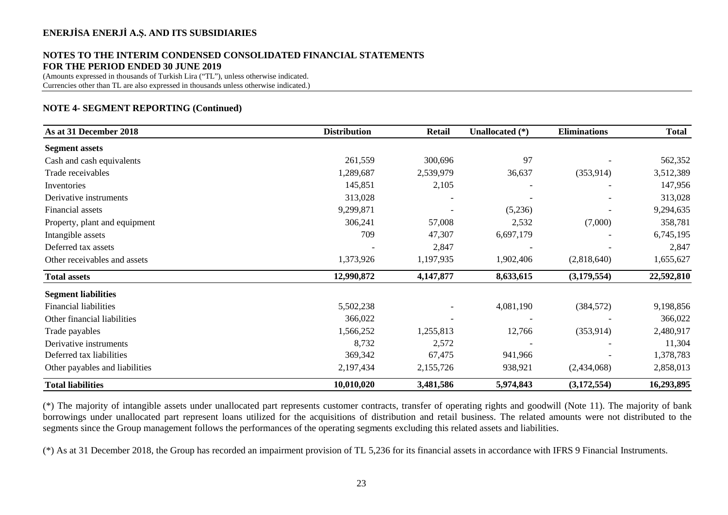## NOTE 4- SEGMENT REPORTING (Continued)

| As at 31 December 2018 | Distribution | Retail | Unallocated (*) | Eliminations | Total |
|---|---|---|---|---|---|
| **Segment assets** | | | | | |
| Cash and cash equivalents | 261,559 | 300,696 | 97 | - | 562,352 |
| Trade receivables | 1,289,687 | 2,539,979 | 36,637 | (353,914) | 3,512,389 |
| Inventories | 145,851 | 2,105 | - | - | 147,956 |
| Derivative instruments | 313,028 | - | - | - | 313,028 |
| Financial assets | 9,299,871 | - | (5,236) | - | 9,294,635 |
| Property, plant and equipment | 306,241 | 57,008 | 2,532 | (7,000) | 358,781 |
| Intangible assets | 709 | 47,307 | 6,697,179 | - | 6,745,195 |
| Deferred tax assets | - | 2,847 | - | - | 2,847 |
| Other receivables and assets | 1,373,926 | 1,197,935 | 1,902,406 | (2,818,640) | 1,655,627 |
| **Total assets** | **12,990,872** | **4,147,877** | **8,633,615** | **(3,179,554)** | **22,592,810** |
| **Segment liabilities** | | | | | |
| Financial liabilities | 5,502,238 | - | 4,081,190 | (384,572) | 9,198,856 |
| Other financial liabilities | 366,022 | - | - | - | 366,022 |
| Trade payables | 1,566,252 | 1,255,813 | 12,766 | (353,914) | 2,480,917 |
| Derivative instruments | 8,732 | 2,572 | - | - | 11,304 |
| Deferred tax liabilities | 369,342 | 67,475 | 941,966 | - | 1,378,783 |
| Other payables and liabilities | 2,197,434 | 2,155,726 | 938,921 | (2,434,068) | 2,858,013 |
| **Total liabilities** | **10,010,020** | **3,481,586** | **5,974,843** | **(3,172,554)** | **16,293,895** |

(*) The majority of intangible assets under unallocated part represents customer contracts, transfer of operating rights and goodwill (Note 11). The majority of bank borrowings under unallocated part represent loans utilized for the acquisitions of distribution and retail business. The related amounts were not distributed to the segments since the Group management follows the performances of the operating segments excluding this related assets and liabilities.

(*) As at 31 December 2018, the Group has recorded an impairment provision of TL 5,236 for its financial assets in accordance with IFRS 9 Financial Instruments.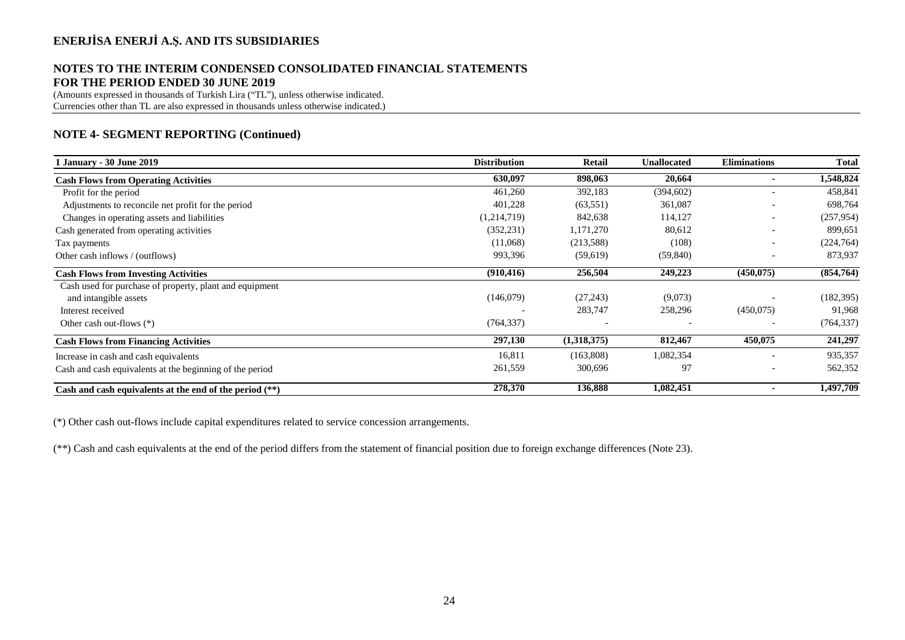# ENERJİSA ENERJİ A.Ş. AND ITS SUBSIDIARIES

## NOTES TO THE INTERIM CONDENSED CONSOLIDATED FINANCIAL STATEMENTS FOR THE PERIOD ENDED 30 JUNE 2019

(Amounts expressed in thousands of Turkish Lira ("TL"), unless otherwise indicated.
Currencies other than TL are also expressed in thousands unless otherwise indicated.)

## NOTE 4- SEGMENT REPORTING (Continued)

| 1 January - 30 June 2019 | Distribution | Retail | Unallocated | Eliminations | Total |
|---|---|---|---|---|---|
| **Cash Flows from Operating Activities** | **630,097** | **898,063** | **20,664** | **-** | **1,548,824** |
| Profit for the period | 461,260 | 392,183 | (394,602) | - | 458,841 |
| Adjustments to reconcile net profit for the period | 401,228 | (63,551) | 361,087 | - | 698,764 |
| Changes in operating assets and liabilities | (1,214,719) | 842,638 | 114,127 | - | (257,954) |
| Cash generated from operating activities | (352,231) | 1,171,270 | 80,612 | - | 899,651 |
| Tax payments | (11,068) | (213,588) | (108) | - | (224,764) |
| Other cash inflows / (outflows) | 993,396 | (59,619) | (59,840) | - | 873,937 |
| **Cash Flows from Investing Activities** | **(910,416)** | **256,504** | **249,223** | **(450,075)** | **(854,764)** |
| Cash used for purchase of property, plant and equipment and intangible assets | (146,079) | (27,243) | (9,073) | - | (182,395) |
| Interest received | - | 283,747 | 258,296 | (450,075) | 91,968 |
| Other cash out-flows (*) | (764,337) | - | - | - | (764,337) |
| **Cash Flows from Financing Activities** | **297,130** | **(1,318,375)** | **812,467** | **450,075** | **241,297** |
| Increase in cash and cash equivalents | 16,811 | (163,808) | 1,082,354 | - | 935,357 |
| Cash and cash equivalents at the beginning of the period | 261,559 | 300,696 | 97 | - | 562,352 |
| **Cash and cash equivalents at the end of the period (**)** | **278,370** | **136,888** | **1,082,451** | **-** | **1,497,709** |

(*) Other cash out-flows include capital expenditures related to service concession arrangements.

(**) Cash and cash equivalents at the end of the period differs from the statement of financial position due to foreign exchange differences (Note 23).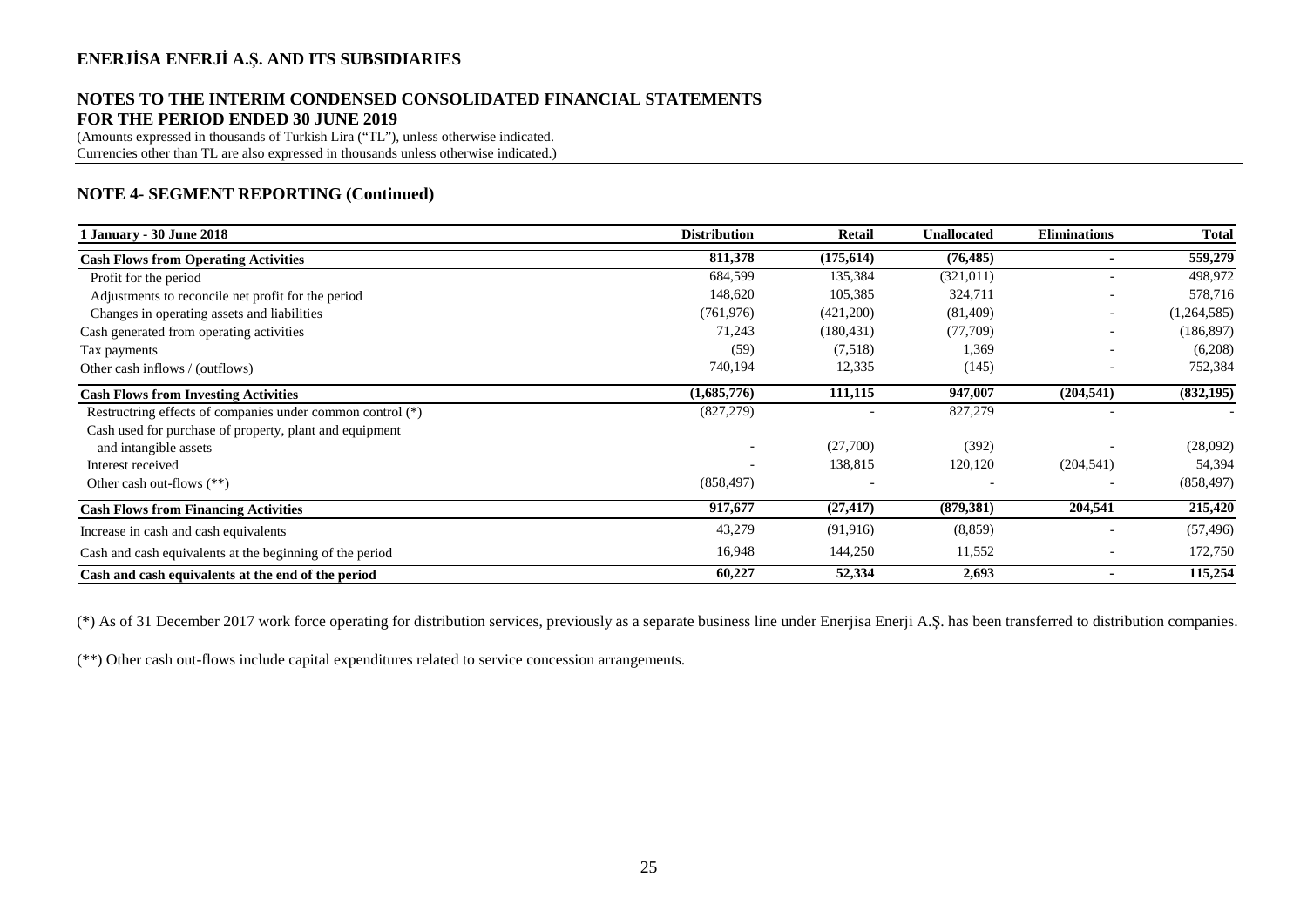# ENERJİSA ENERJİ A.Ş. AND ITS SUBSIDIARIES

## NOTES TO THE INTERIM CONDENSED CONSOLIDATED FINANCIAL STATEMENTS FOR THE PERIOD ENDED 30 JUNE 2019

(Amounts expressed in thousands of Turkish Lira ("TL"), unless otherwise indicated. Currencies other than TL are also expressed in thousands unless otherwise indicated.)

## NOTE 4- SEGMENT REPORTING (Continued)

| 1 January - 30 June 2018 | Distribution | Retail | Unallocated | Eliminations | Total |
|---|---|---|---|---|---|
| **Cash Flows from Operating Activities** | **811,378** | **(175,614)** | **(76,485)** | **-** | **559,279** |
| Profit for the period | 684,599 | 135,384 | (321,011) | - | 498,972 |
| Adjustments to reconcile net profit for the period | 148,620 | 105,385 | 324,711 | - | 578,716 |
| Changes in operating assets and liabilities | (761,976) | (421,200) | (81,409) | - | (1,264,585) |
| Cash generated from operating activities | 71,243 | (180,431) | (77,709) | - | (186,897) |
| Tax payments | (59) | (7,518) | 1,369 | - | (6,208) |
| Other cash inflows / (outflows) | 740,194 | 12,335 | (145) | - | 752,384 |
| **Cash Flows from Investing Activities** | **(1,685,776)** | **111,115** | **947,007** | **(204,541)** | **(832,195)** |
| Restructring effects of companies under common control (*) | (827,279) | - | 827,279 | - | - |
| Cash used for purchase of property, plant and equipment and intangible assets | - | (27,700) | (392) | - | (28,092) |
| Interest received | - | 138,815 | 120,120 | (204,541) | 54,394 |
| Other cash out-flows (**) | (858,497) | - | - | - | (858,497) |
| **Cash Flows from Financing Activities** | **917,677** | **(27,417)** | **(879,381)** | **204,541** | **215,420** |
| Increase in cash and cash equivalents | 43,279 | (91,916) | (8,859) | - | (57,496) |
| Cash and cash equivalents at the beginning of the period | 16,948 | 144,250 | 11,552 | - | 172,750 |
| **Cash and cash equivalents at the end of the period** | **60,227** | **52,334** | **2,693** | **-** | **115,254** |

(*) As of 31 December 2017 work force operating for distribution services, previously as a separate business line under Enerjisa Enerji A.Ş. has been transferred to distribution companies.

(**) Other cash out-flows include capital expenditures related to service concession arrangements.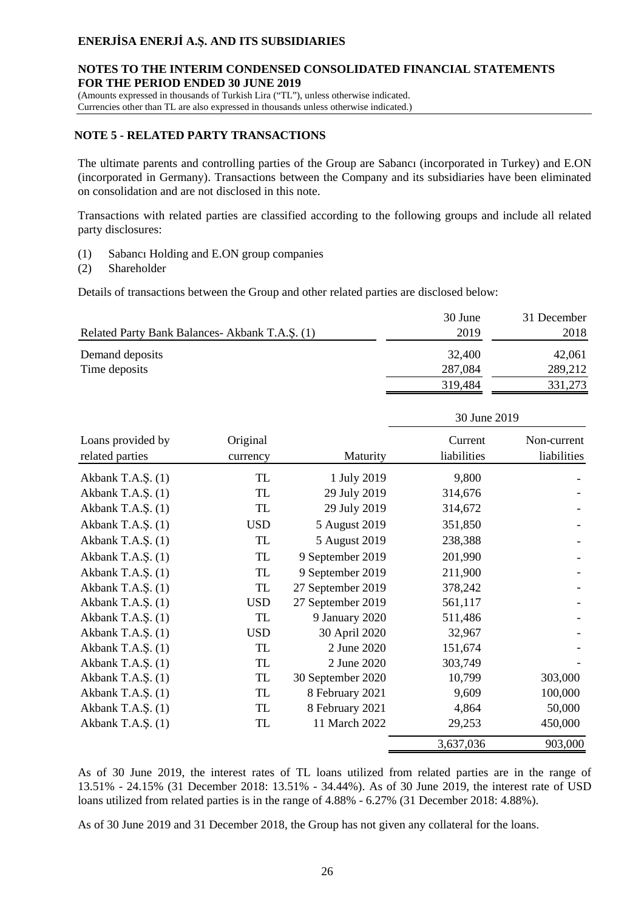## NOTE 5 - RELATED PARTY TRANSACTIONS

The ultimate parents and controlling parties of the Group are Sabancı (incorporated in Turkey) and E.ON (incorporated in Germany). Transactions between the Company and its subsidiaries have been eliminated on consolidation and are not disclosed in this note.

Transactions with related parties are classified according to the following groups and include all related party disclosures:

(1) Sabancı Holding and E.ON group companies
(2) Shareholder

Details of transactions between the Group and other related parties are disclosed below:

| Related Party Bank Balances- Akbank T.A.Ş. (1) | 30 June 2019 | 31 December 2018 |
|---|---|---|
| Demand deposits | 32,400 | 42,061 |
| Time deposits | 287,084 | 289,212 |
| | 319,484 | 331,273 |

| Loans provided by related parties | Original currency | Maturity | 30 June 2019 Current liabilities | Non-current liabilities |
|---|---|---|---|---|
| Akbank T.A.Ş. (1) | TL | 1 July 2019 | 9,800 | - |
| Akbank T.A.Ş. (1) | TL | 29 July 2019 | 314,676 | - |
| Akbank T.A.Ş. (1) | TL | 29 July 2019 | 314,672 | - |
| Akbank T.A.Ş. (1) | USD | 5 August 2019 | 351,850 | - |
| Akbank T.A.Ş. (1) | TL | 5 August 2019 | 238,388 | - |
| Akbank T.A.Ş. (1) | TL | 9 September 2019 | 201,990 | - |
| Akbank T.A.Ş. (1) | TL | 9 September 2019 | 211,900 | - |
| Akbank T.A.Ş. (1) | TL | 27 September 2019 | 378,242 | - |
| Akbank T.A.Ş. (1) | USD | 27 September 2019 | 561,117 | - |
| Akbank T.A.Ş. (1) | TL | 9 January 2020 | 511,486 | - |
| Akbank T.A.Ş. (1) | USD | 30 April 2020 | 32,967 | - |
| Akbank T.A.Ş. (1) | TL | 2 June 2020 | 151,674 | - |
| Akbank T.A.Ş. (1) | TL | 2 June 2020 | 303,749 | - |
| Akbank T.A.Ş. (1) | TL | 30 September 2020 | 10,799 | 303,000 |
| Akbank T.A.Ş. (1) | TL | 8 February 2021 | 9,609 | 100,000 |
| Akbank T.A.Ş. (1) | TL | 8 February 2021 | 4,864 | 50,000 |
| Akbank T.A.Ş. (1) | TL | 11 March 2022 | 29,253 | 450,000 |
| | | | 3,637,036 | 903,000 |

As of 30 June 2019, the interest rates of TL loans utilized from related parties are in the range of 13.51% - 24.15% (31 December 2018: 13.51% - 34.44%). As of 30 June 2019, the interest rate of USD loans utilized from related parties is in the range of 4.88% - 6.27% (31 December 2018: 4.88%).

As of 30 June 2019 and 31 December 2018, the Group has not given any collateral for the loans.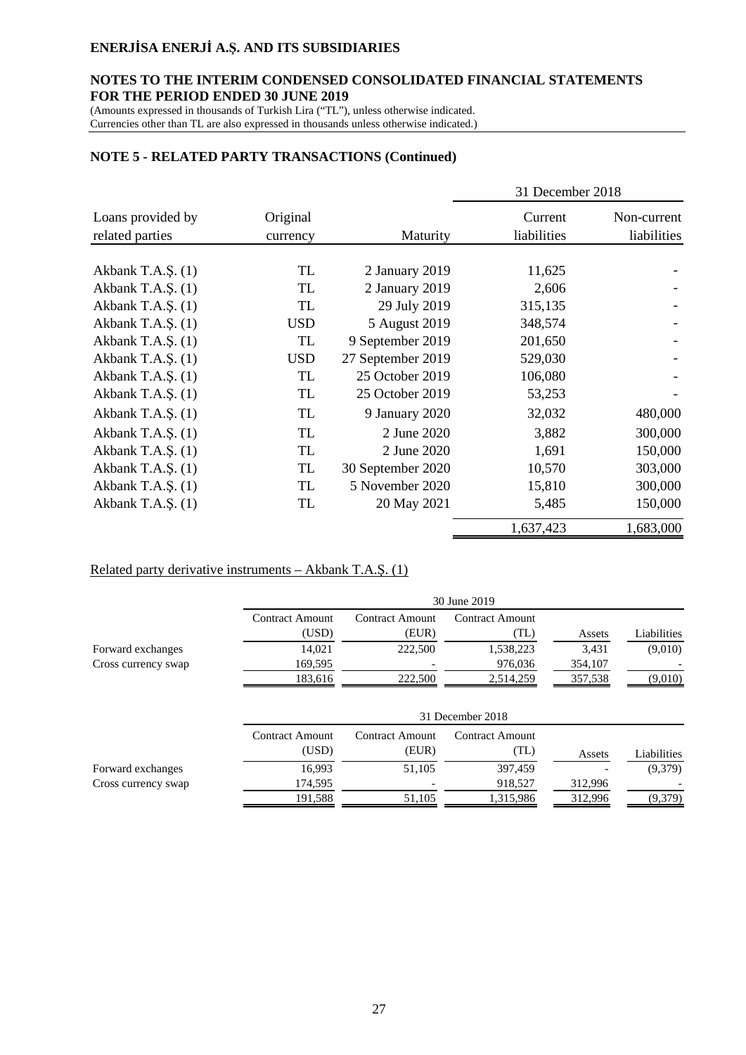## NOTE 5 - RELATED PARTY TRANSACTIONS (Continued)

| Loans provided by related parties | Original currency | Maturity | 31 December 2018 Current liabilities | Non-current liabilities |
|---|---|---|---|---|
| Akbank T.A.Ş. (1) | TL | 2 January 2019 | 11,625 | - |
| Akbank T.A.Ş. (1) | TL | 2 January 2019 | 2,606 | - |
| Akbank T.A.Ş. (1) | TL | 29 July 2019 | 315,135 | - |
| Akbank T.A.Ş. (1) | USD | 5 August 2019 | 348,574 | - |
| Akbank T.A.Ş. (1) | TL | 9 September 2019 | 201,650 | - |
| Akbank T.A.Ş. (1) | USD | 27 September 2019 | 529,030 | - |
| Akbank T.A.Ş. (1) | TL | 25 October 2019 | 106,080 | - |
| Akbank T.A.Ş. (1) | TL | 25 October 2019 | 53,253 | - |
| Akbank T.A.Ş. (1) | TL | 9 January 2020 | 32,032 | 480,000 |
| Akbank T.A.Ş. (1) | TL | 2 June 2020 | 3,882 | 300,000 |
| Akbank T.A.Ş. (1) | TL | 2 June 2020 | 1,691 | 150,000 |
| Akbank T.A.Ş. (1) | TL | 30 September 2020 | 10,570 | 303,000 |
| Akbank T.A.Ş. (1) | TL | 5 November 2020 | 15,810 | 300,000 |
| Akbank T.A.Ş. (1) | TL | 20 May 2021 | 5,485 | 150,000 |
| | | | 1,637,423 | 1,683,000 |

Related party derivative instruments – Akbank T.A.Ş. (1)

| | 30 June 2019 | | | | |
|---|---|---|---|---|---|
| | Contract Amount (USD) | Contract Amount (EUR) | Contract Amount (TL) | Assets | Liabilities |
| Forward exchanges | 14,021 | 222,500 | 1,538,223 | 3,431 | (9,010) |
| Cross currency swap | 169,595 | - | 976,036 | 354,107 | - |
| | 183,616 | 222,500 | 2,514,259 | 357,538 | (9,010) |

| | 31 December 2018 | | | | |
|---|---|---|---|---|---|
| | Contract Amount (USD) | Contract Amount (EUR) | Contract Amount (TL) | Assets | Liabilities |
| Forward exchanges | 16,993 | 51,105 | 397,459 | - | (9,379) |
| Cross currency swap | 174,595 | - | 918,527 | 312,996 | - |
| | 191,588 | 51,105 | 1,315,986 | 312,996 | (9,379) |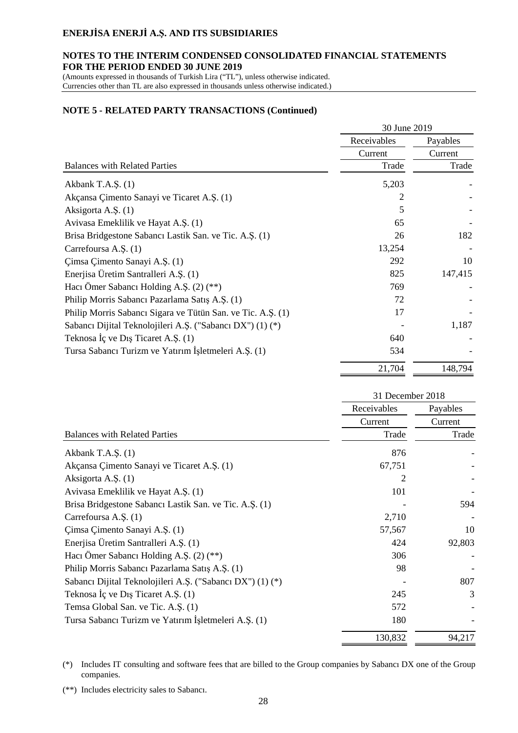# ENERJİSA ENERJİ A.Ş. AND ITS SUBSIDIARIES

## NOTES TO THE INTERIM CONDENSED CONSOLIDATED FINANCIAL STATEMENTS FOR THE PERIOD ENDED 30 JUNE 2019

(Amounts expressed in thousands of Turkish Lira ("TL"), unless otherwise indicated. Currencies other than TL are also expressed in thousands unless otherwise indicated.)

## NOTE 5 - RELATED PARTY TRANSACTIONS (Continued)

| | 30 June 2019 | |
|---|---|---|
| | Receivables | Payables |
| | Current | Current |
| Balances with Related Parties | Trade | Trade |
| Akbank T.A.Ş. (1) | 5,203 | - |
| Akçansa Çimento Sanayi ve Ticaret A.Ş. (1) | 2 | - |
| Aksigorta A.Ş. (1) | 5 | - |
| Avivasa Emeklilik ve Hayat A.Ş. (1) | 65 | - |
| Brisa Bridgestone Sabancı Lastik San. ve Tic. A.Ş. (1) | 26 | 182 |
| Carrefoursa A.Ş. (1) | 13,254 | - |
| Çimsa Çimento Sanayi A.Ş. (1) | 292 | 10 |
| Enerjisa Üretim Santralleri A.Ş. (1) | 825 | 147,415 |
| Hacı Ömer Sabancı Holding A.Ş. (2) (**) | 769 | - |
| Philip Morris Sabancı Pazarlama Satış A.Ş. (1) | 72 | - |
| Philip Morris Sabancı Sigara ve Tütün San. ve Tic. A.Ş. (1) | 17 | - |
| Sabancı Dijital Teknolojileri A.Ş. ("Sabancı DX") (1) (*) | - | 1,187 |
| Teknosa İç ve Dış Ticaret A.Ş. (1) | 640 | - |
| Tursa Sabancı Turizm ve Yatırım İşletmeleri A.Ş. (1) | 534 | - |
| | 21,704 | 148,794 |

| | 31 December 2018 | |
|---|---|---|
| | Receivables | Payables |
| | Current | Current |
| Balances with Related Parties | Trade | Trade |
| Akbank T.A.Ş. (1) | 876 | - |
| Akçansa Çimento Sanayi ve Ticaret A.Ş. (1) | 67,751 | - |
| Aksigorta A.Ş. (1) | 2 | - |
| Avivasa Emeklilik ve Hayat A.Ş. (1) | 101 | - |
| Brisa Bridgestone Sabancı Lastik San. ve Tic. A.Ş. (1) | - | 594 |
| Carrefoursa A.Ş. (1) | 2,710 | - |
| Çimsa Çimento Sanayi A.Ş. (1) | 57,567 | 10 |
| Enerjisa Üretim Santralleri A.Ş. (1) | 424 | 92,803 |
| Hacı Ömer Sabancı Holding A.Ş. (2) (**) | 306 | - |
| Philip Morris Sabancı Pazarlama Satış A.Ş. (1) | 98 | - |
| Sabancı Dijital Teknolojileri A.Ş. ("Sabancı DX") (1) (*) | - | 807 |
| Teknosa İç ve Dış Ticaret A.Ş. (1) | 245 | 3 |
| Temsa Global San. ve Tic. A.Ş. (1) | 572 | - |
| Tursa Sabancı Turizm ve Yatırım İşletmeleri A.Ş. (1) | 180 | - |
| | 130,832 | 94,217 |

(*) Includes IT consulting and software fees that are billed to the Group companies by Sabancı DX one of the Group companies.

(**) Includes electricity sales to Sabancı.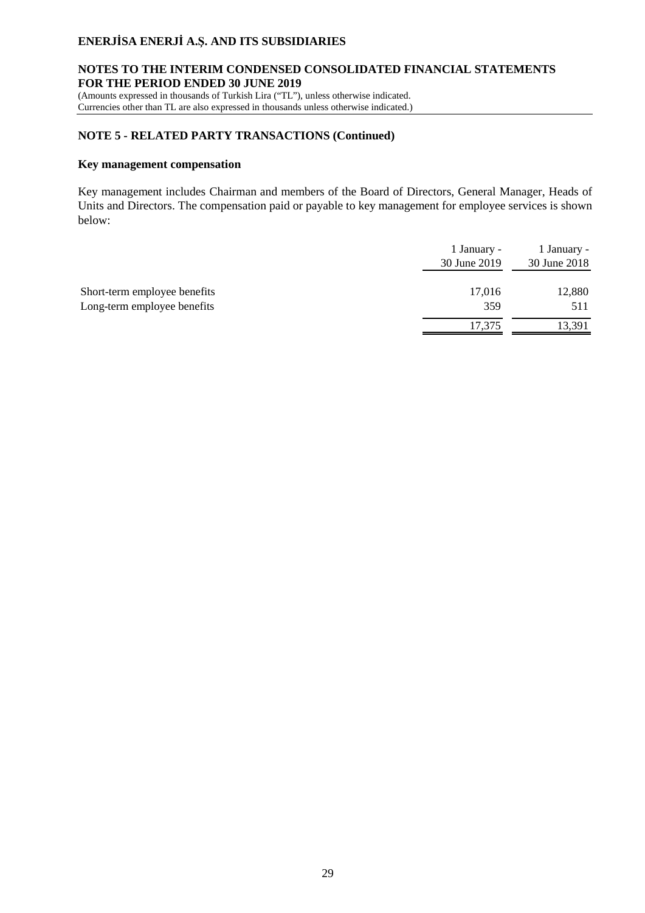## NOTE 5 - RELATED PARTY TRANSACTIONS (Continued)

### Key management compensation

Key management includes Chairman and members of the Board of Directors, General Manager, Heads of Units and Directors. The compensation paid or payable to key management for employee services is shown below:

| | 1 January - 30 June 2019 | 1 January - 30 June 2018 |
|---|---|---|
| Short-term employee benefits | 17,016 | 12,880 |
| Long-term employee benefits | 359 | 511 |
| | 17,375 | 13,391 |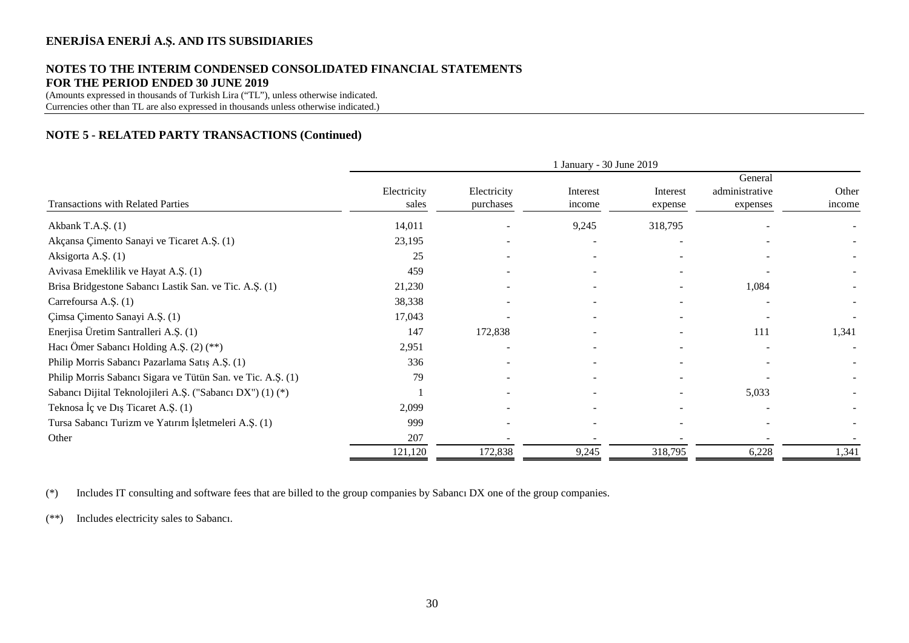# ENERJİSA ENERJİ A.Ş. AND ITS SUBSIDIARIES

## NOTES TO THE INTERIM CONDENSED CONSOLIDATED FINANCIAL STATEMENTS FOR THE PERIOD ENDED 30 JUNE 2019

(Amounts expressed in thousands of Turkish Lira ("TL"), unless otherwise indicated.
Currencies other than TL are also expressed in thousands unless otherwise indicated.)

## NOTE 5 - RELATED PARTY TRANSACTIONS (Continued)

| | 1 January - 30 June 2019 | | | | | |
|---|---|---|---|---|---|---|
| Transactions with Related Parties | Electricity sales | Electricity purchases | Interest income | Interest expense | General administrative expenses | Other income |
| Akbank T.A.Ş. (1) | 14,011 | - | 9,245 | 318,795 | - | - |
| Akçansa Çimento Sanayi ve Ticaret A.Ş. (1) | 23,195 | - | - | - | - | - |
| Aksigorta A.Ş. (1) | 25 | - | - | - | - | - |
| Avivasa Emeklilik ve Hayat A.Ş. (1) | 459 | - | - | - | - | - |
| Brisa Bridgestone Sabancı Lastik San. ve Tic. A.Ş. (1) | 21,230 | - | - | - | 1,084 | - |
| Carrefoursa A.Ş. (1) | 38,338 | - | - | - | - | - |
| Çimsa Çimento Sanayi A.Ş. (1) | 17,043 | - | - | - | - | - |
| Enerjisa Üretim Santralleri A.Ş. (1) | 147 | 172,838 | - | - | 111 | 1,341 |
| Hacı Ömer Sabancı Holding A.Ş. (2) (**) | 2,951 | - | - | - | - | - |
| Philip Morris Sabancı Pazarlama Satış A.Ş. (1) | 336 | - | - | - | - | - |
| Philip Morris Sabancı Sigara ve Tütün San. ve Tic. A.Ş. (1) | 79 | - | - | - | - | - |
| Sabancı Dijital Teknolojileri A.Ş. ("Sabancı DX") (1) (*) | 1 | - | - | - | 5,033 | - |
| Teknosa İç ve Dış Ticaret A.Ş. (1) | 2,099 | - | - | - | - | - |
| Tursa Sabancı Turizm ve Yatırım İşletmeleri A.Ş. (1) | 999 | - | - | - | - | - |
| Other | 207 | - | - | - | - | - |
| | 121,120 | 172,838 | 9,245 | 318,795 | 6,228 | 1,341 |

(*) Includes IT consulting and software fees that are billed to the group companies by Sabancı DX one of the group companies.

(**) Includes electricity sales to Sabancı.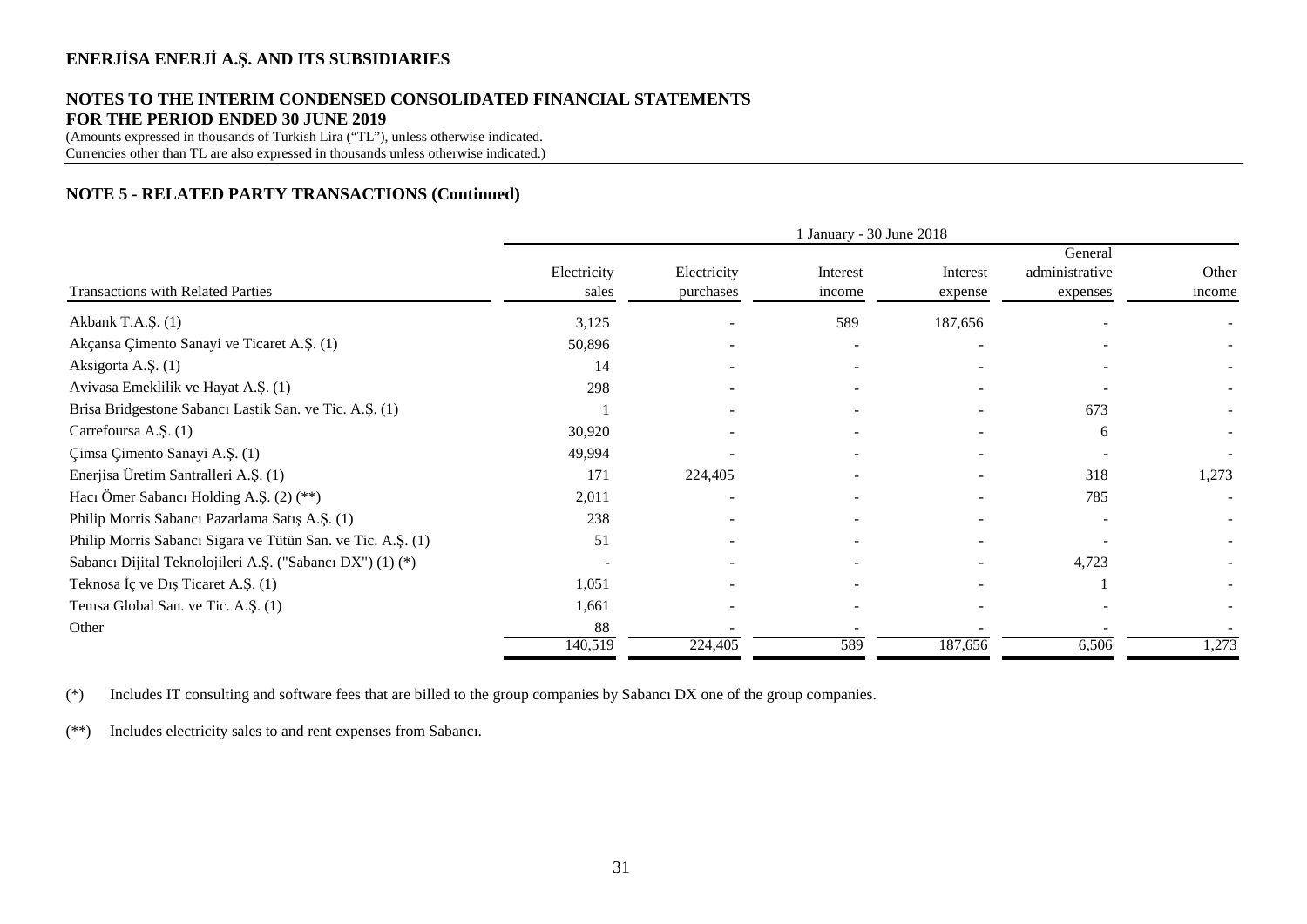## NOTE 5 - RELATED PARTY TRANSACTIONS (Continued)

| | 1 January - 30 June 2018 | | | | | |
|---|---|---|---|---|---|---|
| Transactions with Related Parties | Electricity sales | Electricity purchases | Interest income | Interest expense | General administrative expenses | Other income |
| Akbank T.A.Ş. (1) | 3,125 | - | 589 | 187,656 | - | - |
| Akçansa Çimento Sanayi ve Ticaret A.Ş. (1) | 50,896 | - | - | - | - | - |
| Aksigorta A.Ş. (1) | 14 | - | - | - | - | - |
| Avivasa Emeklilik ve Hayat A.Ş. (1) | 298 | - | - | - | - | - |
| Brisa Bridgestone Sabancı Lastik San. ve Tic. A.Ş. (1) | 1 | - | - | - | 673 | - |
| Carrefoursa A.Ş. (1) | 30,920 | - | - | - | 6 | - |
| Çimsa Çimento Sanayi A.Ş. (1) | 49,994 | - | - | - | - | - |
| Enerjisa Üretim Santralleri A.Ş. (1) | 171 | 224,405 | - | - | 318 | 1,273 |
| Hacı Ömer Sabancı Holding A.Ş. (2) (**) | 2,011 | - | - | - | 785 | - |
| Philip Morris Sabancı Pazarlama Satış A.Ş. (1) | 238 | - | - | - | - | - |
| Philip Morris Sabancı Sigara ve Tütün San. ve Tic. A.Ş. (1) | 51 | - | - | - | - | - |
| Sabancı Dijital Teknolojileri A.Ş. ("Sabancı DX") (1) (*) | - | - | - | - | 4,723 | - |
| Teknosa İç ve Dış Ticaret A.Ş. (1) | 1,051 | - | - | - | 1 | - |
| Temsa Global San. ve Tic. A.Ş. (1) | 1,661 | - | - | - | - | - |
| Other | 88 | - | - | - | - | - |
| | 140,519 | 224,405 | 589 | 187,656 | 6,506 | 1,273 |

(*) Includes IT consulting and software fees that are billed to the group companies by Sabancı DX one of the group companies.

(**) Includes electricity sales to and rent expenses from Sabancı.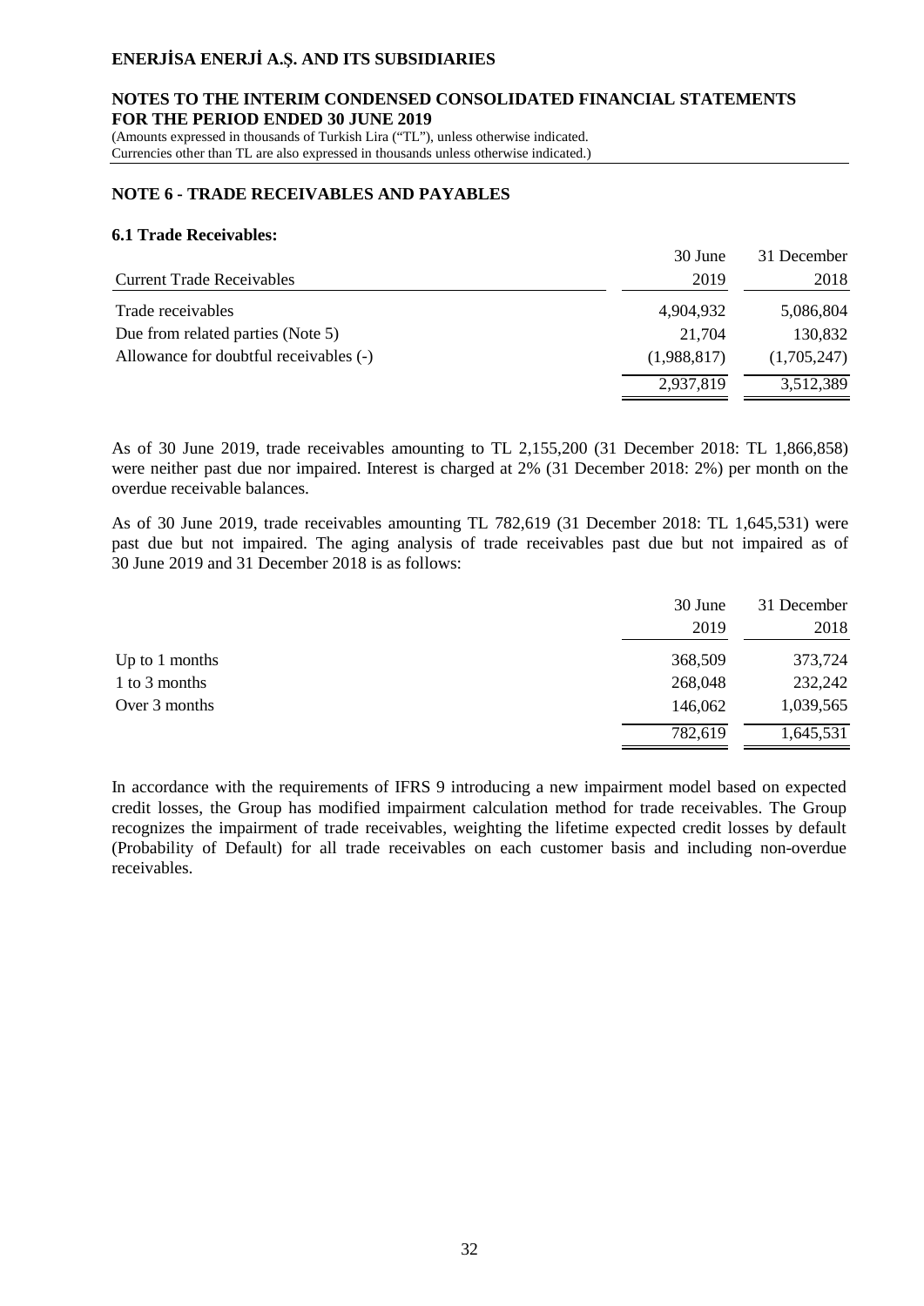## NOTE 6 - TRADE RECEIVABLES AND PAYABLES

### 6.1 Trade Receivables:

| Current Trade Receivables | 30 June 2019 | 31 December 2018 |
|---|---|---|
| Trade receivables | 4,904,932 | 5,086,804 |
| Due from related parties (Note 5) | 21,704 | 130,832 |
| Allowance for doubtful receivables (-) | (1,988,817) | (1,705,247) |
| | 2,937,819 | 3,512,389 |

As of 30 June 2019, trade receivables amounting to TL 2,155,200 (31 December 2018: TL 1,866,858) were neither past due nor impaired. Interest is charged at 2% (31 December 2018: 2%) per month on the overdue receivable balances.

As of 30 June 2019, trade receivables amounting TL 782,619 (31 December 2018: TL 1,645,531) were past due but not impaired. The aging analysis of trade receivables past due but not impaired as of 30 June 2019 and 31 December 2018 is as follows:

| | 30 June 2019 | 31 December 2018 |
|---|---|---|
| Up to 1 months | 368,509 | 373,724 |
| 1 to 3 months | 268,048 | 232,242 |
| Over 3 months | 146,062 | 1,039,565 |
| | 782,619 | 1,645,531 |

In accordance with the requirements of IFRS 9 introducing a new impairment model based on expected credit losses, the Group has modified impairment calculation method for trade receivables. The Group recognizes the impairment of trade receivables, weighting the lifetime expected credit losses by default (Probability of Default) for all trade receivables on each customer basis and including non-overdue receivables.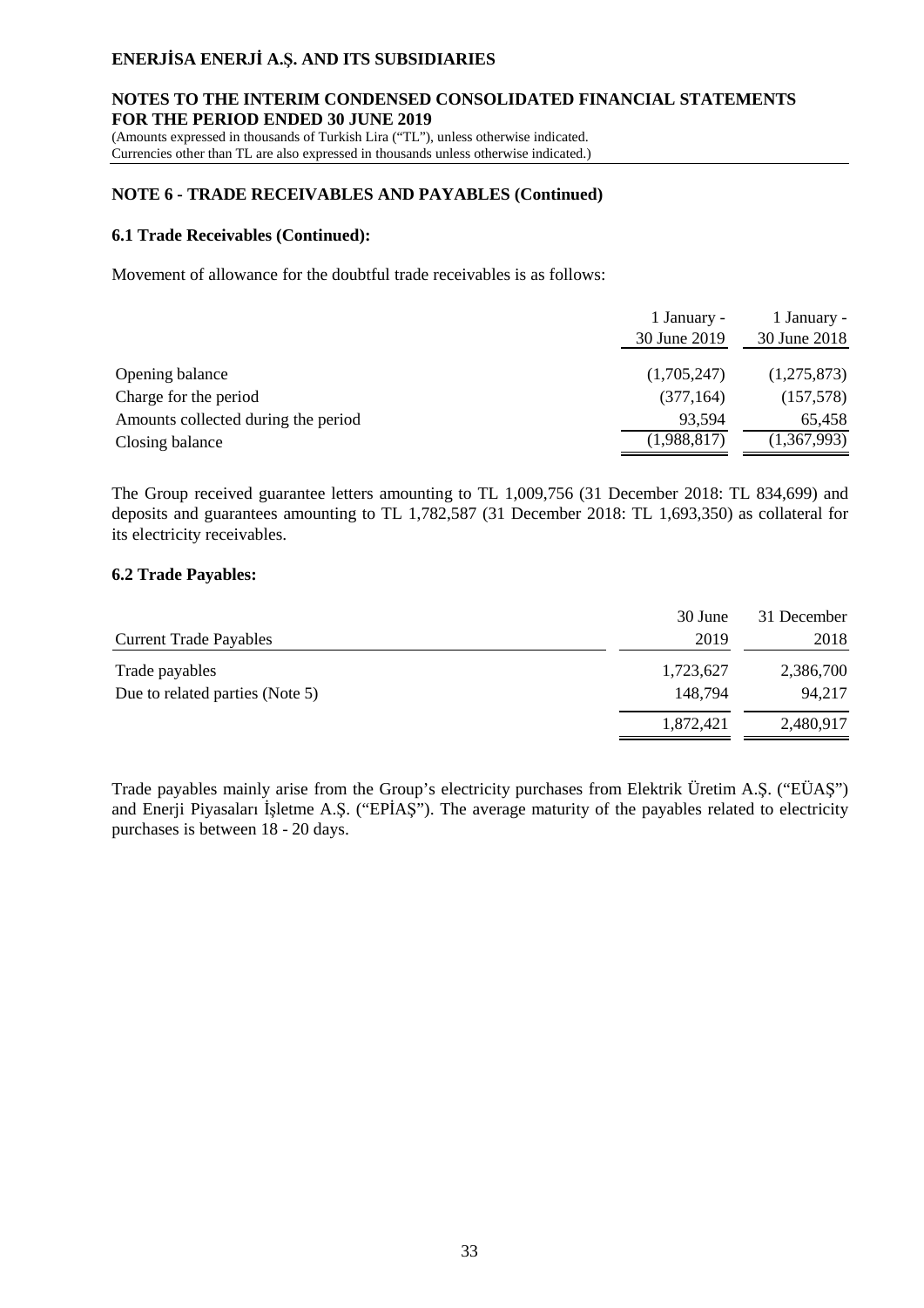## NOTE 6 - TRADE RECEIVABLES AND PAYABLES (Continued)

### 6.1 Trade Receivables (Continued):

Movement of allowance for the doubtful trade receivables is as follows:

| | 1 January - 30 June 2019 | 1 January - 30 June 2018 |
|---|---|---|
| Opening balance | (1,705,247) | (1,275,873) |
| Charge for the period | (377,164) | (157,578) |
| Amounts collected during the period | 93,594 | 65,458 |
| Closing balance | (1,988,817) | (1,367,993) |

The Group received guarantee letters amounting to TL 1,009,756 (31 December 2018: TL 834,699) and deposits and guarantees amounting to TL 1,782,587 (31 December 2018: TL 1,693,350) as collateral for its electricity receivables.

### 6.2 Trade Payables:

| Current Trade Payables | 30 June 2019 | 31 December 2018 |
|---|---|---|
| Trade payables | 1,723,627 | 2,386,700 |
| Due to related parties (Note 5) | 148,794 | 94,217 |
| | 1,872,421 | 2,480,917 |

Trade payables mainly arise from the Group's electricity purchases from Elektrik Üretim A.Ş. ("EÜAŞ") and Enerji Piyasaları İşletme A.Ş. ("EPİAŞ"). The average maturity of the payables related to electricity purchases is between 18 - 20 days.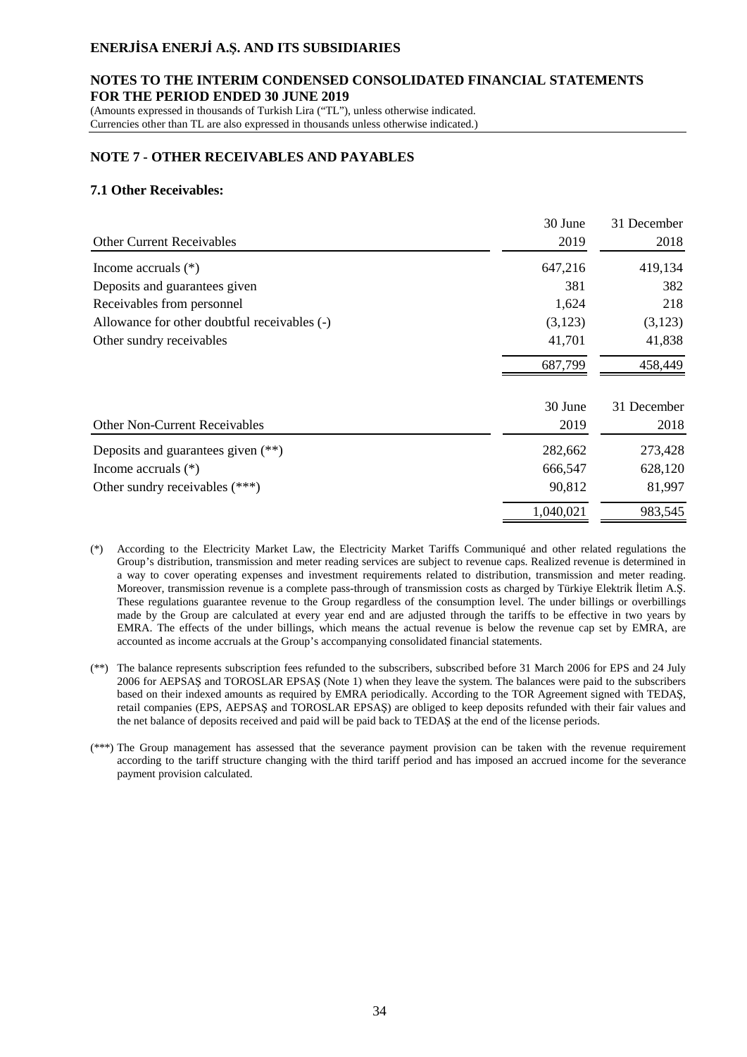## NOTE 7 - OTHER RECEIVABLES AND PAYABLES

### 7.1 Other Receivables:

| Other Current Receivables | 30 June 2019 | 31 December 2018 |
|---|---|---|
| Income accruals (*) | 647,216 | 419,134 |
| Deposits and guarantees given | 381 | 382 |
| Receivables from personnel | 1,624 | 218 |
| Allowance for other doubtful receivables (-) | (3,123) | (3,123) |
| Other sundry receivables | 41,701 | 41,838 |
| | 687,799 | 458,449 |

| Other Non-Current Receivables | 30 June 2019 | 31 December 2018 |
|---|---|---|
| Deposits and guarantees given (**) | 282,662 | 273,428 |
| Income accruals (*) | 666,547 | 628,120 |
| Other sundry receivables (***) | 90,812 | 81,997 |
| | 1,040,021 | 983,545 |

(*) According to the Electricity Market Law, the Electricity Market Tariffs Communiqué and other related regulations the Group's distribution, transmission and meter reading services are subject to revenue caps. Realized revenue is determined in a way to cover operating expenses and investment requirements related to distribution, transmission and meter reading. Moreover, transmission revenue is a complete pass-through of transmission costs as charged by Türkiye Elektrik İletim A.Ş. These regulations guarantee revenue to the Group regardless of the consumption level. The under billings or overbillings made by the Group are calculated at every year end and are adjusted through the tariffs to be effective in two years by EMRA. The effects of the under billings, which means the actual revenue is below the revenue cap set by EMRA, are accounted as income accruals at the Group's accompanying consolidated financial statements.

(**) The balance represents subscription fees refunded to the subscribers, subscribed before 31 March 2006 for EPS and 24 July 2006 for AEPSAŞ and TOROSLAR EPSAŞ (Note 1) when they leave the system. The balances were paid to the subscribers based on their indexed amounts as required by EMRA periodically. According to the TOR Agreement signed with TEDAŞ, retail companies (EPS, AEPSAŞ and TOROSLAR EPSAŞ) are obliged to keep deposits refunded with their fair values and the net balance of deposits received and paid will be paid back to TEDAŞ at the end of the license periods.

(***) The Group management has assessed that the severance payment provision can be taken with the revenue requirement according to the tariff structure changing with the third tariff period and has imposed an accrued income for the severance payment provision calculated.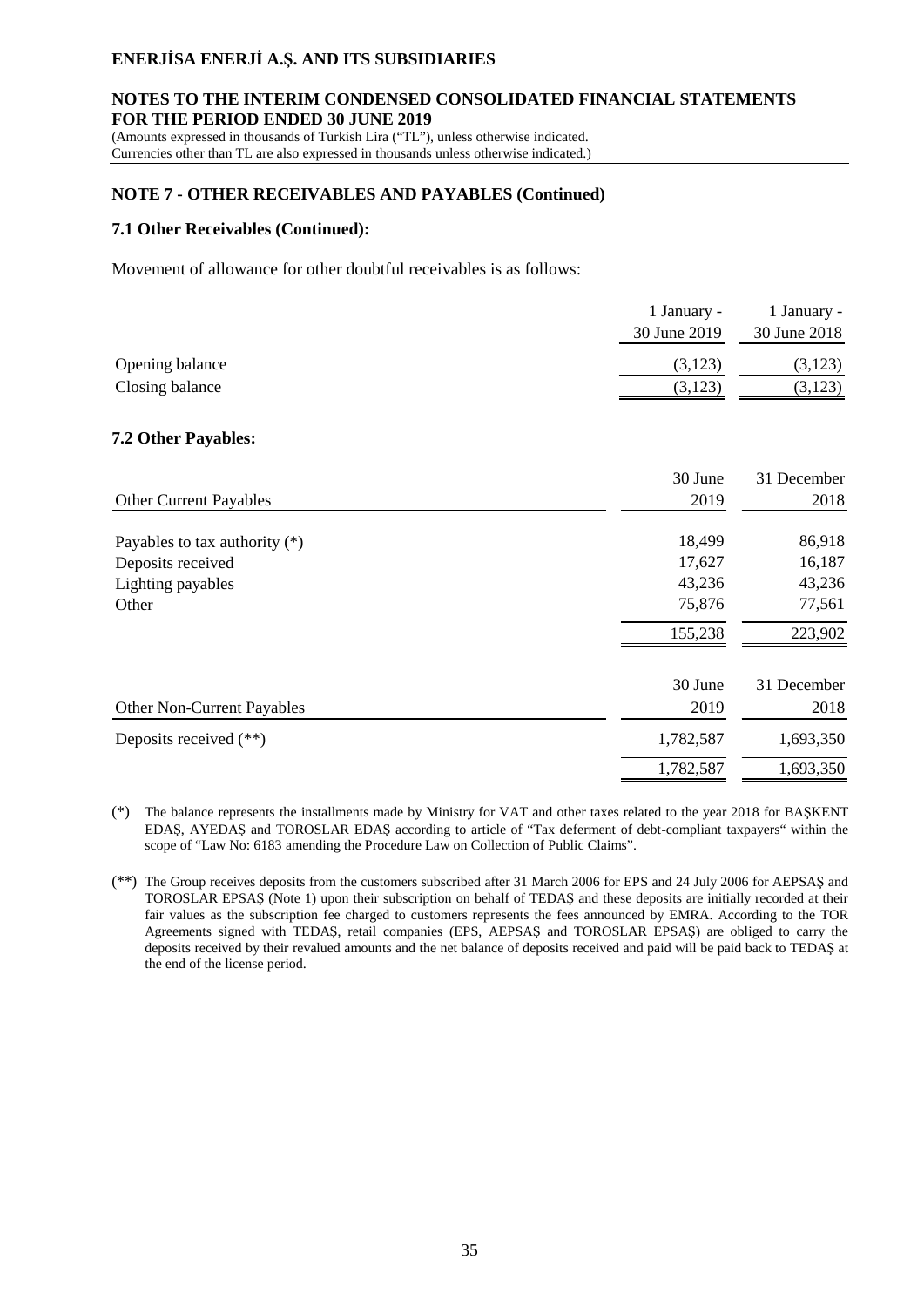## NOTE 7 - OTHER RECEIVABLES AND PAYABLES (Continued)

### 7.1 Other Receivables (Continued):

Movement of allowance for other doubtful receivables is as follows:

| | 1 January - 30 June 2019 | 1 January - 30 June 2018 |
|---|---|---|
| Opening balance | (3,123) | (3,123) |
| Closing balance | (3,123) | (3,123) |

### 7.2 Other Payables:

| Other Current Payables | 30 June 2019 | 31 December 2018 |
|---|---|---|
| Payables to tax authority (*) | 18,499 | 86,918 |
| Deposits received | 17,627 | 16,187 |
| Lighting payables | 43,236 | 43,236 |
| Other | 75,876 | 77,561 |
| | 155,238 | 223,902 |

| Other Non-Current Payables | 30 June 2019 | 31 December 2018 |
|---|---|---|
| Deposits received (**) | 1,782,587 | 1,693,350 |
| | 1,782,587 | 1,693,350 |

(*) The balance represents the installments made by Ministry for VAT and other taxes related to the year 2018 for BAŞKENT EDAŞ, AYEDAŞ and TOROSLAR EDAŞ according to article of "Tax deferment of debt-compliant taxpayers" within the scope of "Law No: 6183 amending the Procedure Law on Collection of Public Claims".

(**) The Group receives deposits from the customers subscribed after 31 March 2006 for EPS and 24 July 2006 for AEPSAŞ and TOROSLAR EPSAŞ (Note 1) upon their subscription on behalf of TEDAŞ and these deposits are initially recorded at their fair values as the subscription fee charged to customers represents the fees announced by EMRA. According to the TOR Agreements signed with TEDAŞ, retail companies (EPS, AEPSAŞ and TOROSLAR EPSAŞ) are obliged to carry the deposits received by their revalued amounts and the net balance of deposits received and paid will be paid back to TEDAŞ at the end of the license period.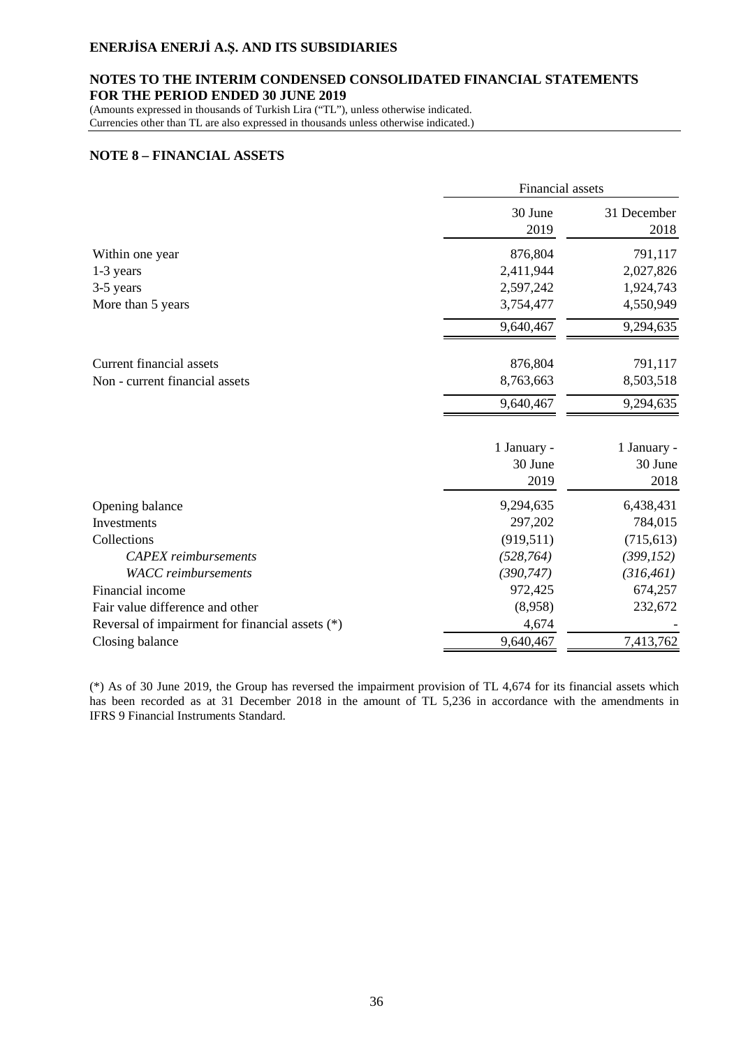# ENERJİSA ENERJİ A.Ş. AND ITS SUBSIDIARIES

## NOTES TO THE INTERIM CONDENSED CONSOLIDATED FINANCIAL STATEMENTS FOR THE PERIOD ENDED 30 JUNE 2019

(Amounts expressed in thousands of Turkish Lira ("TL"), unless otherwise indicated.
Currencies other than TL are also expressed in thousands unless otherwise indicated.)

## NOTE 8 – FINANCIAL ASSETS

| | Financial assets | |
|---|---|---|
| | 30 June 2019 | 31 December 2018 |
| Within one year | 876,804 | 791,117 |
| 1-3 years | 2,411,944 | 2,027,826 |
| 3-5 years | 2,597,242 | 1,924,743 |
| More than 5 years | 3,754,477 | 4,550,949 |
| | 9,640,467 | 9,294,635 |
| Current financial assets | 876,804 | 791,117 |
| Non - current financial assets | 8,763,663 | 8,503,518 |
| | 9,640,467 | 9,294,635 |

| | 1 January - 30 June 2019 | 1 January - 30 June 2018 |
|---|---|---|
| Opening balance | 9,294,635 | 6,438,431 |
| Investments | 297,202 | 784,015 |
| Collections | (919,511) | (715,613) |
| *CAPEX reimbursements* | *(528,764)* | *(399,152)* |
| *WACC reimbursements* | *(390,747)* | *(316,461)* |
| Financial income | 972,425 | 674,257 |
| Fair value difference and other | (8,958) | 232,672 |
| Reversal of impairment for financial assets (*) | 4,674 | - |
| Closing balance | 9,640,467 | 7,413,762 |

(*) As of 30 June 2019, the Group has reversed the impairment provision of TL 4,674 for its financial assets which has been recorded as at 31 December 2018 in the amount of TL 5,236 in accordance with the amendments in IFRS 9 Financial Instruments Standard.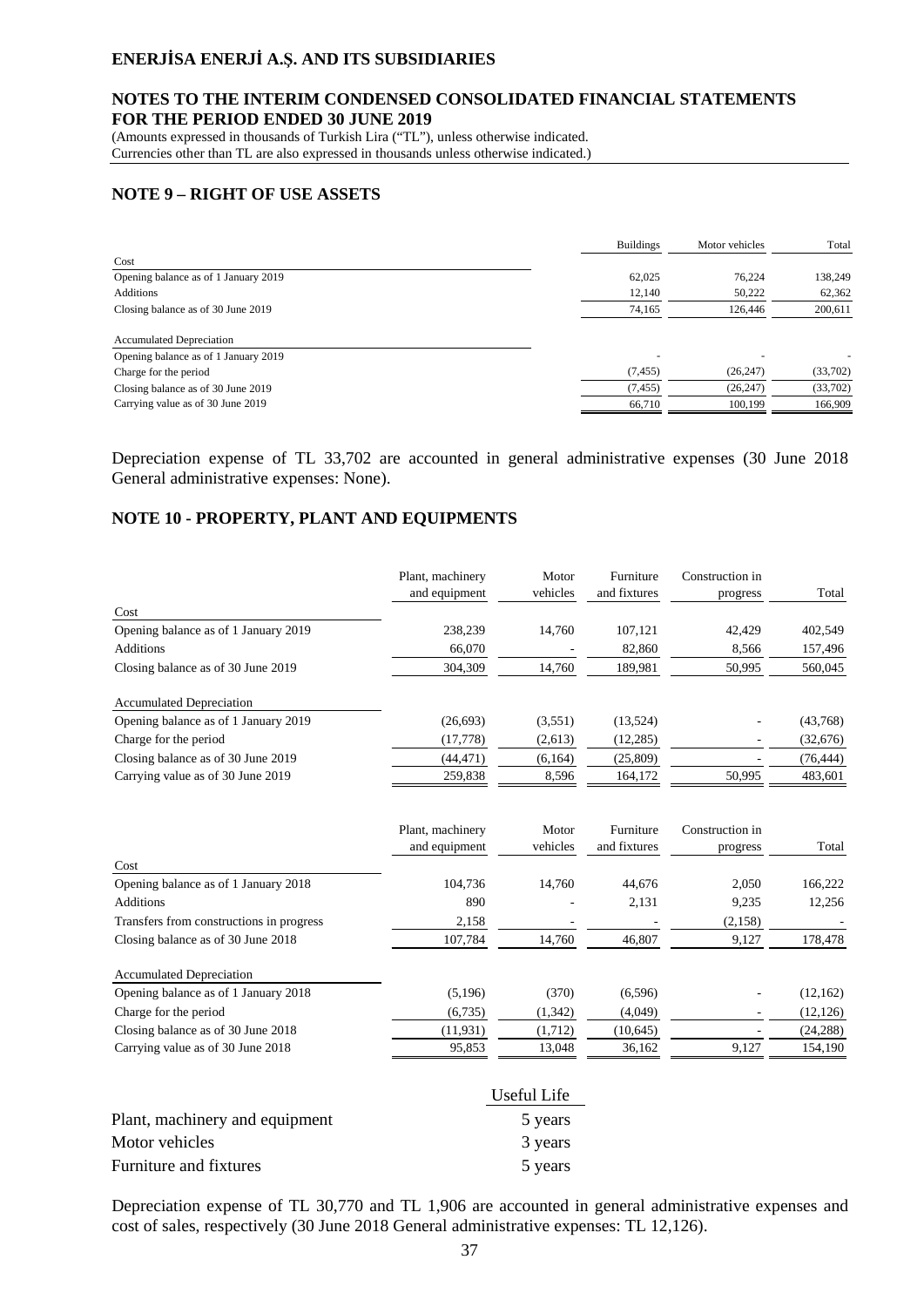## NOTE 9 – RIGHT OF USE ASSETS

| | Buildings | Motor vehicles | Total |
|---|---|---|---|
| **Cost** | | | |
| Opening balance as of 1 January 2019 | 62,025 | 76,224 | 138,249 |
| Additions | 12,140 | 50,222 | 62,362 |
| Closing balance as of 30 June 2019 | 74,165 | 126,446 | 200,611 |
| | | | |
| **Accumulated Depreciation** | | | |
| Opening balance as of 1 January 2019 | - | - | - |
| Charge for the period | (7,455) | (26,247) | (33,702) |
| Closing balance as of 30 June 2019 | (7,455) | (26,247) | (33,702) |
| Carrying value as of 30 June 2019 | 66,710 | 100,199 | 166,909 |

Depreciation expense of TL 33,702 are accounted in general administrative expenses (30 June 2018 General administrative expenses: None).

## NOTE 10 - PROPERTY, PLANT AND EQUIPMENTS

| | Plant, machinery and equipment | Motor vehicles | Furniture and fixtures | Construction in progress | Total |
|---|---|---|---|---|---|
| **Cost** | | | | | |
| Opening balance as of 1 January 2019 | 238,239 | 14,760 | 107,121 | 42,429 | 402,549 |
| Additions | 66,070 | - | 82,860 | 8,566 | 157,496 |
| Closing balance as of 30 June 2019 | 304,309 | 14,760 | 189,981 | 50,995 | 560,045 |
| | | | | | |
| **Accumulated Depreciation** | | | | | |
| Opening balance as of 1 January 2019 | (26,693) | (3,551) | (13,524) | - | (43,768) |
| Charge for the period | (17,778) | (2,613) | (12,285) | - | (32,676) |
| Closing balance as of 30 June 2019 | (44,471) | (6,164) | (25,809) | - | (76,444) |
| Carrying value as of 30 June 2019 | 259,838 | 8,596 | 164,172 | 50,995 | 483,601 |

| | Plant, machinery and equipment | Motor vehicles | Furniture and fixtures | Construction in progress | Total |
|---|---|---|---|---|---|
| **Cost** | | | | | |
| Opening balance as of 1 January 2018 | 104,736 | 14,760 | 44,676 | 2,050 | 166,222 |
| Additions | 890 | - | 2,131 | 9,235 | 12,256 |
| Transfers from constructions in progress | 2,158 | - | - | (2,158) | - |
| Closing balance as of 30 June 2018 | 107,784 | 14,760 | 46,807 | 9,127 | 178,478 |
| | | | | | |
| **Accumulated Depreciation** | | | | | |
| Opening balance as of 1 January 2018 | (5,196) | (370) | (6,596) | - | (12,162) |
| Charge for the period | (6,735) | (1,342) | (4,049) | - | (12,126) |
| Closing balance as of 30 June 2018 | (11,931) | (1,712) | (10,645) | - | (24,288) |
| Carrying value as of 30 June 2018 | 95,853 | 13,048 | 36,162 | 9,127 | 154,190 |

| | Useful Life |
|---|---|
| Plant, machinery and equipment | 5 years |
| Motor vehicles | 3 years |
| Furniture and fixtures | 5 years |

Depreciation expense of TL 30,770 and TL 1,906 are accounted in general administrative expenses and cost of sales, respectively (30 June 2018 General administrative expenses: TL 12,126).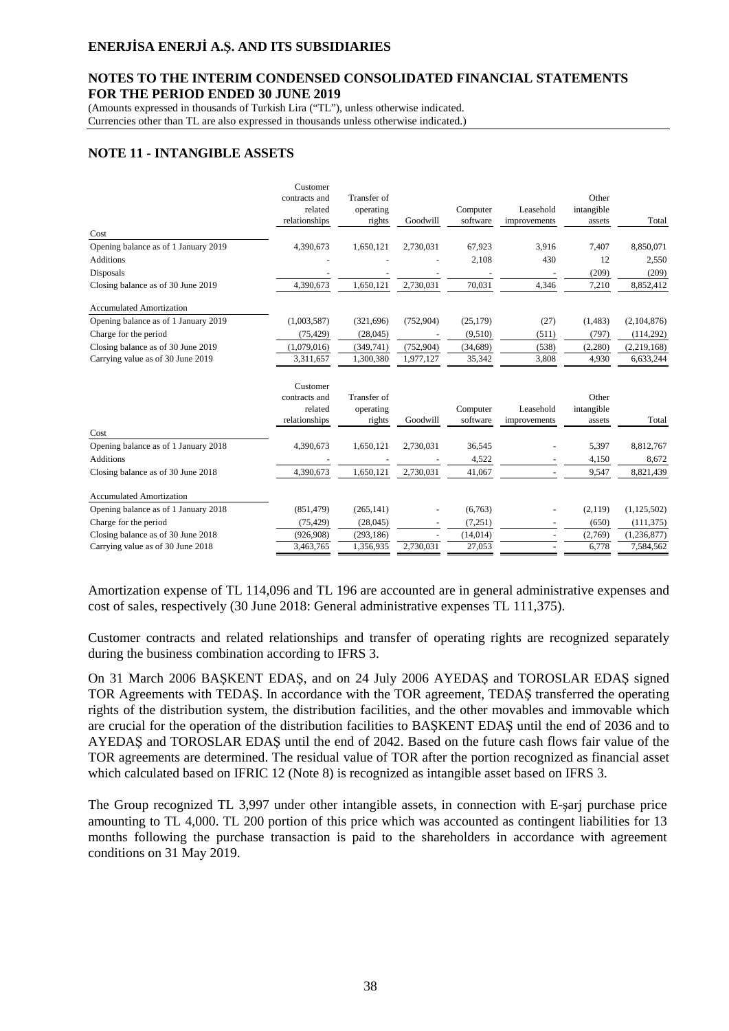## NOTE 11 - INTANGIBLE ASSETS

| | Customer contracts and related relationships | Transfer of operating rights | Goodwill | Computer software | Leasehold improvements | Other intangible assets | Total |
|---|---|---|---|---|---|---|---|
| **Cost** | | | | | | | |
| Opening balance as of 1 January 2019 | 4,390,673 | 1,650,121 | 2,730,031 | 67,923 | 3,916 | 7,407 | 8,850,071 |
| Additions | - | - | - | 2,108 | 430 | 12 | 2,550 |
| Disposals | - | - | - | - | - | (209) | (209) |
| Closing balance as of 30 June 2019 | 4,390,673 | 1,650,121 | 2,730,031 | 70,031 | 4,346 | 7,210 | 8,852,412 |
| **Accumulated Amortization** | | | | | | | |
| Opening balance as of 1 January 2019 | (1,003,587) | (321,696) | (752,904) | (25,179) | (27) | (1,483) | (2,104,876) |
| Charge for the period | (75,429) | (28,045) | - | (9,510) | (511) | (797) | (114,292) |
| Closing balance as of 30 June 2019 | (1,079,016) | (349,741) | (752,904) | (34,689) | (538) | (2,280) | (2,219,168) |
| Carrying value as of 30 June 2019 | 3,311,657 | 1,300,380 | 1,977,127 | 35,342 | 3,808 | 4,930 | 6,633,244 |

| | Customer contracts and related relationships | Transfer of operating rights | Goodwill | Computer software | Leasehold improvements | Other intangible assets | Total |
|---|---|---|---|---|---|---|---|
| **Cost** | | | | | | | |
| Opening balance as of 1 January 2018 | 4,390,673 | 1,650,121 | 2,730,031 | 36,545 | - | 5,397 | 8,812,767 |
| Additions | - | - | - | 4,522 | - | 4,150 | 8,672 |
| Closing balance as of 30 June 2018 | 4,390,673 | 1,650,121 | 2,730,031 | 41,067 | - | 9,547 | 8,821,439 |
| **Accumulated Amortization** | | | | | | | |
| Opening balance as of 1 January 2018 | (851,479) | (265,141) | - | (6,763) | - | (2,119) | (1,125,502) |
| Charge for the period | (75,429) | (28,045) | - | (7,251) | - | (650) | (111,375) |
| Closing balance as of 30 June 2018 | (926,908) | (293,186) | - | (14,014) | - | (2,769) | (1,236,877) |
| Carrying value as of 30 June 2018 | 3,463,765 | 1,356,935 | 2,730,031 | 27,053 | - | 6,778 | 7,584,562 |

Amortization expense of TL 114,096 and TL 196 are accounted are in general administrative expenses and cost of sales, respectively (30 June 2018: General administrative expenses TL 111,375).

Customer contracts and related relationships and transfer of operating rights are recognized separately during the business combination according to IFRS 3.

On 31 March 2006 BAŞKENT EDAŞ, and on 24 July 2006 AYEDAŞ and TOROSLAR EDAŞ signed TOR Agreements with TEDAŞ. In accordance with the TOR agreement, TEDAŞ transferred the operating rights of the distribution system, the distribution facilities, and the other movables and immovable which are crucial for the operation of the distribution facilities to BAŞKENT EDAŞ until the end of 2036 and to AYEDAŞ and TOROSLAR EDAŞ until the end of 2042. Based on the future cash flows fair value of the TOR agreements are determined. The residual value of TOR after the portion recognized as financial asset which calculated based on IFRIC 12 (Note 8) is recognized as intangible asset based on IFRS 3.

The Group recognized TL 3,997 under other intangible assets, in connection with E-şarj purchase price amounting to TL 4,000. TL 200 portion of this price which was accounted as contingent liabilities for 13 months following the purchase transaction is paid to the shareholders in accordance with agreement conditions on 31 May 2019.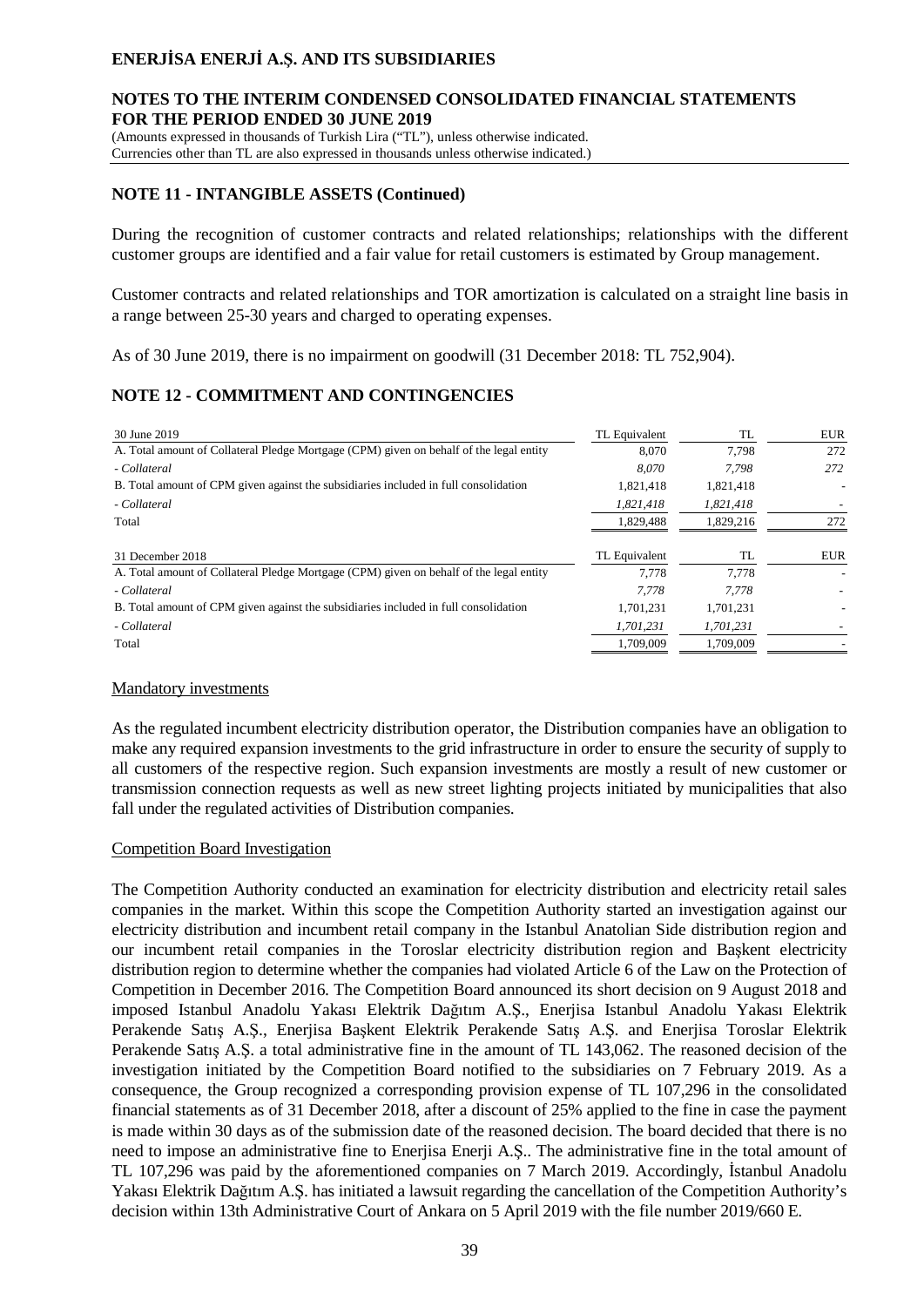## NOTE 11 - INTANGIBLE ASSETS (Continued)

During the recognition of customer contracts and related relationships; relationships with the different customer groups are identified and a fair value for retail customers is estimated by Group management.

Customer contracts and related relationships and TOR amortization is calculated on a straight line basis in a range between 25-30 years and charged to operating expenses.

As of 30 June 2019, there is no impairment on goodwill (31 December 2018: TL 752,904).

## NOTE 12 - COMMITMENT AND CONTINGENCIES

| 30 June 2019 | TL Equivalent | TL | EUR |
|---|---|---|---|
| A. Total amount of Collateral Pledge Mortgage (CPM) given on behalf of the legal entity | 8,070 | 7,798 | 272 |
| *- Collateral* | *8,070* | *7,798* | *272* |
| B. Total amount of CPM given against the subsidiaries included in full consolidation | 1,821,418 | 1,821,418 | - |
| *- Collateral* | *1,821,418* | *1,821,418* | - |
| Total | 1,829,488 | 1,829,216 | 272 |

| 31 December 2018 | TL Equivalent | TL | EUR |
|---|---|---|---|
| A. Total amount of Collateral Pledge Mortgage (CPM) given on behalf of the legal entity | 7,778 | 7,778 | - |
| *- Collateral* | *7,778* | *7,778* | - |
| B. Total amount of CPM given against the subsidiaries included in full consolidation | 1,701,231 | 1,701,231 | - |
| *- Collateral* | *1,701,231* | *1,701,231* | - |
| Total | 1,709,009 | 1,709,009 | - |

### Mandatory investments

As the regulated incumbent electricity distribution operator, the Distribution companies have an obligation to make any required expansion investments to the grid infrastructure in order to ensure the security of supply to all customers of the respective region. Such expansion investments are mostly a result of new customer or transmission connection requests as well as new street lighting projects initiated by municipalities that also fall under the regulated activities of Distribution companies.

### Competition Board Investigation

The Competition Authority conducted an examination for electricity distribution and electricity retail sales companies in the market. Within this scope the Competition Authority started an investigation against our electricity distribution and incumbent retail company in the Istanbul Anatolian Side distribution region and our incumbent retail companies in the Toroslar electricity distribution region and Başkent electricity distribution region to determine whether the companies had violated Article 6 of the Law on the Protection of Competition in December 2016. The Competition Board announced its short decision on 9 August 2018 and imposed Istanbul Anadolu Yakası Elektrik Dağıtım A.Ş., Enerjisa Istanbul Anadolu Yakası Elektrik Perakende Satış A.Ş., Enerjisa Başkent Elektrik Perakende Satış A.Ş. and Enerjisa Toroslar Elektrik Perakende Satış A.Ş. a total administrative fine in the amount of TL 143,062. The reasoned decision of the investigation initiated by the Competition Board notified to the subsidiaries on 7 February 2019. As a consequence, the Group recognized a corresponding provision expense of TL 107,296 in the consolidated financial statements as of 31 December 2018, after a discount of 25% applied to the fine in case the payment is made within 30 days as of the submission date of the reasoned decision. The board decided that there is no need to impose an administrative fine to Enerjisa Enerji A.Ş.. The administrative fine in the total amount of TL 107,296 was paid by the aforementioned companies on 7 March 2019. Accordingly, İstanbul Anadolu Yakası Elektrik Dağıtım A.Ş. has initiated a lawsuit regarding the cancellation of the Competition Authority's decision within 13th Administrative Court of Ankara on 5 April 2019 with the file number 2019/660 E.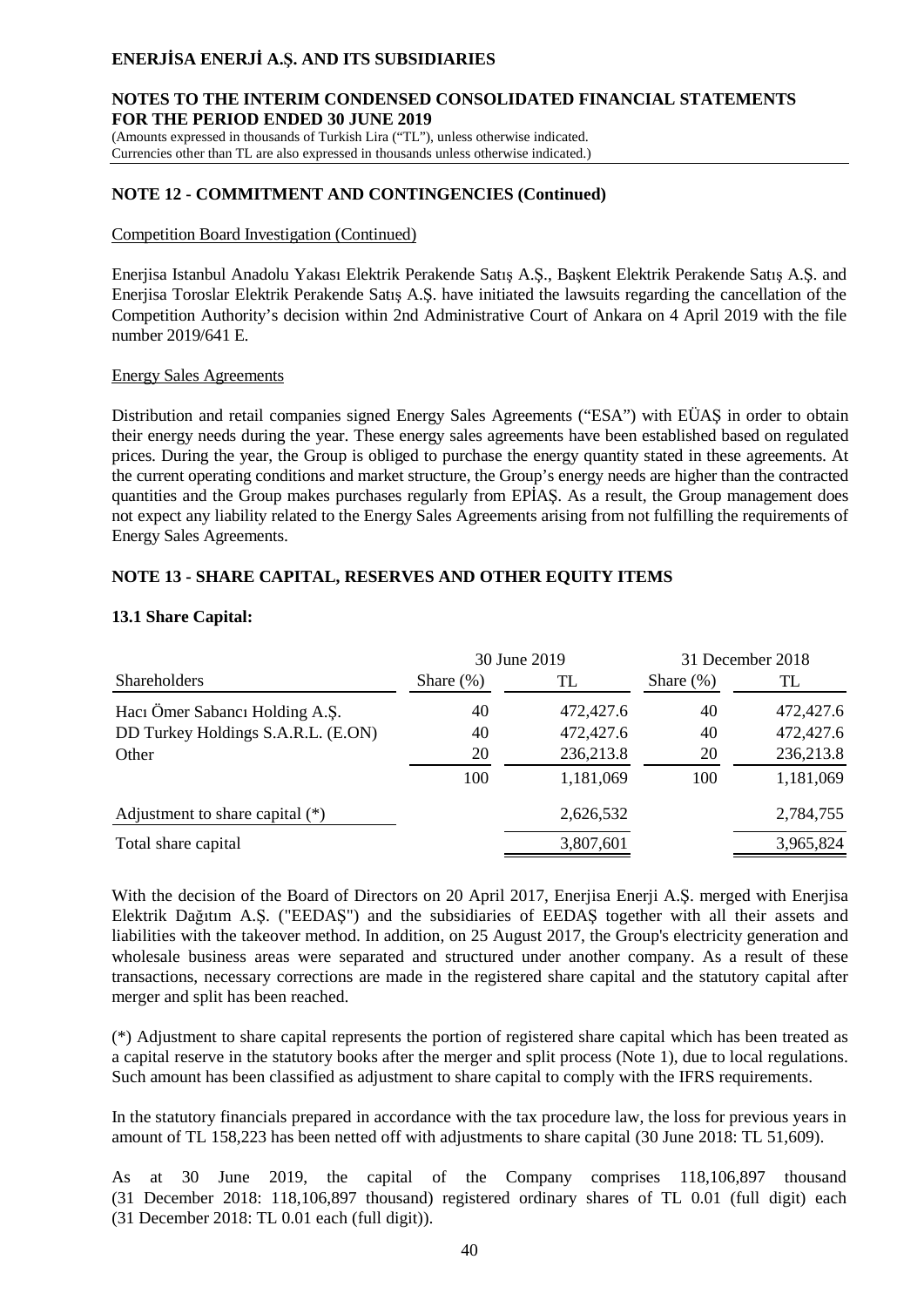## NOTE 12 - COMMITMENT AND CONTINGENCIES (Continued)

Competition Board Investigation (Continued)

Enerjisa Istanbul Anadolu Yakası Elektrik Perakende Satış A.Ş., Başkent Elektrik Perakende Satış A.Ş. and Enerjisa Toroslar Elektrik Perakende Satış A.Ş. have initiated the lawsuits regarding the cancellation of the Competition Authority's decision within 2nd Administrative Court of Ankara on 4 April 2019 with the file number 2019/641 E.

Energy Sales Agreements

Distribution and retail companies signed Energy Sales Agreements ("ESA") with EÜAŞ in order to obtain their energy needs during the year. These energy sales agreements have been established based on regulated prices. During the year, the Group is obliged to purchase the energy quantity stated in these agreements. At the current operating conditions and market structure, the Group's energy needs are higher than the contracted quantities and the Group makes purchases regularly from EPİAŞ. As a result, the Group management does not expect any liability related to the Energy Sales Agreements arising from not fulfilling the requirements of Energy Sales Agreements.

## NOTE 13 - SHARE CAPITAL, RESERVES AND OTHER EQUITY ITEMS

### 13.1 Share Capital:

| | 30 June 2019 | | 31 December 2018 | |
|---|---|---|---|---|
| Shareholders | Share (%) | TL | Share (%) | TL |
| Hacı Ömer Sabancı Holding A.Ş. | 40 | 472,427.6 | 40 | 472,427.6 |
| DD Turkey Holdings S.A.R.L. (E.ON) | 40 | 472,427.6 | 40 | 472,427.6 |
| Other | 20 | 236,213.8 | 20 | 236,213.8 |
| | 100 | 1,181,069 | 100 | 1,181,069 |
| Adjustment to share capital (*) | | 2,626,532 | | 2,784,755 |
| Total share capital | | 3,807,601 | | 3,965,824 |

With the decision of the Board of Directors on 20 April 2017, Enerjisa Enerji A.Ş. merged with Enerjisa Elektrik Dağıtım A.Ş. ("EEDAŞ") and the subsidiaries of EEDAŞ together with all their assets and liabilities with the takeover method. In addition, on 25 August 2017, the Group's electricity generation and wholesale business areas were separated and structured under another company. As a result of these transactions, necessary corrections are made in the registered share capital and the statutory capital after merger and split has been reached.

(*) Adjustment to share capital represents the portion of registered share capital which has been treated as a capital reserve in the statutory books after the merger and split process (Note 1), due to local regulations. Such amount has been classified as adjustment to share capital to comply with the IFRS requirements.

In the statutory financials prepared in accordance with the tax procedure law, the loss for previous years in amount of TL 158,223 has been netted off with adjustments to share capital (30 June 2018: TL 51,609).

As at 30 June 2019, the capital of the Company comprises 118,106,897 thousand (31 December 2018: 118,106,897 thousand) registered ordinary shares of TL 0.01 (full digit) each (31 December 2018: TL 0.01 each (full digit)).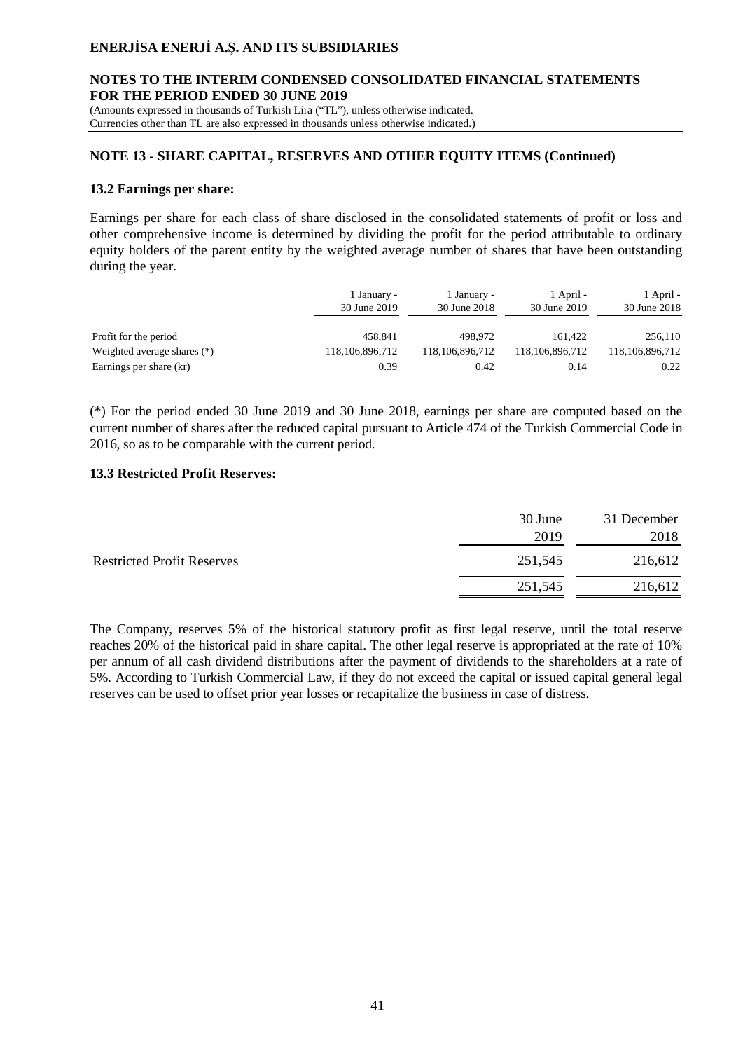## NOTE 13 - SHARE CAPITAL, RESERVES AND OTHER EQUITY ITEMS (Continued)

### 13.2 Earnings per share:

Earnings per share for each class of share disclosed in the consolidated statements of profit or loss and other comprehensive income is determined by dividing the profit for the period attributable to ordinary equity holders of the parent entity by the weighted average number of shares that have been outstanding during the year.

| | 1 January - 30 June 2019 | 1 January - 30 June 2018 | 1 April - 30 June 2019 | 1 April - 30 June 2018 |
|---|---|---|---|---|
| Profit for the period | 458,841 | 498,972 | 161,422 | 256,110 |
| Weighted average shares (*) | 118,106,896,712 | 118,106,896,712 | 118,106,896,712 | 118,106,896,712 |
| Earnings per share (kr) | 0.39 | 0.42 | 0.14 | 0.22 |

(*) For the period ended 30 June 2019 and 30 June 2018, earnings per share are computed based on the current number of shares after the reduced capital pursuant to Article 474 of the Turkish Commercial Code in 2016, so as to be comparable with the current period.

### 13.3 Restricted Profit Reserves:

| | 30 June 2019 | 31 December 2018 |
|---|---|---|
| Restricted Profit Reserves | 251,545 | 216,612 |
| | 251,545 | 216,612 |

The Company, reserves 5% of the historical statutory profit as first legal reserve, until the total reserve reaches 20% of the historical paid in share capital. The other legal reserve is appropriated at the rate of 10% per annum of all cash dividend distributions after the payment of dividends to the shareholders at a rate of 5%. According to Turkish Commercial Law, if they do not exceed the capital or issued capital general legal reserves can be used to offset prior year losses or recapitalize the business in case of distress.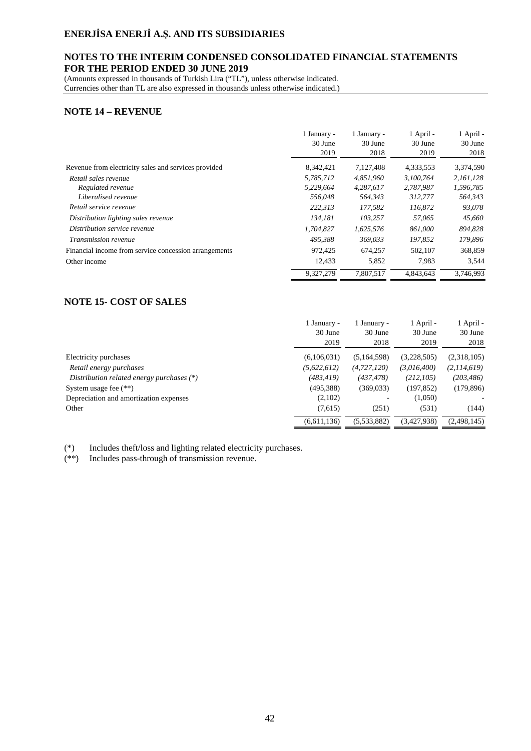# ENERJİSA ENERJİ A.Ş. AND ITS SUBSIDIARIES

## NOTES TO THE INTERIM CONDENSED CONSOLIDATED FINANCIAL STATEMENTS FOR THE PERIOD ENDED 30 JUNE 2019

(Amounts expressed in thousands of Turkish Lira ("TL"), unless otherwise indicated.
Currencies other than TL are also expressed in thousands unless otherwise indicated.)

## NOTE 14 – REVENUE

| | 1 January - 30 June 2019 | 1 January - 30 June 2018 | 1 April - 30 June 2019 | 1 April - 30 June 2018 |
|---|---|---|---|---|
| Revenue from electricity sales and services provided | 8,342,421 | 7,127,408 | 4,333,553 | 3,374,590 |
| *Retail sales revenue* | *5,785,712* | *4,851,960* | *3,100,764* | *2,161,128* |
| *Regulated revenue* | *5,229,664* | *4,287,617* | *2,787,987* | *1,596,785* |
| *Liberalised revenue* | *556,048* | *564,343* | *312,777* | *564,343* |
| *Retail service revenue* | *222,313* | *177,582* | *116,872* | *93,078* |
| *Distribution lighting sales revenue* | *134,181* | *103,257* | *57,065* | *45,660* |
| *Distribution service revenue* | *1,704,827* | *1,625,576* | *861,000* | *894,828* |
| *Transmission revenue* | *495,388* | *369,033* | *197,852* | *179,896* |
| Financial income from service concession arrangements | 972,425 | 674,257 | 502,107 | 368,859 |
| Other income | 12,433 | 5,852 | 7,983 | 3,544 |
| | 9,327,279 | 7,807,517 | 4,843,643 | 3,746,993 |

## NOTE 15- COST OF SALES

| | 1 January - 30 June 2019 | 1 January - 30 June 2018 | 1 April - 30 June 2019 | 1 April - 30 June 2018 |
|---|---|---|---|---|
| Electricity purchases | (6,106,031) | (5,164,598) | (3,228,505) | (2,318,105) |
| *Retail energy purchases* | *(5,622,612)* | *(4,727,120)* | *(3,016,400)* | *(2,114,619)* |
| *Distribution related energy purchases (*)* | *(483,419)* | *(437,478)* | *(212,105)* | *(203,486)* |
| System usage fee (**) | (495,388) | (369,033) | (197,852) | (179,896) |
| Depreciation and amortization expenses | (2,102) | - | (1,050) | - |
| Other | (7,615) | (251) | (531) | (144) |
| | (6,611,136) | (5,533,882) | (3,427,938) | (2,498,145) |

(*) Includes theft/loss and lighting related electricity purchases.
(**) Includes pass-through of transmission revenue.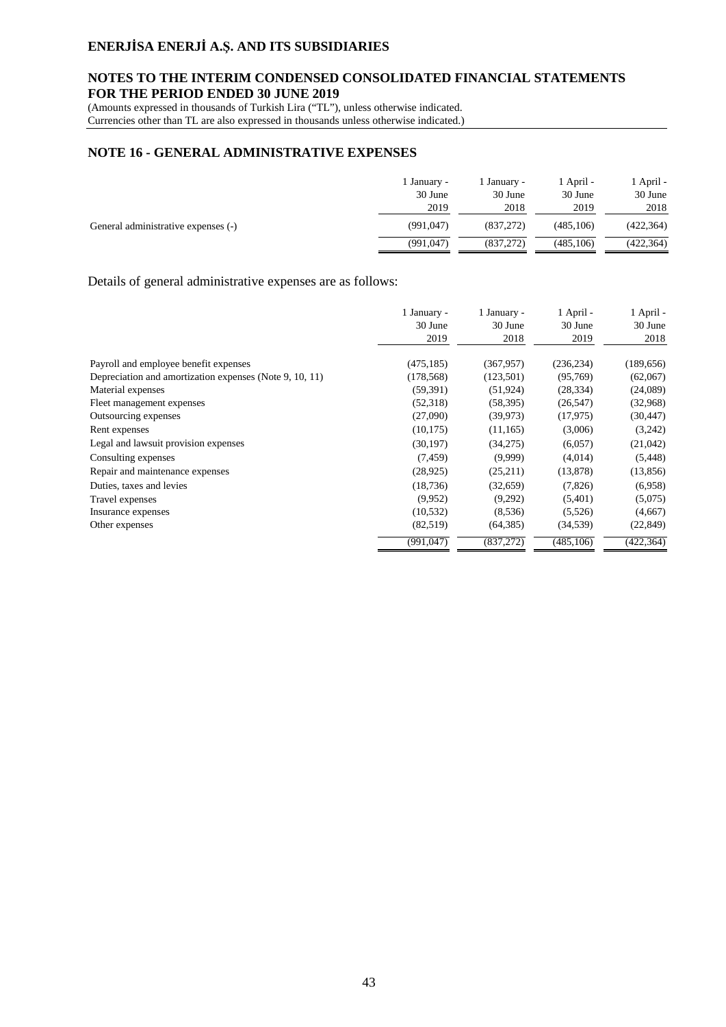# ENERJİSA ENERJİ A.Ş. AND ITS SUBSIDIARIES

## NOTES TO THE INTERIM CONDENSED CONSOLIDATED FINANCIAL STATEMENTS FOR THE PERIOD ENDED 30 JUNE 2019

(Amounts expressed in thousands of Turkish Lira ("TL"), unless otherwise indicated. Currencies other than TL are also expressed in thousands unless otherwise indicated.)

## NOTE 16 - GENERAL ADMINISTRATIVE EXPENSES

| | 1 January - 30 June 2019 | 1 January - 30 June 2018 | 1 April - 30 June 2019 | 1 April - 30 June 2018 |
|---|---|---|---|---|
| General administrative expenses (-) | (991,047) | (837,272) | (485,106) | (422,364) |
| | (991,047) | (837,272) | (485,106) | (422,364) |

Details of general administrative expenses are as follows:

| | 1 January - 30 June 2019 | 1 January - 30 June 2018 | 1 April - 30 June 2019 | 1 April - 30 June 2018 |
|---|---|---|---|---|
| Payroll and employee benefit expenses | (475,185) | (367,957) | (236,234) | (189,656) |
| Depreciation and amortization expenses (Note 9, 10, 11) | (178,568) | (123,501) | (95,769) | (62,067) |
| Material expenses | (59,391) | (51,924) | (28,334) | (24,089) |
| Fleet management expenses | (52,318) | (58,395) | (26,547) | (32,968) |
| Outsourcing expenses | (27,090) | (39,973) | (17,975) | (30,447) |
| Rent expenses | (10,175) | (11,165) | (3,006) | (3,242) |
| Legal and lawsuit provision expenses | (30,197) | (34,275) | (6,057) | (21,042) |
| Consulting expenses | (7,459) | (9,999) | (4,014) | (5,448) |
| Repair and maintenance expenses | (28,925) | (25,211) | (13,878) | (13,856) |
| Duties, taxes and levies | (18,736) | (32,659) | (7,826) | (6,958) |
| Travel expenses | (9,952) | (9,292) | (5,401) | (5,075) |
| Insurance expenses | (10,532) | (8,536) | (5,526) | (4,667) |
| Other expenses | (82,519) | (64,385) | (34,539) | (22,849) |
| | (991,047) | (837,272) | (485,106) | (422,364) |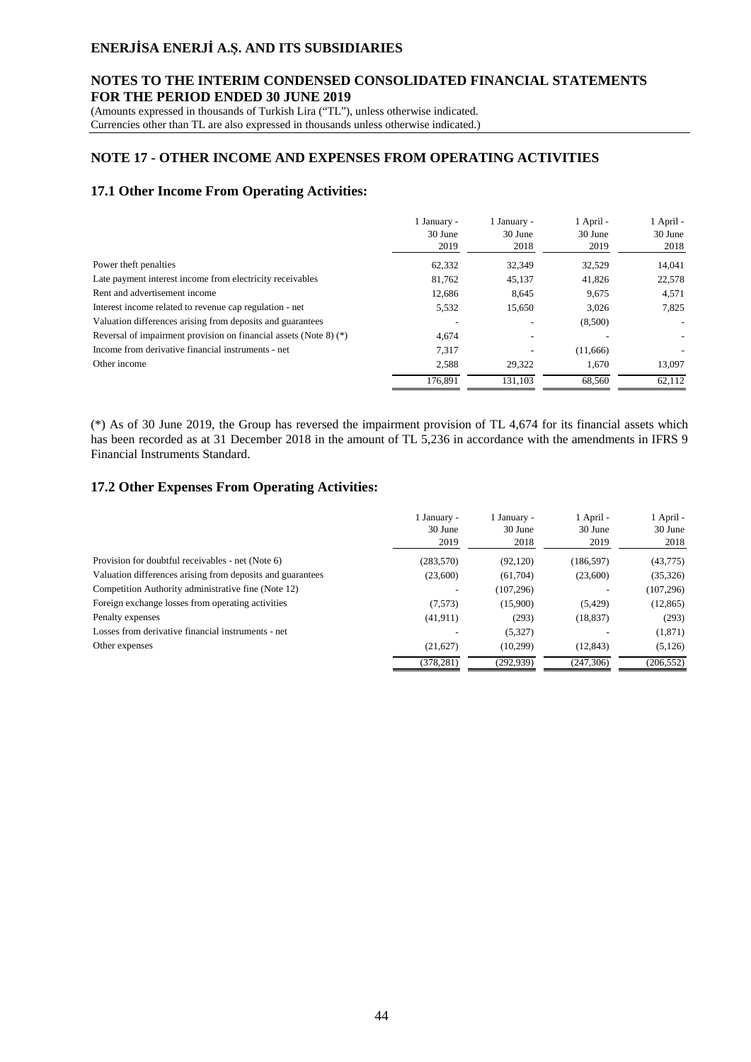# ENERJİSA ENERJİ A.Ş. AND ITS SUBSIDIARIES

## NOTES TO THE INTERIM CONDENSED CONSOLIDATED FINANCIAL STATEMENTS FOR THE PERIOD ENDED 30 JUNE 2019

(Amounts expressed in thousands of Turkish Lira ("TL"), unless otherwise indicated.
Currencies other than TL are also expressed in thousands unless otherwise indicated.)

## NOTE 17 - OTHER INCOME AND EXPENSES FROM OPERATING ACTIVITIES

### 17.1 Other Income From Operating Activities:

| | 1 January - 30 June 2019 | 1 January - 30 June 2018 | 1 April - 30 June 2019 | 1 April - 30 June 2018 |
|---|---|---|---|---|
| Power theft penalties | 62,332 | 32,349 | 32,529 | 14,041 |
| Late payment interest income from electricity receivables | 81,762 | 45,137 | 41,826 | 22,578 |
| Rent and advertisement income | 12,686 | 8,645 | 9,675 | 4,571 |
| Interest income related to revenue cap regulation - net | 5,532 | 15,650 | 3,026 | 7,825 |
| Valuation differences arising from deposits and guarantees | - | - | (8,500) | - |
| Reversal of impairment provision on financial assets (Note 8) (*) | 4,674 | - | - | - |
| Income from derivative financial instruments - net | 7,317 | - | (11,666) | - |
| Other income | 2,588 | 29,322 | 1,670 | 13,097 |
| | 176,891 | 131,103 | 68,560 | 62,112 |

(*) As of 30 June 2019, the Group has reversed the impairment provision of TL 4,674 for its financial assets which has been recorded as at 31 December 2018 in the amount of TL 5,236 in accordance with the amendments in IFRS 9 Financial Instruments Standard.

### 17.2 Other Expenses From Operating Activities:

| | 1 January - 30 June 2019 | 1 January - 30 June 2018 | 1 April - 30 June 2019 | 1 April - 30 June 2018 |
|---|---|---|---|---|
| Provision for doubtful receivables - net (Note 6) | (283,570) | (92,120) | (186,597) | (43,775) |
| Valuation differences arising from deposits and guarantees | (23,600) | (61,704) | (23,600) | (35,326) |
| Competition Authority administrative fine (Note 12) | - | (107,296) | - | (107,296) |
| Foreign exchange losses from operating activities | (7,573) | (15,900) | (5,429) | (12,865) |
| Penalty expenses | (41,911) | (293) | (18,837) | (293) |
| Losses from derivative financial instruments - net | - | (5,327) | - | (1,871) |
| Other expenses | (21,627) | (10,299) | (12,843) | (5,126) |
| | (378,281) | (292,939) | (247,306) | (206,552) |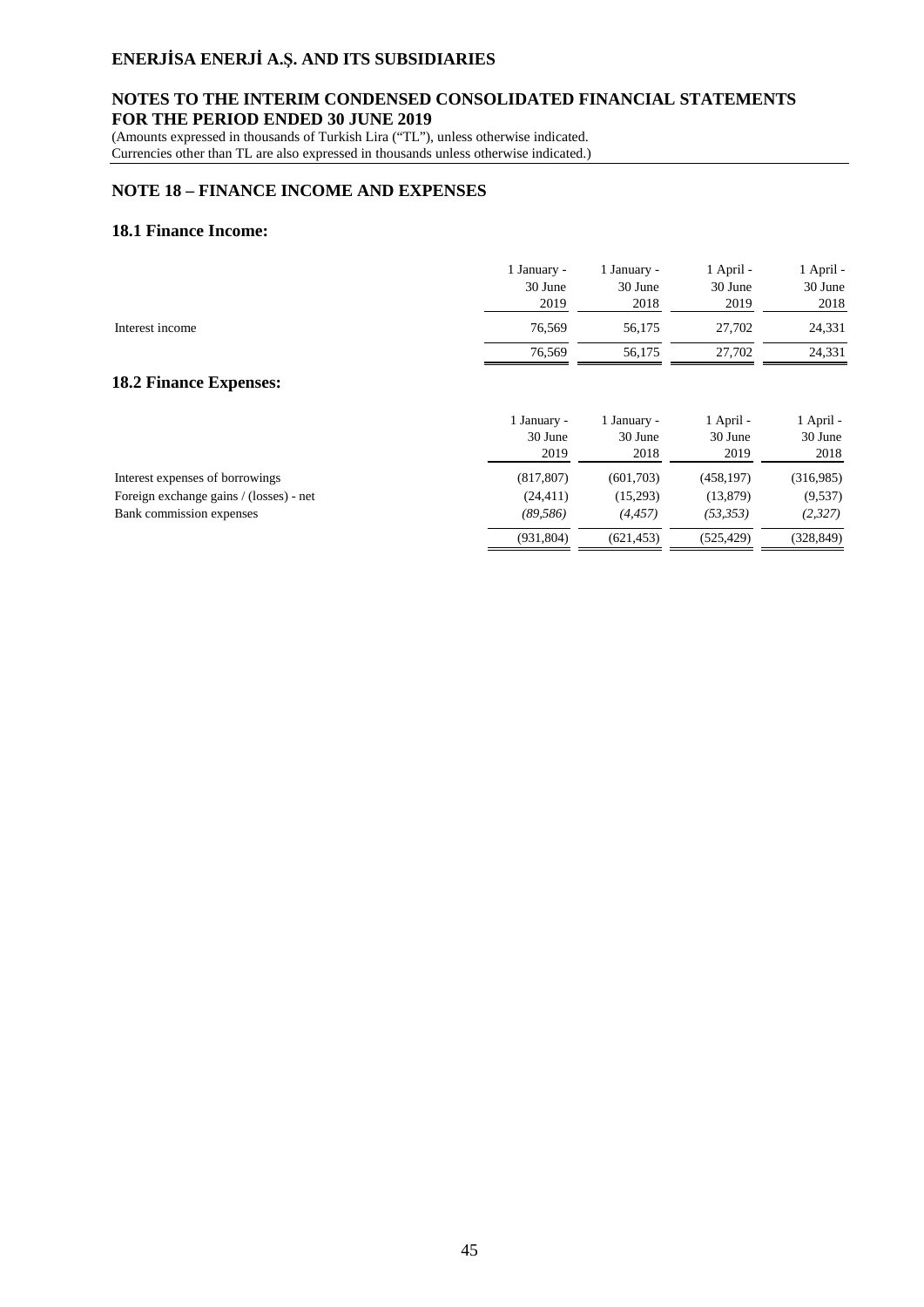# ENERJİSA ENERJİ A.Ş. AND ITS SUBSIDIARIES

## NOTES TO THE INTERIM CONDENSED CONSOLIDATED FINANCIAL STATEMENTS FOR THE PERIOD ENDED 30 JUNE 2019

(Amounts expressed in thousands of Turkish Lira ("TL"), unless otherwise indicated. Currencies other than TL are also expressed in thousands unless otherwise indicated.)

## NOTE 18 – FINANCE INCOME AND EXPENSES

### 18.1 Finance Income:

| | 1 January - 30 June 2019 | 1 January - 30 June 2018 | 1 April - 30 June 2019 | 1 April - 30 June 2018 |
|---|---|---|---|---|
| Interest income | 76,569 | 56,175 | 27,702 | 24,331 |
| | 76,569 | 56,175 | 27,702 | 24,331 |

### 18.2 Finance Expenses:

| | 1 January - 30 June 2019 | 1 January - 30 June 2018 | 1 April - 30 June 2019 | 1 April - 30 June 2018 |
|---|---|---|---|---|
| Interest expenses of borrowings | (817,807) | (601,703) | (458,197) | (316,985) |
| Foreign exchange gains / (losses) - net | (24,411) | (15,293) | (13,879) | (9,537) |
| Bank commission expenses | *(89,586)* | *(4,457)* | *(53,353)* | *(2,327)* |
| | (931,804) | (621,453) | (525,429) | (328,849) |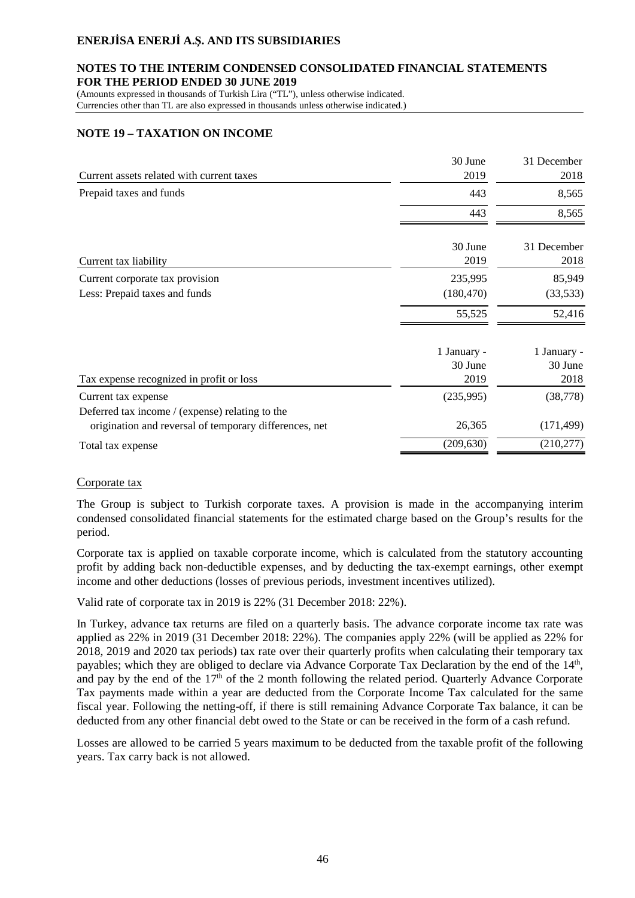# ENERJİSA ENERJİ A.Ş. AND ITS SUBSIDIARIES

## NOTES TO THE INTERIM CONDENSED CONSOLIDATED FINANCIAL STATEMENTS FOR THE PERIOD ENDED 30 JUNE 2019

(Amounts expressed in thousands of Turkish Lira ("TL"), unless otherwise indicated. Currencies other than TL are also expressed in thousands unless otherwise indicated.)

## NOTE 19 – TAXATION ON INCOME

| Current assets related with current taxes | 30 June 2019 | 31 December 2018 |
|---|---|---|
| Prepaid taxes and funds | 443 | 8,565 |
| | 443 | 8,565 |

| Current tax liability | 30 June 2019 | 31 December 2018 |
|---|---|---|
| Current corporate tax provision | 235,995 | 85,949 |
| Less: Prepaid taxes and funds | (180,470) | (33,533) |
| | 55,525 | 52,416 |

| Tax expense recognized in profit or loss | 1 January - 30 June 2019 | 1 January - 30 June 2018 |
|---|---|---|
| Current tax expense | (235,995) | (38,778) |
| Deferred tax income / (expense) relating to the origination and reversal of temporary differences, net | 26,365 | (171,499) |
| Total tax expense | (209,630) | (210,277) |

Corporate tax

The Group is subject to Turkish corporate taxes. A provision is made in the accompanying interim condensed consolidated financial statements for the estimated charge based on the Group's results for the period.

Corporate tax is applied on taxable corporate income, which is calculated from the statutory accounting profit by adding back non-deductible expenses, and by deducting the tax-exempt earnings, other exempt income and other deductions (losses of previous periods, investment incentives utilized).

Valid rate of corporate tax in 2019 is 22% (31 December 2018: 22%).

In Turkey, advance tax returns are filed on a quarterly basis. The advance corporate income tax rate was applied as 22% in 2019 (31 December 2018: 22%). The companies apply 22% (will be applied as 22% for 2018, 2019 and 2020 tax periods) tax rate over their quarterly profits when calculating their temporary tax payables; which they are obliged to declare via Advance Corporate Tax Declaration by the end of the 14th, and pay by the end of the 17th of the 2 month following the related period. Quarterly Advance Corporate Tax payments made within a year are deducted from the Corporate Income Tax calculated for the same fiscal year. Following the netting-off, if there is still remaining Advance Corporate Tax balance, it can be deducted from any other financial debt owed to the State or can be received in the form of a cash refund.

Losses are allowed to be carried 5 years maximum to be deducted from the taxable profit of the following years. Tax carry back is not allowed.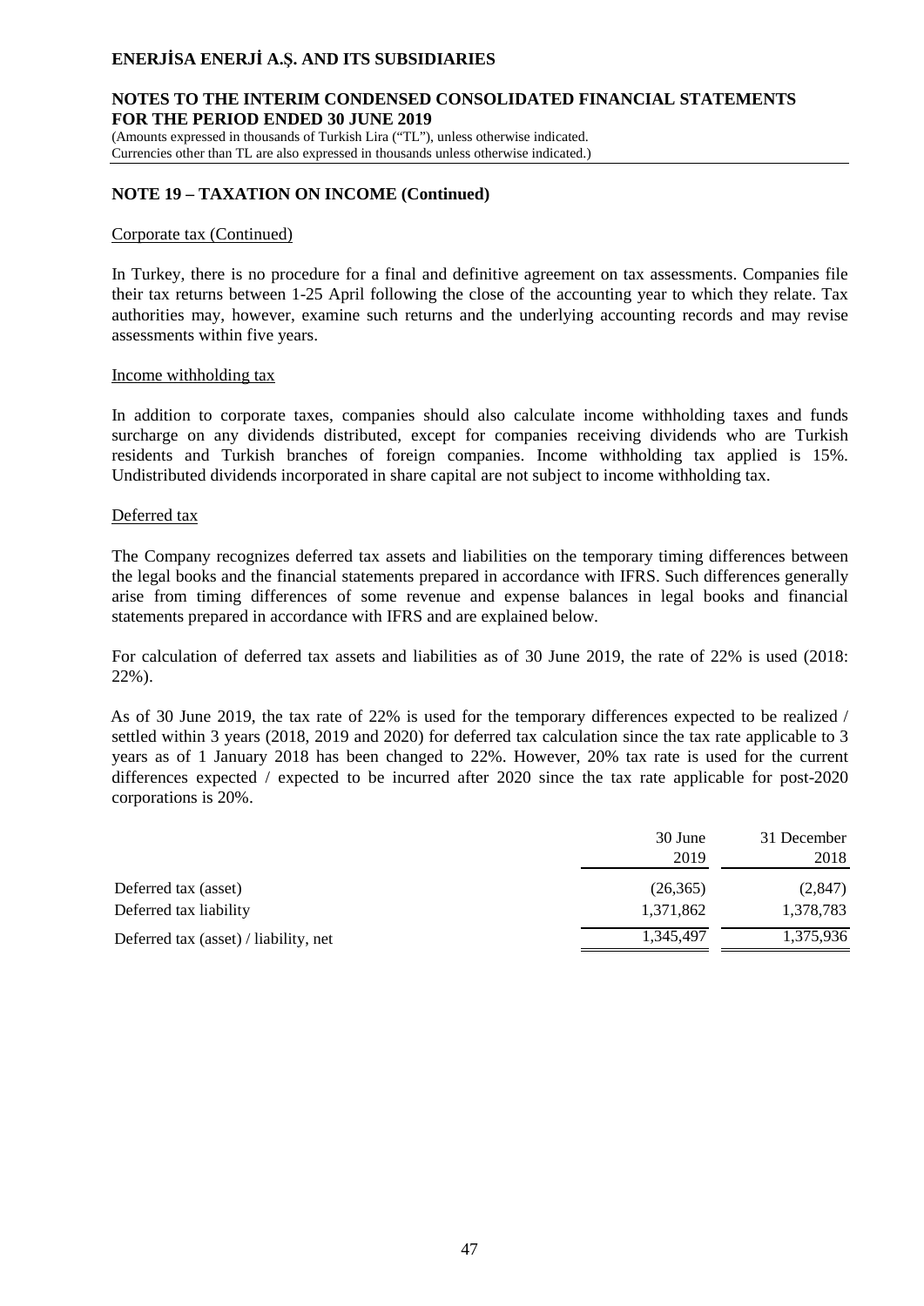## NOTE 19 – TAXATION ON INCOME (Continued)

Corporate tax (Continued)

In Turkey, there is no procedure for a final and definitive agreement on tax assessments. Companies file their tax returns between 1-25 April following the close of the accounting year to which they relate. Tax authorities may, however, examine such returns and the underlying accounting records and may revise assessments within five years.

Income withholding tax

In addition to corporate taxes, companies should also calculate income withholding taxes and funds surcharge on any dividends distributed, except for companies receiving dividends who are Turkish residents and Turkish branches of foreign companies. Income withholding tax applied is 15%. Undistributed dividends incorporated in share capital are not subject to income withholding tax.

Deferred tax

The Company recognizes deferred tax assets and liabilities on the temporary timing differences between the legal books and the financial statements prepared in accordance with IFRS. Such differences generally arise from timing differences of some revenue and expense balances in legal books and financial statements prepared in accordance with IFRS and are explained below.

For calculation of deferred tax assets and liabilities as of 30 June 2019, the rate of 22% is used (2018: 22%).

As of 30 June 2019, the tax rate of 22% is used for the temporary differences expected to be realized / settled within 3 years (2018, 2019 and 2020) for deferred tax calculation since the tax rate applicable to 3 years as of 1 January 2018 has been changed to 22%. However, 20% tax rate is used for the current differences expected / expected to be incurred after 2020 since the tax rate applicable for post-2020 corporations is 20%.

| | 30 June 2019 | 31 December 2018 |
|---|---|---|
| Deferred tax (asset) | (26,365) | (2,847) |
| Deferred tax liability | 1,371,862 | 1,378,783 |
| Deferred tax (asset) / liability, net | 1,345,497 | 1,375,936 |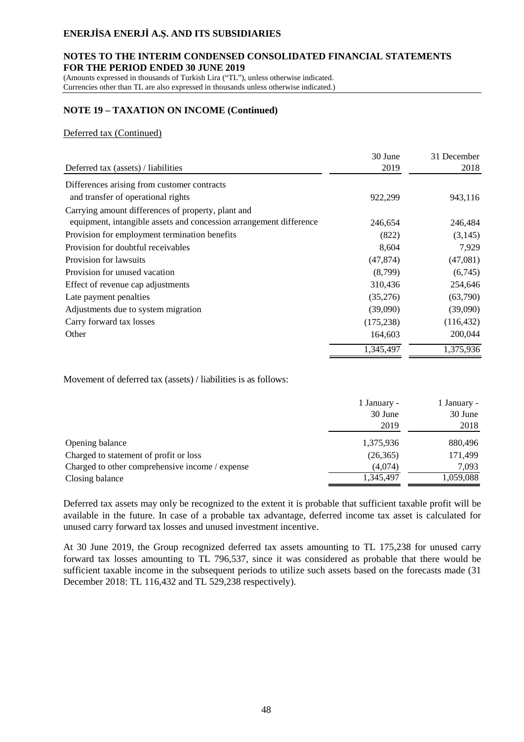## NOTE 19 – TAXATION ON INCOME (Continued)

Deferred tax (Continued)

| Deferred tax (assets) / liabilities | 30 June 2019 | 31 December 2018 |
|---|---|---|
| Differences arising from customer contracts and transfer of operational rights | 922,299 | 943,116 |
| Carrying amount differences of property, plant and equipment, intangible assets and concession arrangement difference | 246,654 | 246,484 |
| Provision for employment termination benefits | (822) | (3,145) |
| Provision for doubtful receivables | 8,604 | 7,929 |
| Provision for lawsuits | (47,874) | (47,081) |
| Provision for unused vacation | (8,799) | (6,745) |
| Effect of revenue cap adjustments | 310,436 | 254,646 |
| Late payment penalties | (35,276) | (63,790) |
| Adjustments due to system migration | (39,090) | (39,090) |
| Carry forward tax losses | (175,238) | (116,432) |
| Other | 164,603 | 200,044 |
| | 1,345,497 | 1,375,936 |

Movement of deferred tax (assets) / liabilities is as follows:

| | 1 January - 30 June 2019 | 1 January - 30 June 2018 |
|---|---|---|
| Opening balance | 1,375,936 | 880,496 |
| Charged to statement of profit or loss | (26,365) | 171,499 |
| Charged to other comprehensive income / expense | (4,074) | 7,093 |
| Closing balance | 1,345,497 | 1,059,088 |

Deferred tax assets may only be recognized to the extent it is probable that sufficient taxable profit will be available in the future. In case of a probable tax advantage, deferred income tax asset is calculated for unused carry forward tax losses and unused investment incentive.

At 30 June 2019, the Group recognized deferred tax assets amounting to TL 175,238 for unused carry forward tax losses amounting to TL 796,537, since it was considered as probable that there would be sufficient taxable income in the subsequent periods to utilize such assets based on the forecasts made (31 December 2018: TL 116,432 and TL 529,238 respectively).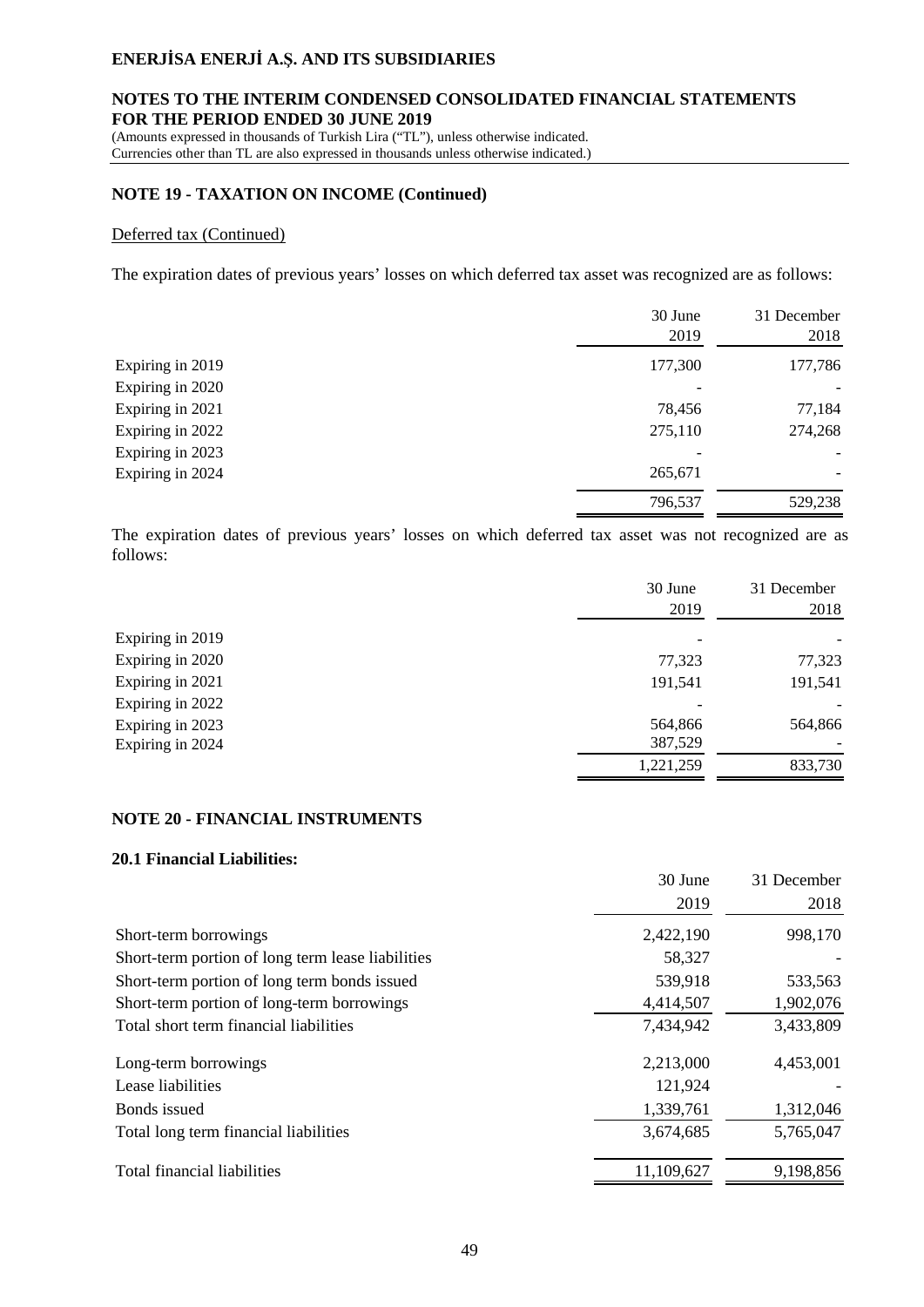## NOTE 19 - TAXATION ON INCOME (Continued)

Deferred tax (Continued)

The expiration dates of previous years' losses on which deferred tax asset was recognized are as follows:

| | 30 June 2019 | 31 December 2018 |
|---|---|---|
| Expiring in 2019 | 177,300 | 177,786 |
| Expiring in 2020 | - | - |
| Expiring in 2021 | 78,456 | 77,184 |
| Expiring in 2022 | 275,110 | 274,268 |
| Expiring in 2023 | - | - |
| Expiring in 2024 | 265,671 | - |
| | 796,537 | 529,238 |

The expiration dates of previous years' losses on which deferred tax asset was not recognized are as follows:

| | 30 June 2019 | 31 December 2018 |
|---|---|---|
| Expiring in 2019 | - | - |
| Expiring in 2020 | 77,323 | 77,323 |
| Expiring in 2021 | 191,541 | 191,541 |
| Expiring in 2022 | - | - |
| Expiring in 2023 | 564,866 | 564,866 |
| Expiring in 2024 | 387,529 | - |
| | 1,221,259 | 833,730 |

## NOTE 20 - FINANCIAL INSTRUMENTS

### 20.1 Financial Liabilities:

| | 30 June 2019 | 31 December 2018 |
|---|---|---|
| Short-term borrowings | 2,422,190 | 998,170 |
| Short-term portion of long term lease liabilities | 58,327 | - |
| Short-term portion of long term bonds issued | 539,918 | 533,563 |
| Short-term portion of long-term borrowings | 4,414,507 | 1,902,076 |
| Total short term financial liabilities | 7,434,942 | 3,433,809 |
| Long-term borrowings | 2,213,000 | 4,453,001 |
| Lease liabilities | 121,924 | - |
| Bonds issued | 1,339,761 | 1,312,046 |
| Total long term financial liabilities | 3,674,685 | 5,765,047 |
| Total financial liabilities | 11,109,627 | 9,198,856 |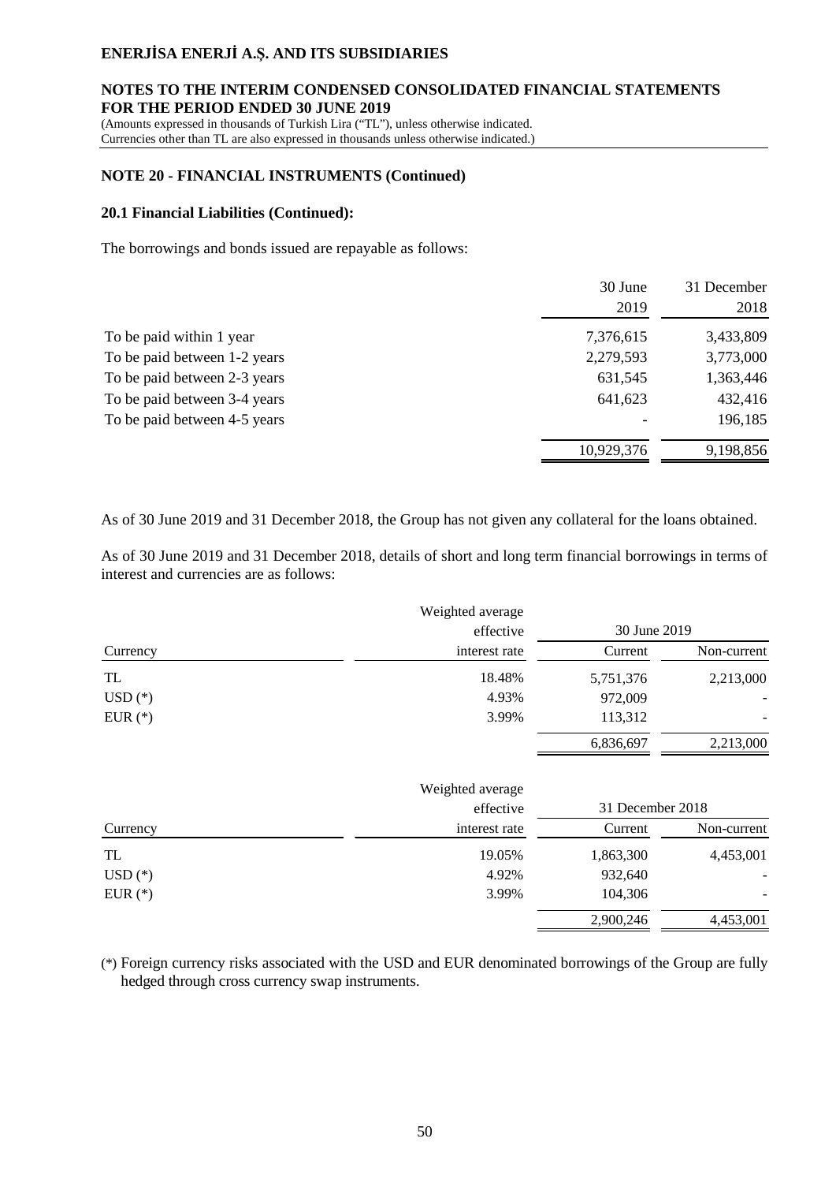## NOTE 20 - FINANCIAL INSTRUMENTS (Continued)

### 20.1 Financial Liabilities (Continued):

The borrowings and bonds issued are repayable as follows:

| | 30 June 2019 | 31 December 2018 |
|---|---|---|
| To be paid within 1 year | 7,376,615 | 3,433,809 |
| To be paid between 1-2 years | 2,279,593 | 3,773,000 |
| To be paid between 2-3 years | 631,545 | 1,363,446 |
| To be paid between 3-4 years | 641,623 | 432,416 |
| To be paid between 4-5 years | - | 196,185 |
| | 10,929,376 | 9,198,856 |

As of 30 June 2019 and 31 December 2018, the Group has not given any collateral for the loans obtained.

As of 30 June 2019 and 31 December 2018, details of short and long term financial borrowings in terms of interest and currencies are as follows:

| Currency | Weighted average effective interest rate | 30 June 2019 Current | 30 June 2019 Non-current |
|---|---|---|---|
| TL | 18.48% | 5,751,376 | 2,213,000 |
| USD (*) | 4.93% | 972,009 | - |
| EUR (*) | 3.99% | 113,312 | - |
| | | 6,836,697 | 2,213,000 |

| Currency | Weighted average effective interest rate | 31 December 2018 Current | 31 December 2018 Non-current |
|---|---|---|---|
| TL | 19.05% | 1,863,300 | 4,453,001 |
| USD (*) | 4.92% | 932,640 | - |
| EUR (*) | 3.99% | 104,306 | - |
| | | 2,900,246 | 4,453,001 |

(*) Foreign currency risks associated with the USD and EUR denominated borrowings of the Group are fully hedged through cross currency swap instruments.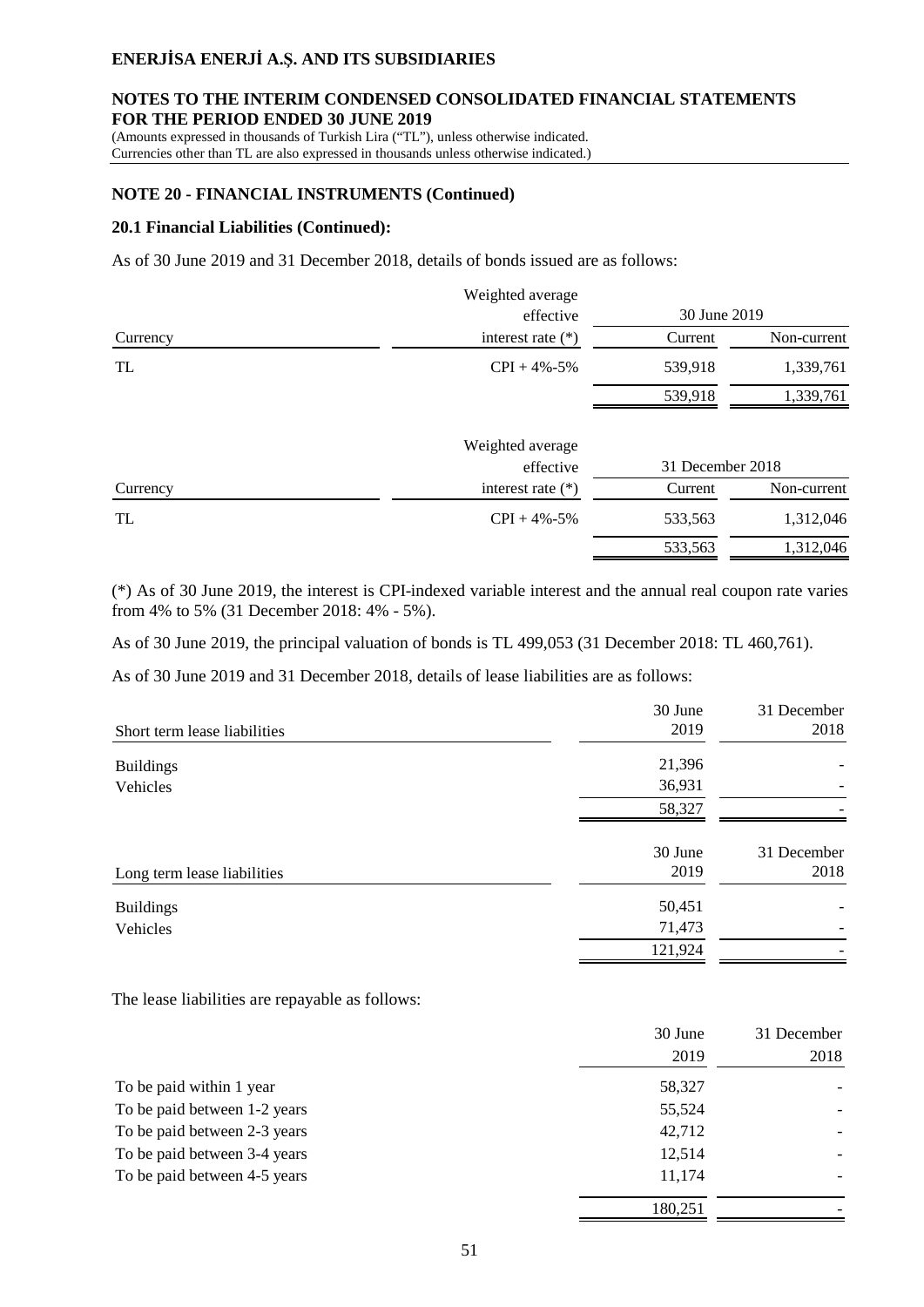## NOTE 20 - FINANCIAL INSTRUMENTS (Continued)

### 20.1 Financial Liabilities (Continued):

As of 30 June 2019 and 31 December 2018, details of bonds issued are as follows:

| Currency | Weighted average effective interest rate (*) | 30 June 2019 Current | 30 June 2019 Non-current |
|---|---|---|---|
| TL | CPI + 4%-5% | 539,918 | 1,339,761 |
| | | 539,918 | 1,339,761 |

| Currency | Weighted average effective interest rate (*) | 31 December 2018 Current | 31 December 2018 Non-current |
|---|---|---|---|
| TL | CPI + 4%-5% | 533,563 | 1,312,046 |
| | | 533,563 | 1,312,046 |

(*) As of 30 June 2019, the interest is CPI-indexed variable interest and the annual real coupon rate varies from 4% to 5% (31 December 2018: 4% - 5%).

As of 30 June 2019, the principal valuation of bonds is TL 499,053 (31 December 2018: TL 460,761).

As of 30 June 2019 and 31 December 2018, details of lease liabilities are as follows:

| Short term lease liabilities | 30 June 2019 | 31 December 2018 |
|---|---|---|
| Buildings | 21,396 | - |
| Vehicles | 36,931 | - |
| | 58,327 | - |

| Long term lease liabilities | 30 June 2019 | 31 December 2018 |
|---|---|---|
| Buildings | 50,451 | - |
| Vehicles | 71,473 | - |
| | 121,924 | - |

The lease liabilities are repayable as follows:

| | 30 June 2019 | 31 December 2018 |
|---|---|---|
| To be paid within 1 year | 58,327 | - |
| To be paid between 1-2 years | 55,524 | - |
| To be paid between 2-3 years | 42,712 | - |
| To be paid between 3-4 years | 12,514 | - |
| To be paid between 4-5 years | 11,174 | - |
| | 180,251 | - |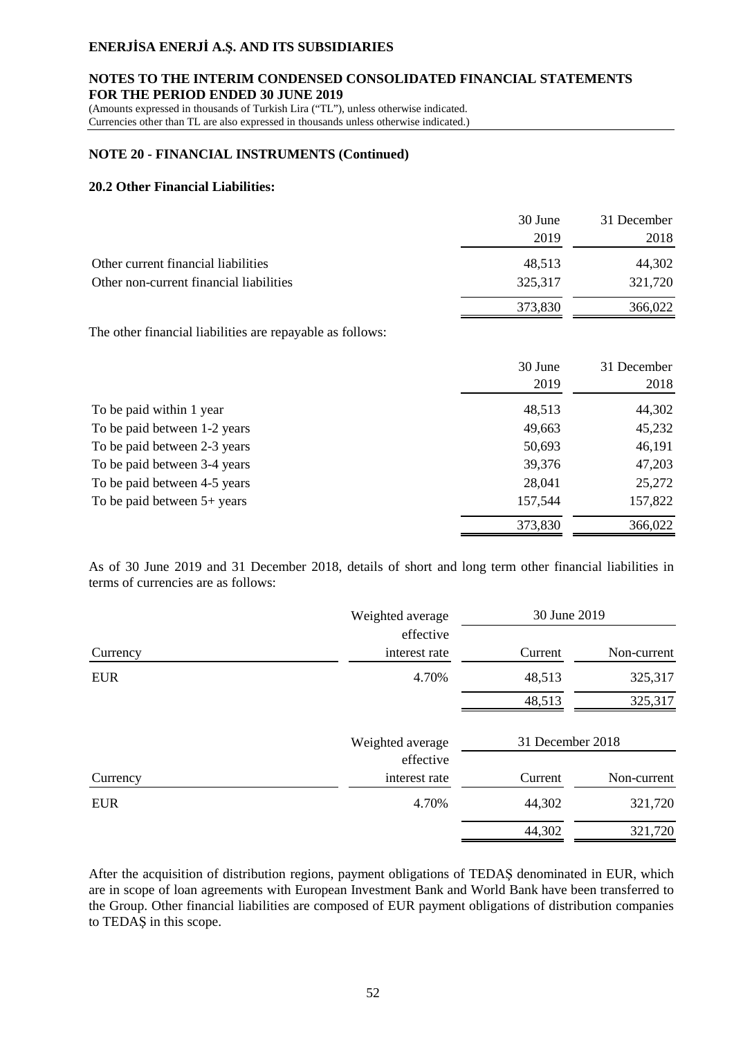## NOTE 20 - FINANCIAL INSTRUMENTS (Continued)

### 20.2 Other Financial Liabilities:

| | 30 June 2019 | 31 December 2018 |
|---|---|---|
| Other current financial liabilities | 48,513 | 44,302 |
| Other non-current financial liabilities | 325,317 | 321,720 |
| | 373,830 | 366,022 |

The other financial liabilities are repayable as follows:

| | 30 June 2019 | 31 December 2018 |
|---|---|---|
| To be paid within 1 year | 48,513 | 44,302 |
| To be paid between 1-2 years | 49,663 | 45,232 |
| To be paid between 2-3 years | 50,693 | 46,191 |
| To be paid between 3-4 years | 39,376 | 47,203 |
| To be paid between 4-5 years | 28,041 | 25,272 |
| To be paid between 5+ years | 157,544 | 157,822 |
| | 373,830 | 366,022 |

As of 30 June 2019 and 31 December 2018, details of short and long term other financial liabilities in terms of currencies are as follows:

| | Weighted average effective | 30 June 2019 | |
|---|---|---|---|
| Currency | interest rate | Current | Non-current |
| EUR | 4.70% | 48,513 | 325,317 |
| | | 48,513 | 325,317 |

| | Weighted average effective | 31 December 2018 | |
|---|---|---|---|
| Currency | interest rate | Current | Non-current |
| EUR | 4.70% | 44,302 | 321,720 |
| | | 44,302 | 321,720 |

After the acquisition of distribution regions, payment obligations of TEDAŞ denominated in EUR, which are in scope of loan agreements with European Investment Bank and World Bank have been transferred to the Group. Other financial liabilities are composed of EUR payment obligations of distribution companies to TEDAŞ in this scope.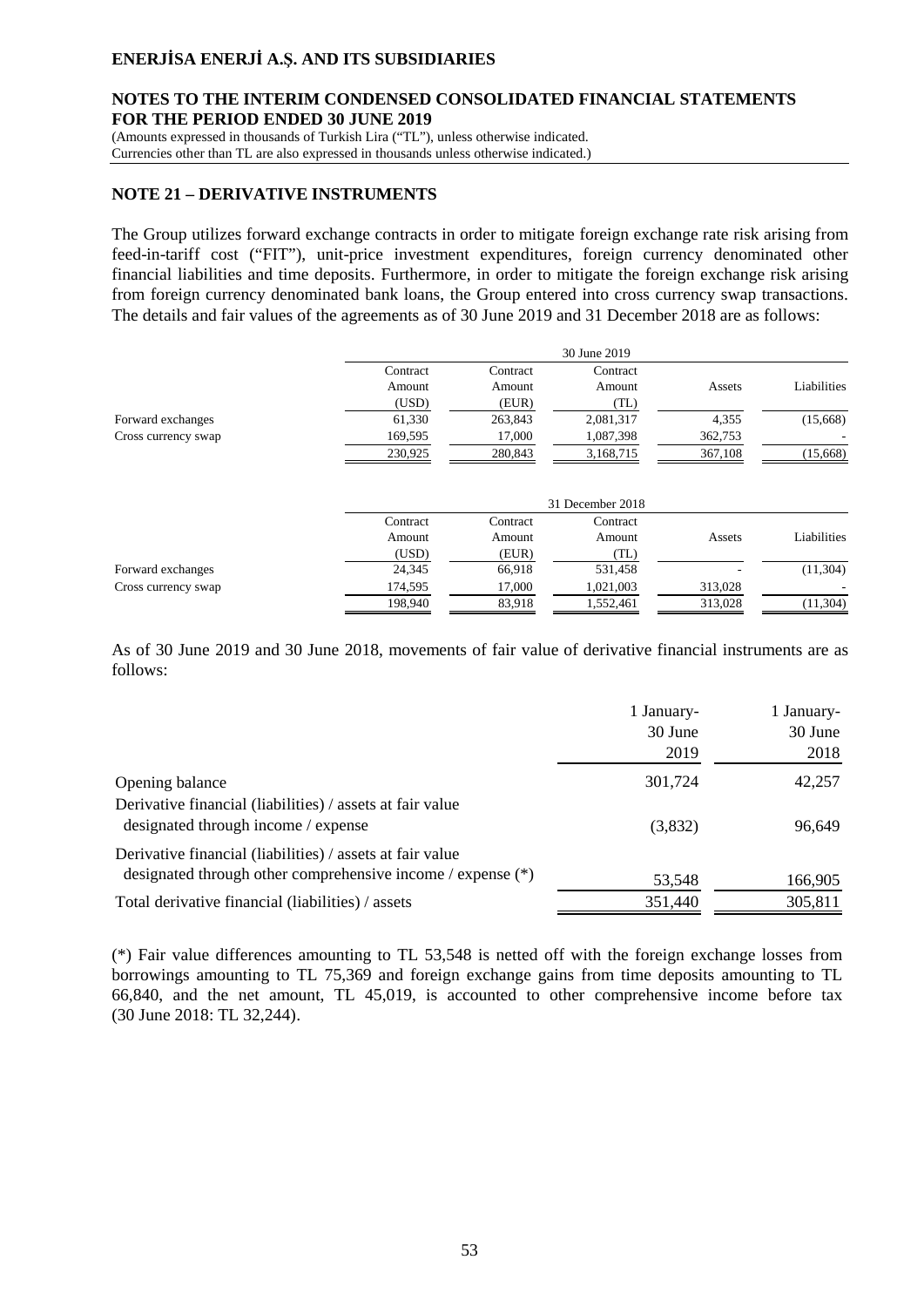## NOTE 21 – DERIVATIVE INSTRUMENTS

The Group utilizes forward exchange contracts in order to mitigate foreign exchange rate risk arising from feed-in-tariff cost ("FIT"), unit-price investment expenditures, foreign currency denominated other financial liabilities and time deposits. Furthermore, in order to mitigate the foreign exchange risk arising from foreign currency denominated bank loans, the Group entered into cross currency swap transactions. The details and fair values of the agreements as of 30 June 2019 and 31 December 2018 are as follows:

| | 30 June 2019 | | | | |
|---|---|---|---|---|---|
| | Contract Amount (USD) | Contract Amount (EUR) | Contract Amount (TL) | Assets | Liabilities |
| Forward exchanges | 61,330 | 263,843 | 2,081,317 | 4,355 | (15,668) |
| Cross currency swap | 169,595 | 17,000 | 1,087,398 | 362,753 | - |
| | 230,925 | 280,843 | 3,168,715 | 367,108 | (15,668) |

| | 31 December 2018 | | | | |
|---|---|---|---|---|---|
| | Contract Amount (USD) | Contract Amount (EUR) | Contract Amount (TL) | Assets | Liabilities |
| Forward exchanges | 24,345 | 66,918 | 531,458 | - | (11,304) |
| Cross currency swap | 174,595 | 17,000 | 1,021,003 | 313,028 | - |
| | 198,940 | 83,918 | 1,552,461 | 313,028 | (11,304) |

As of 30 June 2019 and 30 June 2018, movements of fair value of derivative financial instruments are as follows:

| | 1 January-30 June 2019 | 1 January-30 June 2018 |
|---|---|---|
| Opening balance | 301,724 | 42,257 |
| Derivative financial (liabilities) / assets at fair value designated through income / expense | (3,832) | 96,649 |
| Derivative financial (liabilities) / assets at fair value designated through other comprehensive income / expense (*) | 53,548 | 166,905 |
| Total derivative financial (liabilities) / assets | 351,440 | 305,811 |

(*) Fair value differences amounting to TL 53,548 is netted off with the foreign exchange losses from borrowings amounting to TL 75,369 and foreign exchange gains from time deposits amounting to TL 66,840, and the net amount, TL 45,019, is accounted to other comprehensive income before tax (30 June 2018: TL 32,244).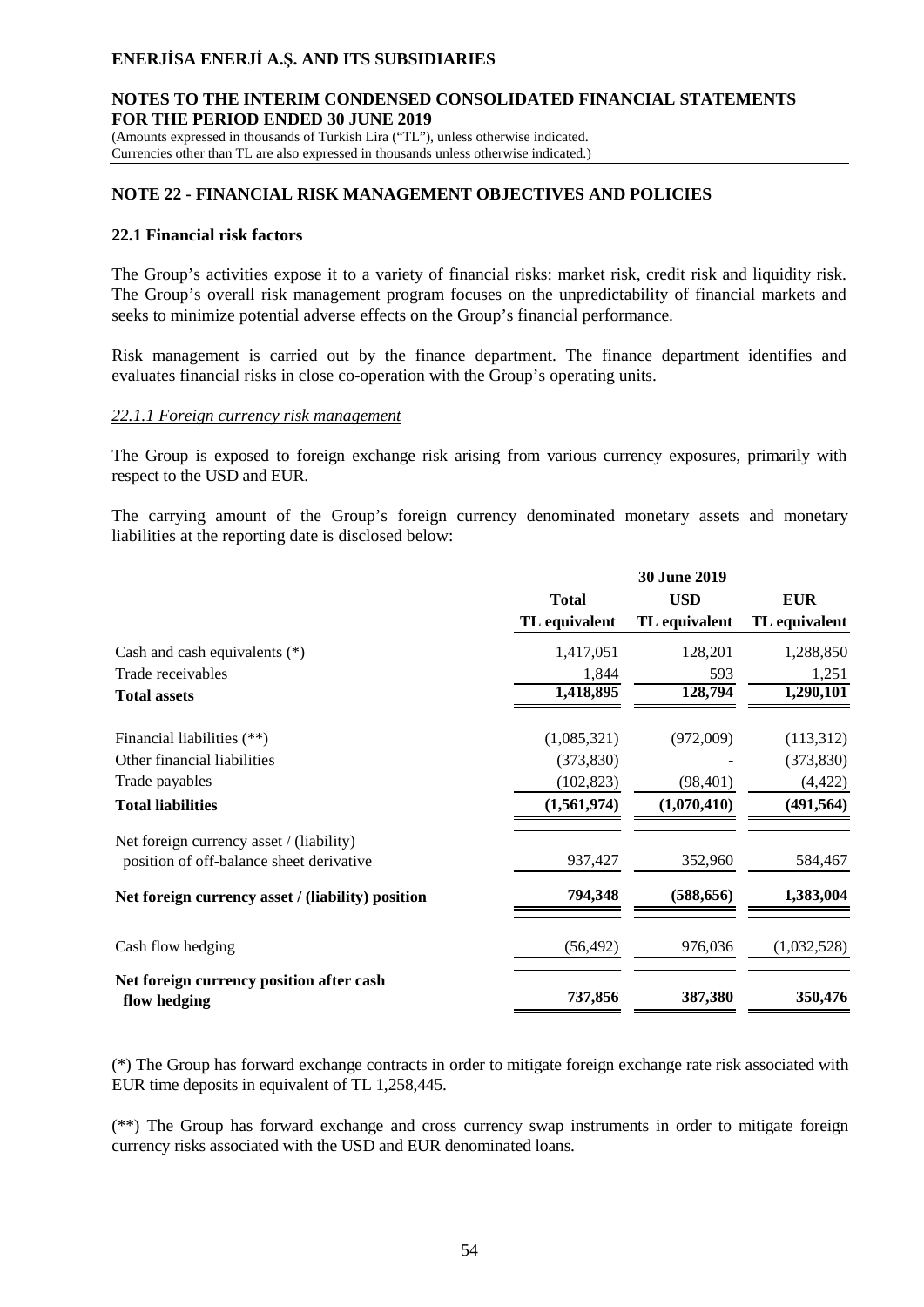## NOTE 22 - FINANCIAL RISK MANAGEMENT OBJECTIVES AND POLICIES

### 22.1 Financial risk factors

The Group's activities expose it to a variety of financial risks: market risk, credit risk and liquidity risk. The Group's overall risk management program focuses on the unpredictability of financial markets and seeks to minimize potential adverse effects on the Group's financial performance.

Risk management is carried out by the finance department. The finance department identifies and evaluates financial risks in close co-operation with the Group's operating units.

*22.1.1 Foreign currency risk management*

The Group is exposed to foreign exchange risk arising from various currency exposures, primarily with respect to the USD and EUR.

The carrying amount of the Group's foreign currency denominated monetary assets and monetary liabilities at the reporting date is disclosed below:

| | 30 June 2019 | | |
|---|---|---|---|
| | **Total** | **USD** | **EUR** |
| | **TL equivalent** | **TL equivalent** | **TL equivalent** |
| Cash and cash equivalents (*) | 1,417,051 | 128,201 | 1,288,850 |
| Trade receivables | 1,844 | 593 | 1,251 |
| **Total assets** | **1,418,895** | **128,794** | **1,290,101** |
| Financial liabilities (**) | (1,085,321) | (972,009) | (113,312) |
| Other financial liabilities | (373,830) | - | (373,830) |
| Trade payables | (102,823) | (98,401) | (4,422) |
| **Total liabilities** | **(1,561,974)** | **(1,070,410)** | **(491,564)** |
| Net foreign currency asset / (liability) position of off-balance sheet derivative | 937,427 | 352,960 | 584,467 |
| **Net foreign currency asset / (liability) position** | **794,348** | **(588,656)** | **1,383,004** |
| Cash flow hedging | (56,492) | 976,036 | (1,032,528) |
| **Net foreign currency position after cash flow hedging** | **737,856** | **387,380** | **350,476** |

(*) The Group has forward exchange contracts in order to mitigate foreign exchange rate risk associated with EUR time deposits in equivalent of TL 1,258,445.

(**) The Group has forward exchange and cross currency swap instruments in order to mitigate foreign currency risks associated with the USD and EUR denominated loans.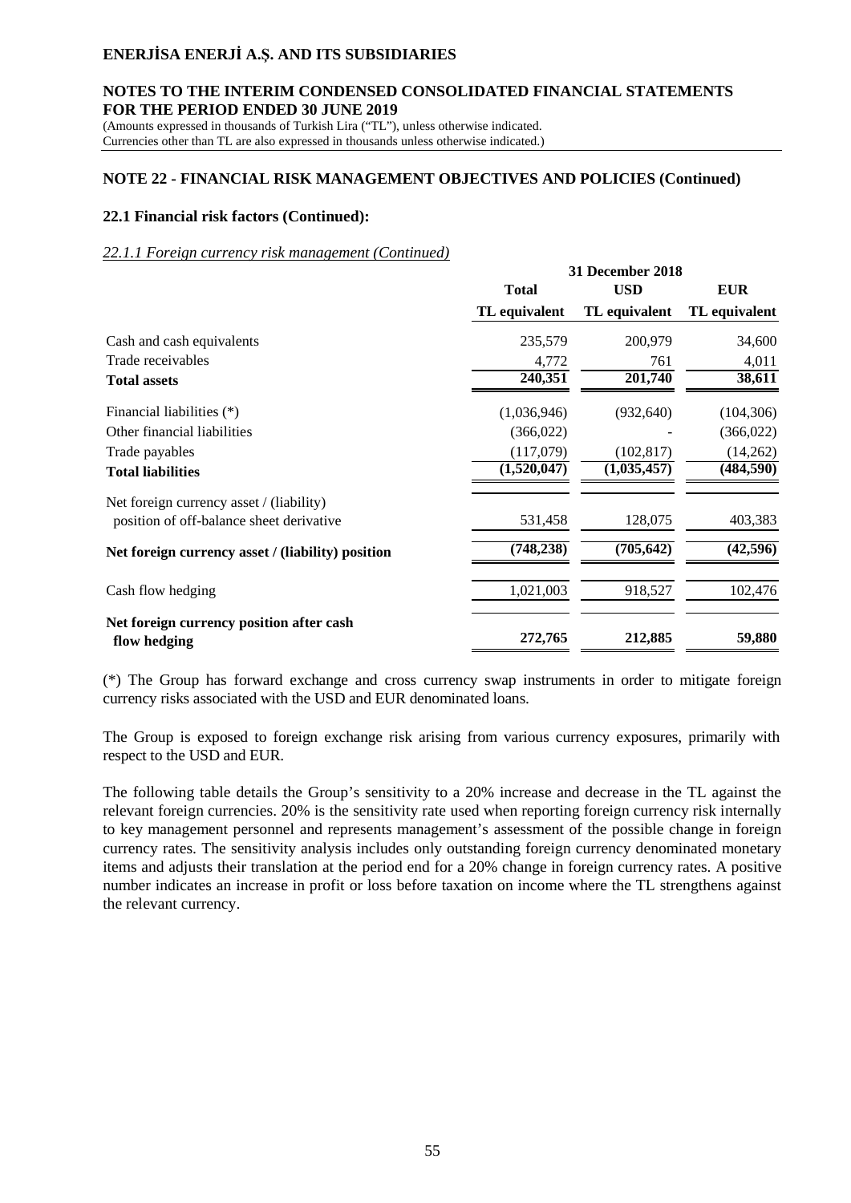## NOTE 22 - FINANCIAL RISK MANAGEMENT OBJECTIVES AND POLICIES (Continued)

### 22.1 Financial risk factors (Continued):

*22.1.1 Foreign currency risk management (Continued)*

| | 31 December 2018 | | |
|---|---|---|---|
| | **Total** | **USD** | **EUR** |
| | **TL equivalent** | **TL equivalent** | **TL equivalent** |
| Cash and cash equivalents | 235,579 | 200,979 | 34,600 |
| Trade receivables | 4,772 | 761 | 4,011 |
| **Total assets** | **240,351** | **201,740** | **38,611** |
| Financial liabilities (*) | (1,036,946) | (932,640) | (104,306) |
| Other financial liabilities | (366,022) | - | (366,022) |
| Trade payables | (117,079) | (102,817) | (14,262) |
| **Total liabilities** | **(1,520,047)** | **(1,035,457)** | **(484,590)** |
| Net foreign currency asset / (liability) position of off-balance sheet derivative | 531,458 | 128,075 | 403,383 |
| **Net foreign currency asset / (liability) position** | **(748,238)** | **(705,642)** | **(42,596)** |
| Cash flow hedging | 1,021,003 | 918,527 | 102,476 |
| **Net foreign currency position after cash flow hedging** | **272,765** | **212,885** | **59,880** |

(*) The Group has forward exchange and cross currency swap instruments in order to mitigate foreign currency risks associated with the USD and EUR denominated loans.

The Group is exposed to foreign exchange risk arising from various currency exposures, primarily with respect to the USD and EUR.

The following table details the Group's sensitivity to a 20% increase and decrease in the TL against the relevant foreign currencies. 20% is the sensitivity rate used when reporting foreign currency risk internally to key management personnel and represents management's assessment of the possible change in foreign currency rates. The sensitivity analysis includes only outstanding foreign currency denominated monetary items and adjusts their translation at the period end for a 20% change in foreign currency rates. A positive number indicates an increase in profit or loss before taxation on income where the TL strengthens against the relevant currency.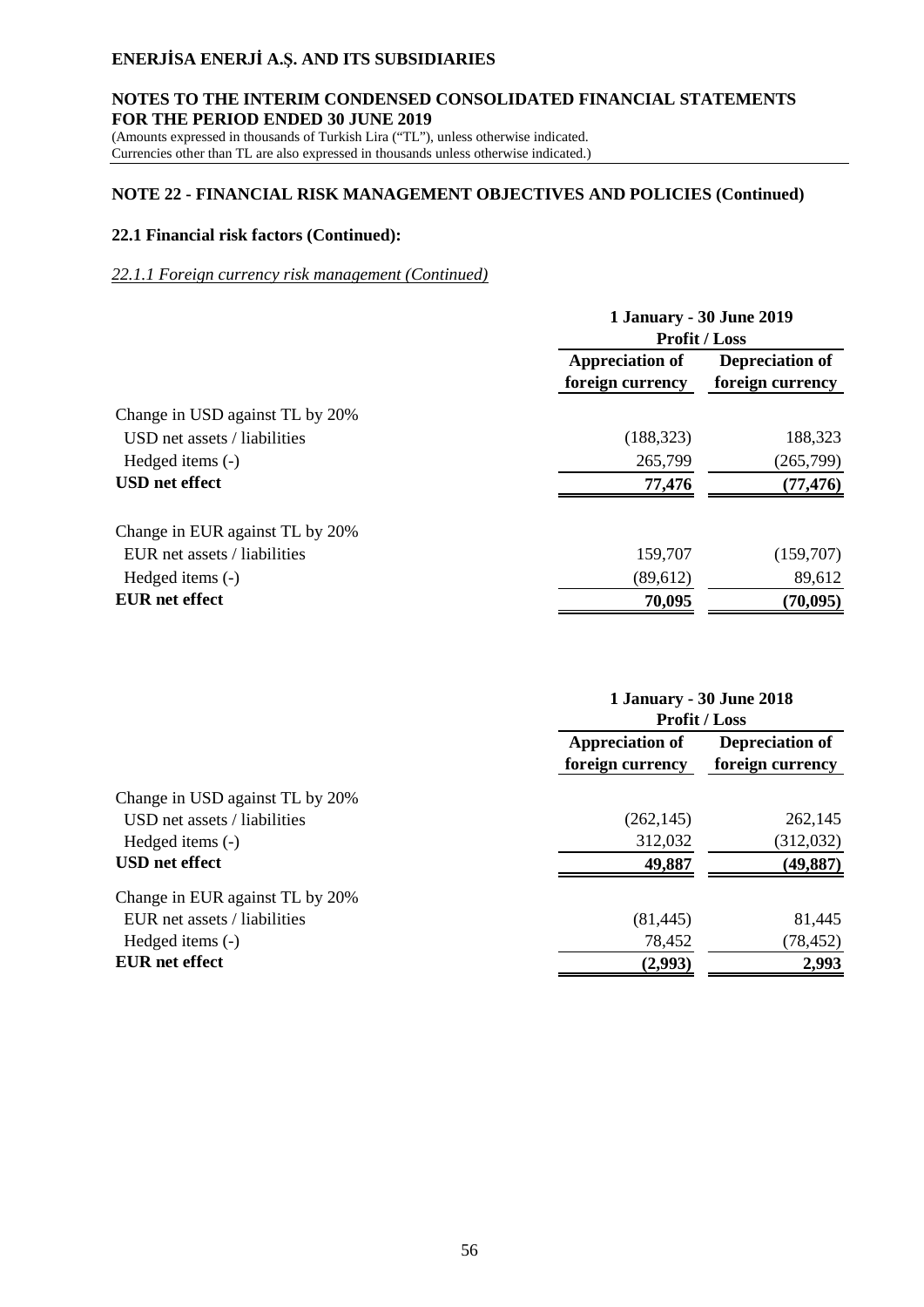## NOTE 22 - FINANCIAL RISK MANAGEMENT OBJECTIVES AND POLICIES (Continued)

### 22.1 Financial risk factors (Continued):

*22.1.1 Foreign currency risk management (Continued)*

| | 1 January - 30 June 2019 | |
|---|---|---|
| | Profit / Loss | |
| | **Appreciation of foreign currency** | **Depreciation of foreign currency** |
| Change in USD against TL by 20% | | |
| USD net assets / liabilities | (188,323) | 188,323 |
| Hedged items (-) | 265,799 | (265,799) |
| **USD net effect** | **77,476** | **(77,476)** |
| Change in EUR against TL by 20% | | |
| EUR net assets / liabilities | 159,707 | (159,707) |
| Hedged items (-) | (89,612) | 89,612 |
| **EUR net effect** | **70,095** | **(70,095)** |

| | 1 January - 30 June 2018 | |
|---|---|---|
| | Profit / Loss | |
| | **Appreciation of foreign currency** | **Depreciation of foreign currency** |
| Change in USD against TL by 20% | | |
| USD net assets / liabilities | (262,145) | 262,145 |
| Hedged items (-) | 312,032 | (312,032) |
| **USD net effect** | **49,887** | **(49,887)** |
| Change in EUR against TL by 20% | | |
| EUR net assets / liabilities | (81,445) | 81,445 |
| Hedged items (-) | 78,452 | (78,452) |
| **EUR net effect** | **(2,993)** | **2,993** |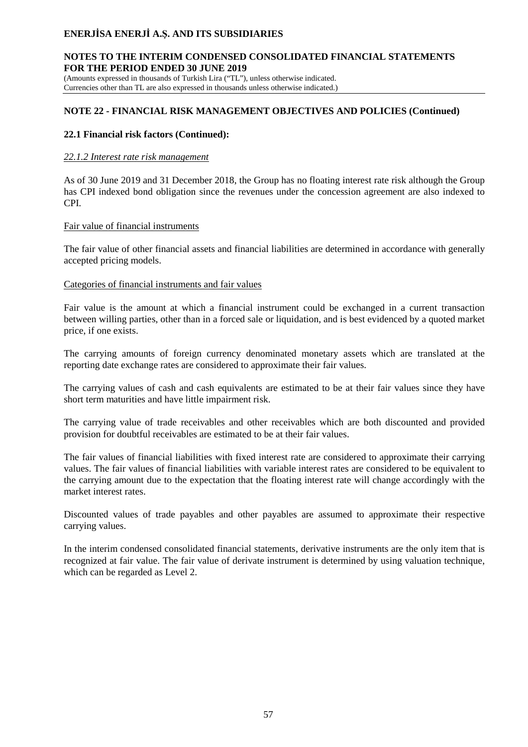## NOTE 22 - FINANCIAL RISK MANAGEMENT OBJECTIVES AND POLICIES (Continued)

### 22.1 Financial risk factors (Continued):

*22.1.2 Interest rate risk management*

As of 30 June 2019 and 31 December 2018, the Group has no floating interest rate risk although the Group has CPI indexed bond obligation since the revenues under the concession agreement are also indexed to CPI.

Fair value of financial instruments

The fair value of other financial assets and financial liabilities are determined in accordance with generally accepted pricing models.

Categories of financial instruments and fair values

Fair value is the amount at which a financial instrument could be exchanged in a current transaction between willing parties, other than in a forced sale or liquidation, and is best evidenced by a quoted market price, if one exists.

The carrying amounts of foreign currency denominated monetary assets which are translated at the reporting date exchange rates are considered to approximate their fair values.

The carrying values of cash and cash equivalents are estimated to be at their fair values since they have short term maturities and have little impairment risk.

The carrying value of trade receivables and other receivables which are both discounted and provided provision for doubtful receivables are estimated to be at their fair values.

The fair values of financial liabilities with fixed interest rate are considered to approximate their carrying values. The fair values of financial liabilities with variable interest rates are considered to be equivalent to the carrying amount due to the expectation that the floating interest rate will change accordingly with the market interest rates.

Discounted values of trade payables and other payables are assumed to approximate their respective carrying values.

In the interim condensed consolidated financial statements, derivative instruments are the only item that is recognized at fair value. The fair value of derivate instrument is determined by using valuation technique, which can be regarded as Level 2.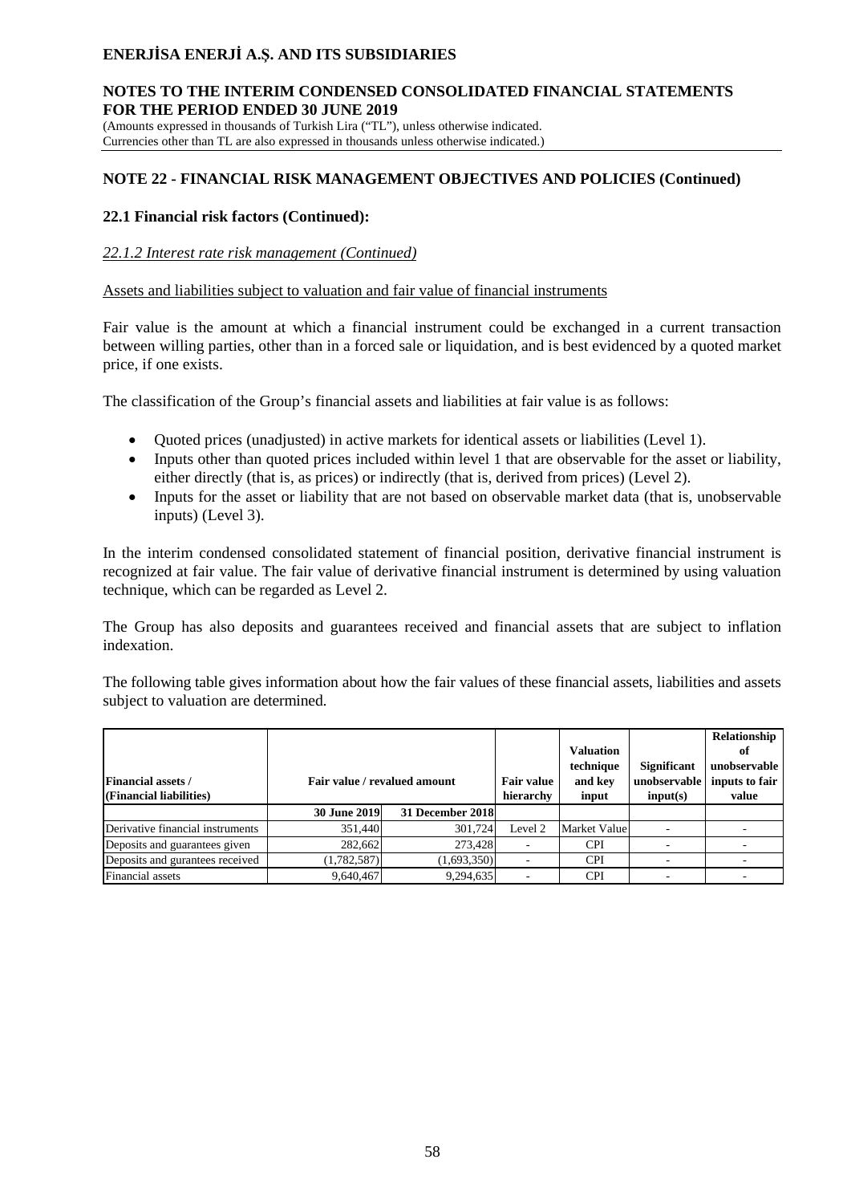## NOTE 22 - FINANCIAL RISK MANAGEMENT OBJECTIVES AND POLICIES (Continued)

### 22.1 Financial risk factors (Continued):

*22.1.2 Interest rate risk management (Continued)*

Assets and liabilities subject to valuation and fair value of financial instruments

Fair value is the amount at which a financial instrument could be exchanged in a current transaction between willing parties, other than in a forced sale or liquidation, and is best evidenced by a quoted market price, if one exists.

The classification of the Group's financial assets and liabilities at fair value is as follows:

- Quoted prices (unadjusted) in active markets for identical assets or liabilities (Level 1).
- Inputs other than quoted prices included within level 1 that are observable for the asset or liability, either directly (that is, as prices) or indirectly (that is, derived from prices) (Level 2).
- Inputs for the asset or liability that are not based on observable market data (that is, unobservable inputs) (Level 3).

In the interim condensed consolidated statement of financial position, derivative financial instrument is recognized at fair value. The fair value of derivative financial instrument is determined by using valuation technique, which can be regarded as Level 2.

The Group has also deposits and guarantees received and financial assets that are subject to inflation indexation.

The following table gives information about how the fair values of these financial assets, liabilities and assets subject to valuation are determined.

| Financial assets / (Financial liabilities) | Fair value / revalued amount | | Fair value hierarchy | Valuation technique and key input | Significant unobservable input(s) | Relationship of unobservable inputs to fair value |
|---|---|---|---|---|---|---|
| | 30 June 2019 | 31 December 2018 | | | | |
| Derivative financial instruments | 351,440 | 301,724 | Level 2 | Market Value | - | - |
| Deposits and guarantees given | 282,662 | 273,428 | - | CPI | - | - |
| Deposits and gurantees received | (1,782,587) | (1,693,350) | - | CPI | - | - |
| Financial assets | 9,640,467 | 9,294,635 | - | CPI | - | - |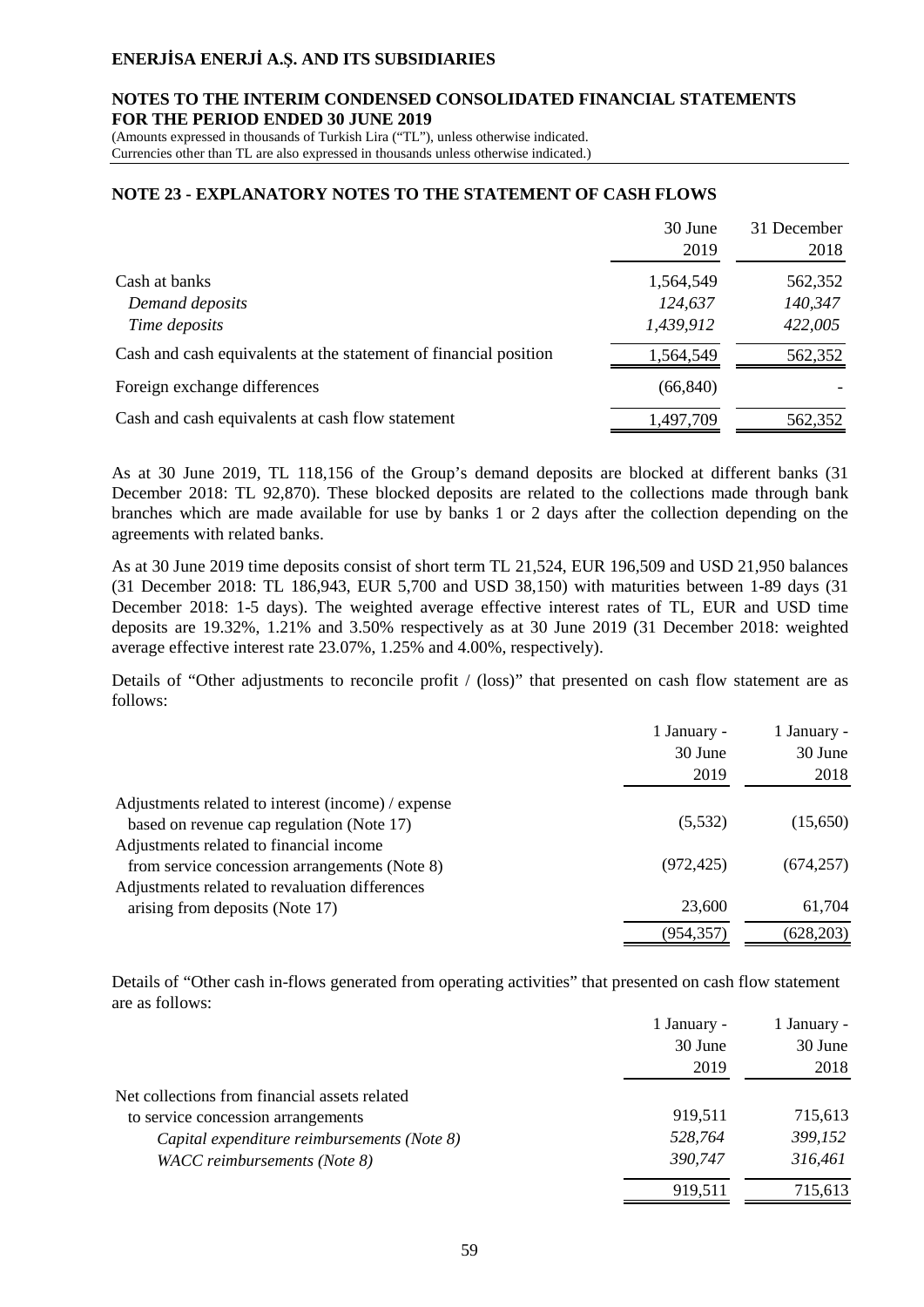## NOTE 23 - EXPLANATORY NOTES TO THE STATEMENT OF CASH FLOWS

| | 30 June 2019 | 31 December 2018 |
|---|---|---|
| Cash at banks | 1,564,549 | 562,352 |
| *Demand deposits* | *124,637* | *140,347* |
| *Time deposits* | *1,439,912* | *422,005* |
| Cash and cash equivalents at the statement of financial position | 1,564,549 | 562,352 |
| Foreign exchange differences | (66,840) | - |
| Cash and cash equivalents at cash flow statement | 1,497,709 | 562,352 |

As at 30 June 2019, TL 118,156 of the Group's demand deposits are blocked at different banks (31 December 2018: TL 92,870). These blocked deposits are related to the collections made through bank branches which are made available for use by banks 1 or 2 days after the collection depending on the agreements with related banks.

As at 30 June 2019 time deposits consist of short term TL 21,524, EUR 196,509 and USD 21,950 balances (31 December 2018: TL 186,943, EUR 5,700 and USD 38,150) with maturities between 1-89 days (31 December 2018: 1-5 days). The weighted average effective interest rates of TL, EUR and USD time deposits are 19.32%, 1.21% and 3.50% respectively as at 30 June 2019 (31 December 2018: weighted average effective interest rate 23.07%, 1.25% and 4.00%, respectively).

Details of "Other adjustments to reconcile profit / (loss)" that presented on cash flow statement are as follows:

| | 1 January - 30 June 2019 | 1 January - 30 June 2018 |
|---|---|---|
| Adjustments related to interest (income) / expense based on revenue cap regulation (Note 17) | (5,532) | (15,650) |
| Adjustments related to financial income from service concession arrangements (Note 8) | (972,425) | (674,257) |
| Adjustments related to revaluation differences arising from deposits (Note 17) | 23,600 | 61,704 |
| | (954,357) | (628,203) |

Details of "Other cash in-flows generated from operating activities" that presented on cash flow statement are as follows:

| | 1 January - 30 June 2019 | 1 January - 30 June 2018 |
|---|---|---|
| Net collections from financial assets related to service concession arrangements | 919,511 | 715,613 |
| *Capital expenditure reimbursements (Note 8)* | *528,764* | *399,152* |
| *WACC reimbursements (Note 8)* | *390,747* | *316,461* |
| | 919,511 | 715,613 |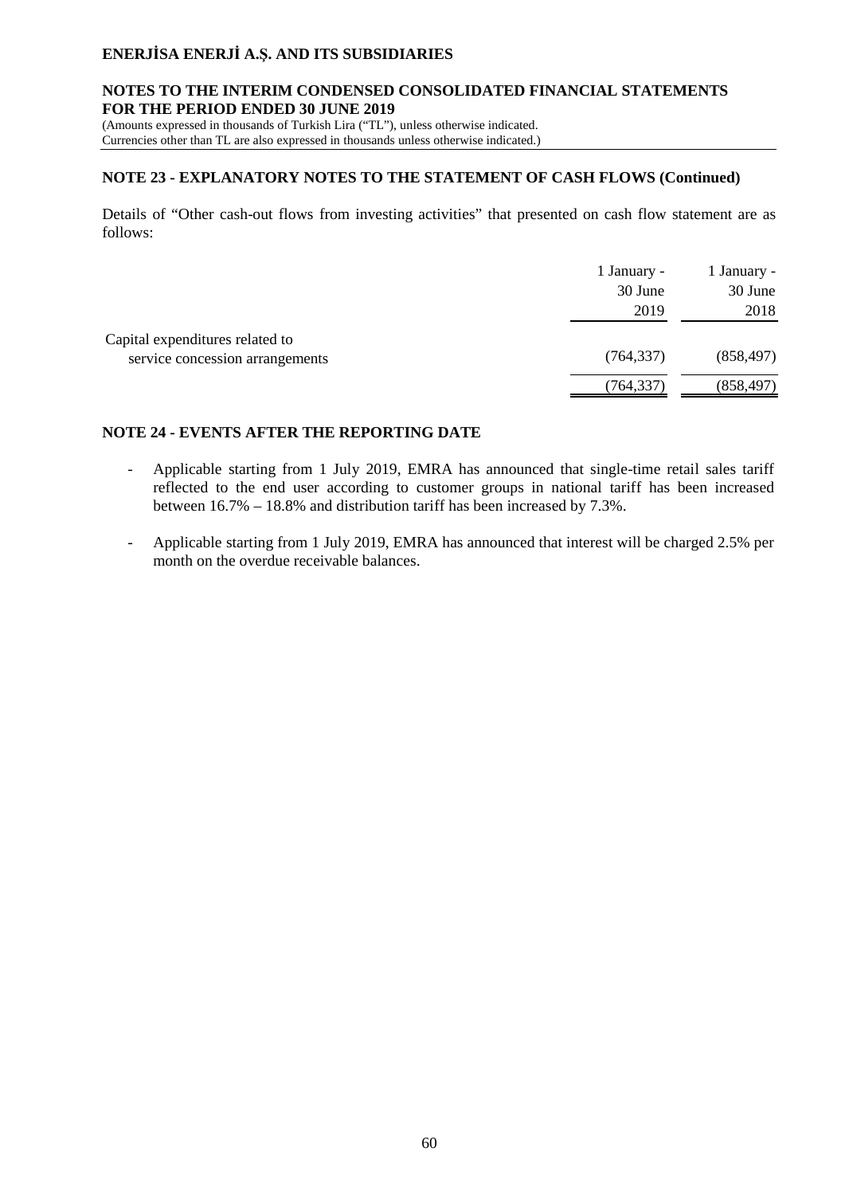## NOTE 23 - EXPLANATORY NOTES TO THE STATEMENT OF CASH FLOWS (Continued)

Details of "Other cash-out flows from investing activities" that presented on cash flow statement are as follows:

| | 1 January - 30 June 2019 | 1 January - 30 June 2018 |
|---|---|---|
| Capital expenditures related to service concession arrangements | (764,337) | (858,497) |
| | (764,337) | (858,497) |

## NOTE 24 - EVENTS AFTER THE REPORTING DATE

- Applicable starting from 1 July 2019, EMRA has announced that single-time retail sales tariff reflected to the end user according to customer groups in national tariff has been increased between 16.7% – 18.8% and distribution tariff has been increased by 7.3%.
- Applicable starting from 1 July 2019, EMRA has announced that interest will be charged 2.5% per month on the overdue receivable balances.